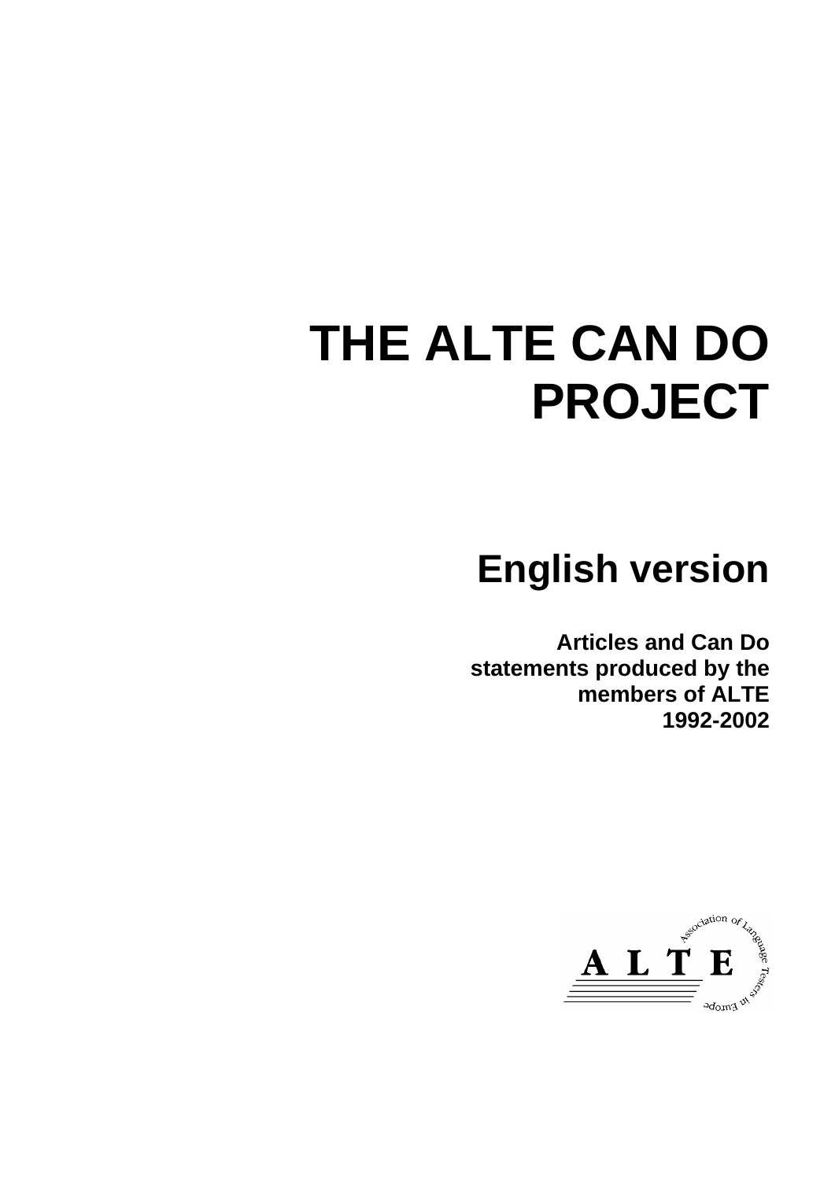# THE ALTE CAN DO PROJECT

## English version

**Articles and Can Do statements produced by the members of ALTE 1992-2002**

ALTE

Association of Language Testers in Europe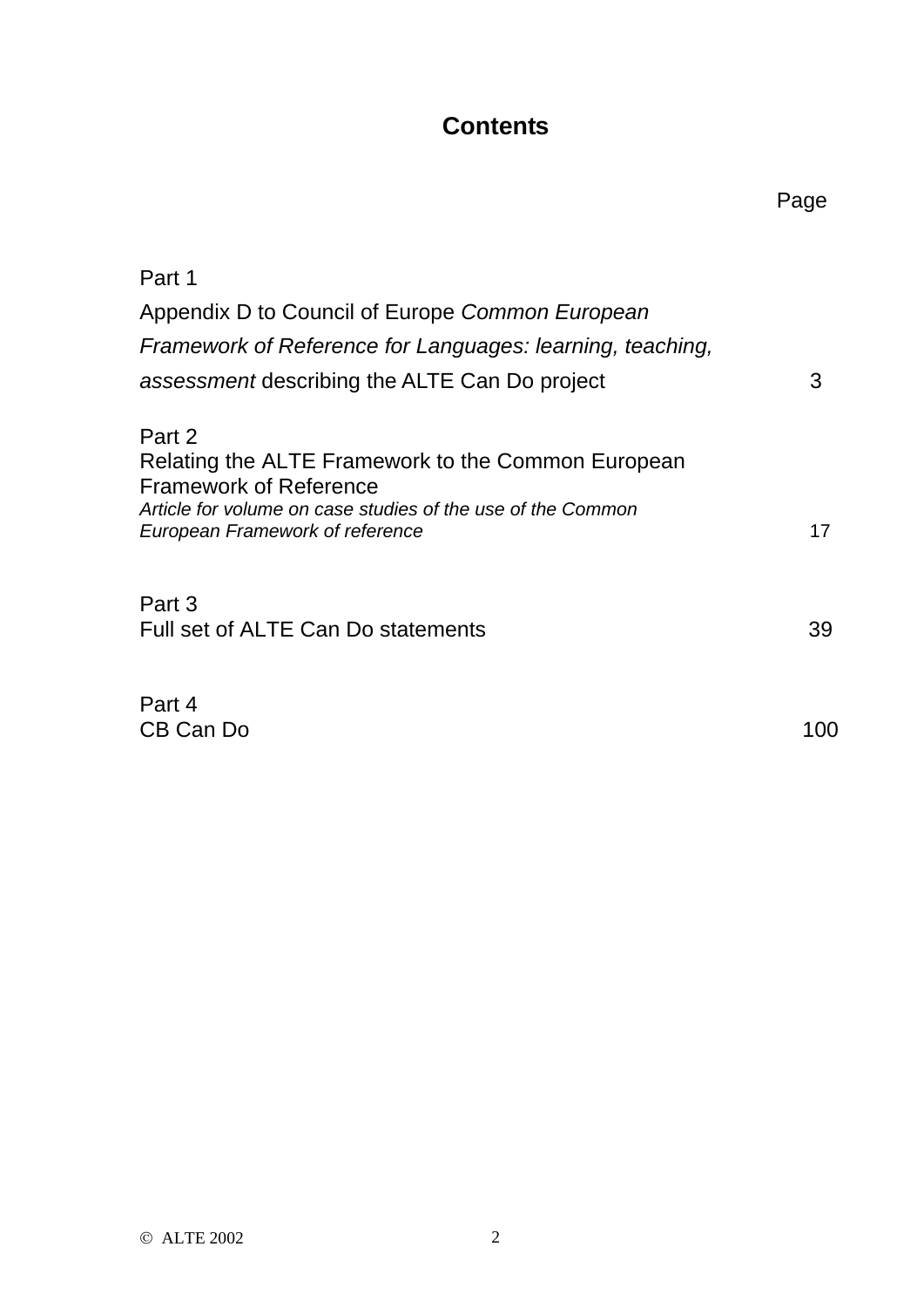# Contents

| | Page |
|---|---|
| Part 1<br>Appendix D to Council of Europe *Common European Framework of Reference for Languages: learning, teaching, assessment* describing the ALTE Can Do project | 3 |
| Part 2<br>Relating the ALTE Framework to the Common European Framework of Reference<br>*Article for volume on case studies of the use of the Common European Framework of reference* | 17 |
| Part 3<br>Full set of ALTE Can Do statements | 39 |
| Part 4<br>CB Can Do | 100 |

© ALTE 2002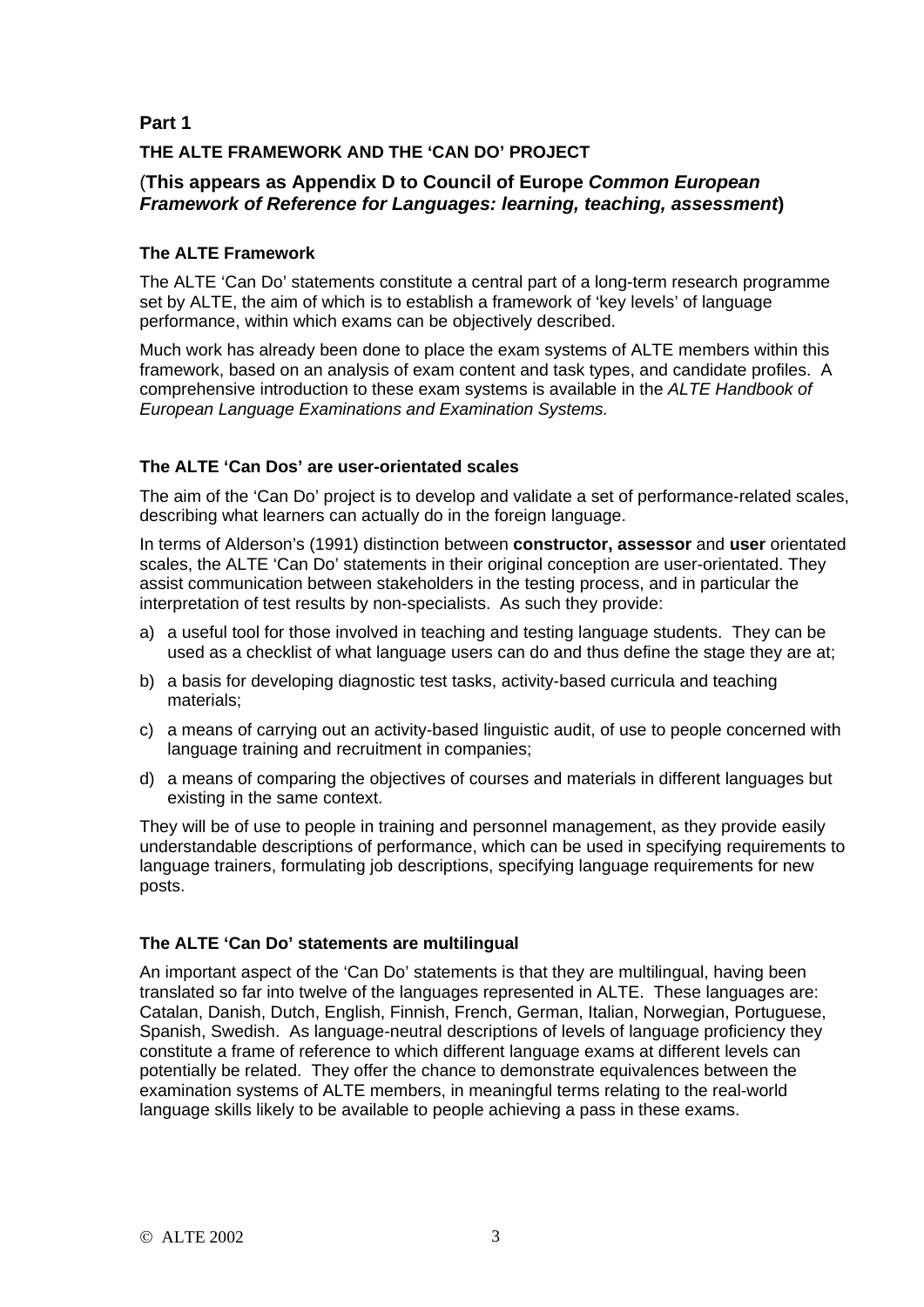## Part 1

### THE ALTE FRAMEWORK AND THE 'CAN DO' PROJECT

(**This appears as Appendix D to Council of Europe *Common European Framework of Reference for Languages: learning, teaching, assessment***)

#### The ALTE Framework

The ALTE 'Can Do' statements constitute a central part of a long-term research programme set by ALTE, the aim of which is to establish a framework of 'key levels' of language performance, within which exams can be objectively described.

Much work has already been done to place the exam systems of ALTE members within this framework, based on an analysis of exam content and task types, and candidate profiles. A comprehensive introduction to these exam systems is available in the *ALTE Handbook of European Language Examinations and Examination Systems.*

#### The ALTE 'Can Dos' are user-orientated scales

The aim of the 'Can Do' project is to develop and validate a set of performance-related scales, describing what learners can actually do in the foreign language.

In terms of Alderson's (1991) distinction between **constructor, assessor** and **user** orientated scales, the ALTE 'Can Do' statements in their original conception are user-orientated. They assist communication between stakeholders in the testing process, and in particular the interpretation of test results by non-specialists. As such they provide:

a) a useful tool for those involved in teaching and testing language students. They can be used as a checklist of what language users can do and thus define the stage they are at;

b) a basis for developing diagnostic test tasks, activity-based curricula and teaching materials;

c) a means of carrying out an activity-based linguistic audit, of use to people concerned with language training and recruitment in companies;

d) a means of comparing the objectives of courses and materials in different languages but existing in the same context.

They will be of use to people in training and personnel management, as they provide easily understandable descriptions of performance, which can be used in specifying requirements to language trainers, formulating job descriptions, specifying language requirements for new posts.

#### The ALTE 'Can Do' statements are multilingual

An important aspect of the 'Can Do' statements is that they are multilingual, having been translated so far into twelve of the languages represented in ALTE. These languages are: Catalan, Danish, Dutch, English, Finnish, French, German, Italian, Norwegian, Portuguese, Spanish, Swedish. As language-neutral descriptions of levels of language proficiency they constitute a frame of reference to which different language exams at different levels can potentially be related. They offer the chance to demonstrate equivalences between the examination systems of ALTE members, in meaningful terms relating to the real-world language skills likely to be available to people achieving a pass in these exams.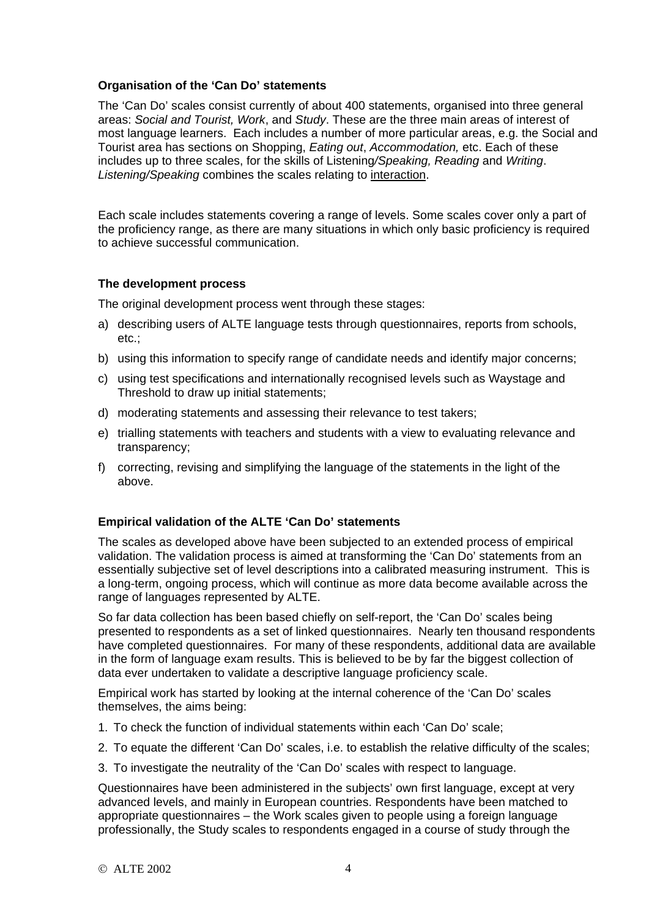**Organisation of the 'Can Do' statements**

The 'Can Do' scales consist currently of about 400 statements, organised into three general areas: *Social and Tourist, Work*, and *Study*. These are the three main areas of interest of most language learners. Each includes a number of more particular areas, e.g. the Social and Tourist area has sections on Shopping, *Eating out*, *Accommodation,* etc. Each of these includes up to three scales, for the skills of Listening*/Speaking, Reading* and *Writing*. *Listening/Speaking* combines the scales relating to interaction.

Each scale includes statements covering a range of levels. Some scales cover only a part of the proficiency range, as there are many situations in which only basic proficiency is required to achieve successful communication.

**The development process**

The original development process went through these stages:

a) describing users of ALTE language tests through questionnaires, reports from schools, etc.;

b) using this information to specify range of candidate needs and identify major concerns;

c) using test specifications and internationally recognised levels such as Waystage and Threshold to draw up initial statements;

d) moderating statements and assessing their relevance to test takers;

e) trialling statements with teachers and students with a view to evaluating relevance and transparency;

f) correcting, revising and simplifying the language of the statements in the light of the above.

**Empirical validation of the ALTE 'Can Do' statements**

The scales as developed above have been subjected to an extended process of empirical validation. The validation process is aimed at transforming the 'Can Do' statements from an essentially subjective set of level descriptions into a calibrated measuring instrument. This is a long-term, ongoing process, which will continue as more data become available across the range of languages represented by ALTE.

So far data collection has been based chiefly on self-report, the 'Can Do' scales being presented to respondents as a set of linked questionnaires. Nearly ten thousand respondents have completed questionnaires. For many of these respondents, additional data are available in the form of language exam results. This is believed to be by far the biggest collection of data ever undertaken to validate a descriptive language proficiency scale.

Empirical work has started by looking at the internal coherence of the 'Can Do' scales themselves, the aims being:

1. To check the function of individual statements within each 'Can Do' scale;
2. To equate the different 'Can Do' scales, i.e. to establish the relative difficulty of the scales;
3. To investigate the neutrality of the 'Can Do' scales with respect to language.

Questionnaires have been administered in the subjects' own first language, except at very advanced levels, and mainly in European countries. Respondents have been matched to appropriate questionnaires – the Work scales given to people using a foreign language professionally, the Study scales to respondents engaged in a course of study through the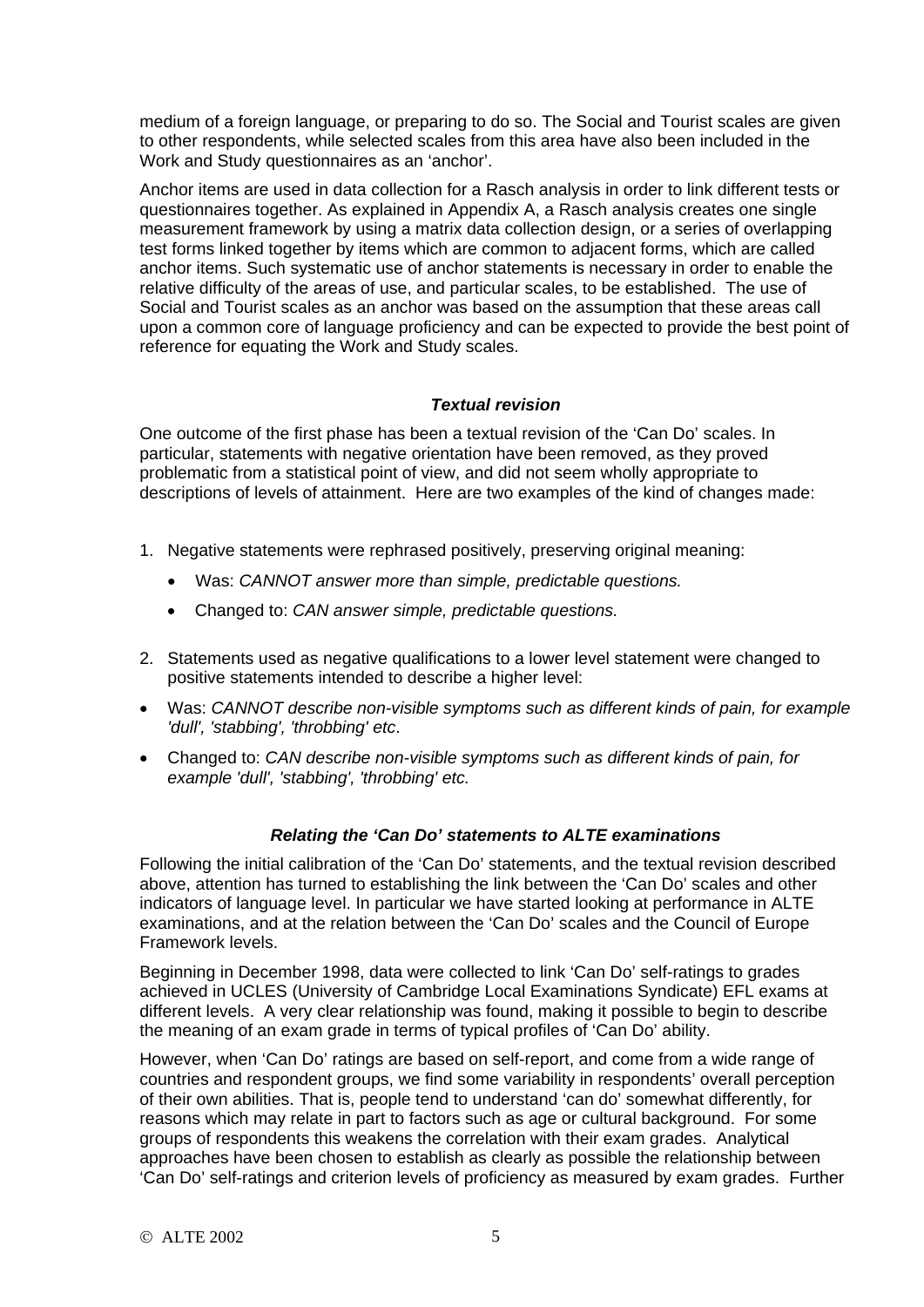medium of a foreign language, or preparing to do so. The Social and Tourist scales are given to other respondents, while selected scales from this area have also been included in the Work and Study questionnaires as an 'anchor'.

Anchor items are used in data collection for a Rasch analysis in order to link different tests or questionnaires together. As explained in Appendix A, a Rasch analysis creates one single measurement framework by using a matrix data collection design, or a series of overlapping test forms linked together by items which are common to adjacent forms, which are called anchor items. Such systematic use of anchor statements is necessary in order to enable the relative difficulty of the areas of use, and particular scales, to be established. The use of Social and Tourist scales as an anchor was based on the assumption that these areas call upon a common core of language proficiency and can be expected to provide the best point of reference for equating the Work and Study scales.

### *Textual revision*

One outcome of the first phase has been a textual revision of the 'Can Do' scales. In particular, statements with negative orientation have been removed, as they proved problematic from a statistical point of view, and did not seem wholly appropriate to descriptions of levels of attainment. Here are two examples of the kind of changes made:

1. Negative statements were rephrased positively, preserving original meaning:
   - Was: *CANNOT answer more than simple, predictable questions.*
   - Changed to: *CAN answer simple, predictable questions.*

2. Statements used as negative qualifications to a lower level statement were changed to positive statements intended to describe a higher level:

- Was: *CANNOT describe non-visible symptoms such as different kinds of pain, for example 'dull', 'stabbing', 'throbbing' etc*.
- Changed to: *CAN describe non-visible symptoms such as different kinds of pain, for example 'dull', 'stabbing', 'throbbing' etc.*

### *Relating the 'Can Do' statements to ALTE examinations*

Following the initial calibration of the 'Can Do' statements, and the textual revision described above, attention has turned to establishing the link between the 'Can Do' scales and other indicators of language level. In particular we have started looking at performance in ALTE examinations, and at the relation between the 'Can Do' scales and the Council of Europe Framework levels.

Beginning in December 1998, data were collected to link 'Can Do' self-ratings to grades achieved in UCLES (University of Cambridge Local Examinations Syndicate) EFL exams at different levels. A very clear relationship was found, making it possible to begin to describe the meaning of an exam grade in terms of typical profiles of 'Can Do' ability.

However, when 'Can Do' ratings are based on self-report, and come from a wide range of countries and respondent groups, we find some variability in respondents' overall perception of their own abilities. That is, people tend to understand 'can do' somewhat differently, for reasons which may relate in part to factors such as age or cultural background. For some groups of respondents this weakens the correlation with their exam grades. Analytical approaches have been chosen to establish as clearly as possible the relationship between 'Can Do' self-ratings and criterion levels of proficiency as measured by exam grades. Further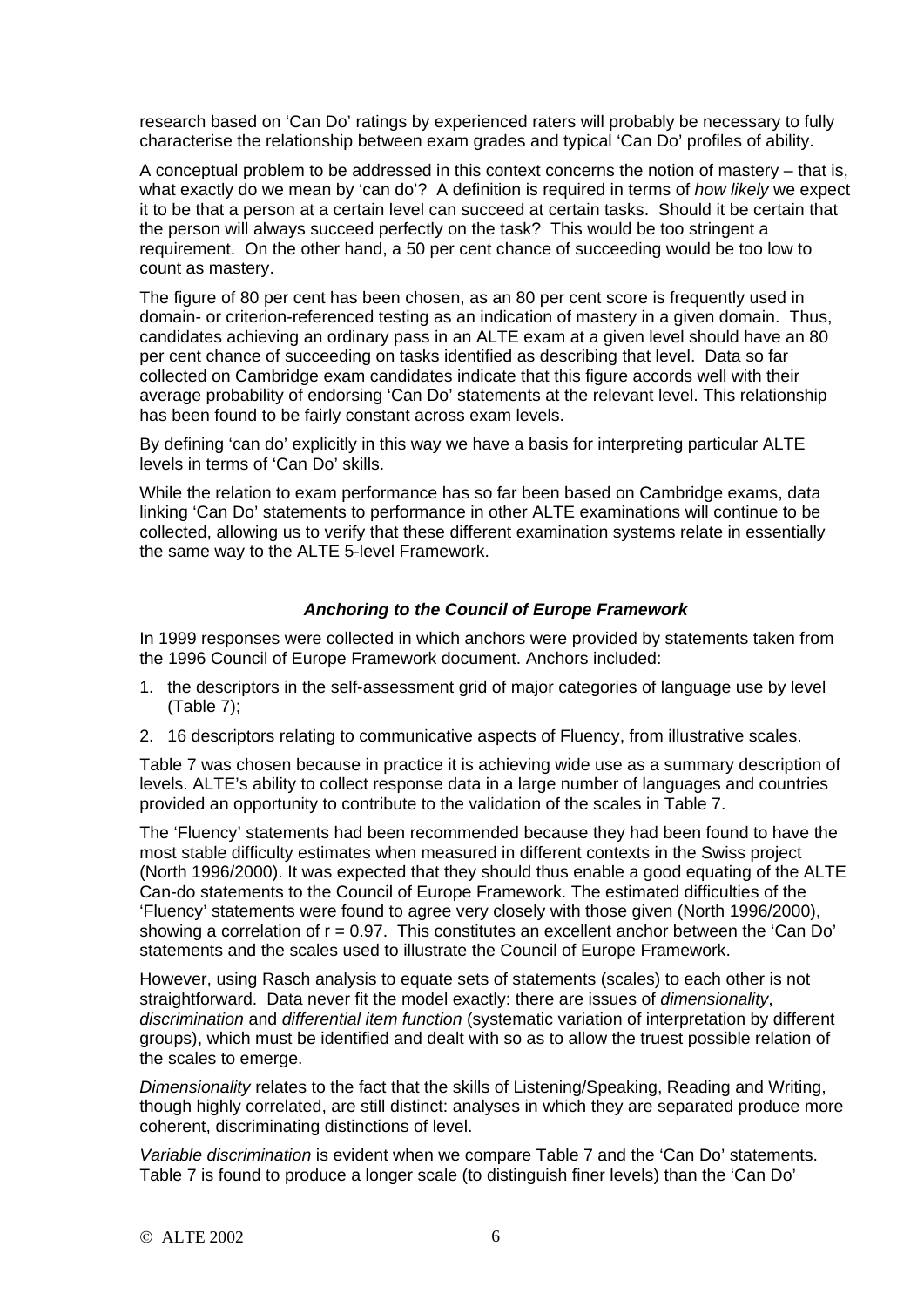research based on 'Can Do' ratings by experienced raters will probably be necessary to fully characterise the relationship between exam grades and typical 'Can Do' profiles of ability.

A conceptual problem to be addressed in this context concerns the notion of mastery – that is, what exactly do we mean by 'can do'? A definition is required in terms of *how likely* we expect it to be that a person at a certain level can succeed at certain tasks. Should it be certain that the person will always succeed perfectly on the task? This would be too stringent a requirement. On the other hand, a 50 per cent chance of succeeding would be too low to count as mastery.

The figure of 80 per cent has been chosen, as an 80 per cent score is frequently used in domain- or criterion-referenced testing as an indication of mastery in a given domain. Thus, candidates achieving an ordinary pass in an ALTE exam at a given level should have an 80 per cent chance of succeeding on tasks identified as describing that level. Data so far collected on Cambridge exam candidates indicate that this figure accords well with their average probability of endorsing 'Can Do' statements at the relevant level. This relationship has been found to be fairly constant across exam levels.

By defining 'can do' explicitly in this way we have a basis for interpreting particular ALTE levels in terms of 'Can Do' skills.

While the relation to exam performance has so far been based on Cambridge exams, data linking 'Can Do' statements to performance in other ALTE examinations will continue to be collected, allowing us to verify that these different examination systems relate in essentially the same way to the ALTE 5-level Framework.

### *Anchoring to the Council of Europe Framework*

In 1999 responses were collected in which anchors were provided by statements taken from the 1996 Council of Europe Framework document. Anchors included:

1. the descriptors in the self-assessment grid of major categories of language use by level (Table 7);
2. 16 descriptors relating to communicative aspects of Fluency, from illustrative scales.

Table 7 was chosen because in practice it is achieving wide use as a summary description of levels. ALTE's ability to collect response data in a large number of languages and countries provided an opportunity to contribute to the validation of the scales in Table 7.

The 'Fluency' statements had been recommended because they had been found to have the most stable difficulty estimates when measured in different contexts in the Swiss project (North 1996/2000). It was expected that they should thus enable a good equating of the ALTE Can-do statements to the Council of Europe Framework. The estimated difficulties of the 'Fluency' statements were found to agree very closely with those given (North 1996/2000), showing a correlation of $r = 0.97$. This constitutes an excellent anchor between the 'Can Do' statements and the scales used to illustrate the Council of Europe Framework.

However, using Rasch analysis to equate sets of statements (scales) to each other is not straightforward. Data never fit the model exactly: there are issues of *dimensionality*, *discrimination* and *differential item function* (systematic variation of interpretation by different groups), which must be identified and dealt with so as to allow the truest possible relation of the scales to emerge.

*Dimensionality* relates to the fact that the skills of Listening/Speaking, Reading and Writing, though highly correlated, are still distinct: analyses in which they are separated produce more coherent, discriminating distinctions of level.

*Variable discrimination* is evident when we compare Table 7 and the 'Can Do' statements. Table 7 is found to produce a longer scale (to distinguish finer levels) than the 'Can Do'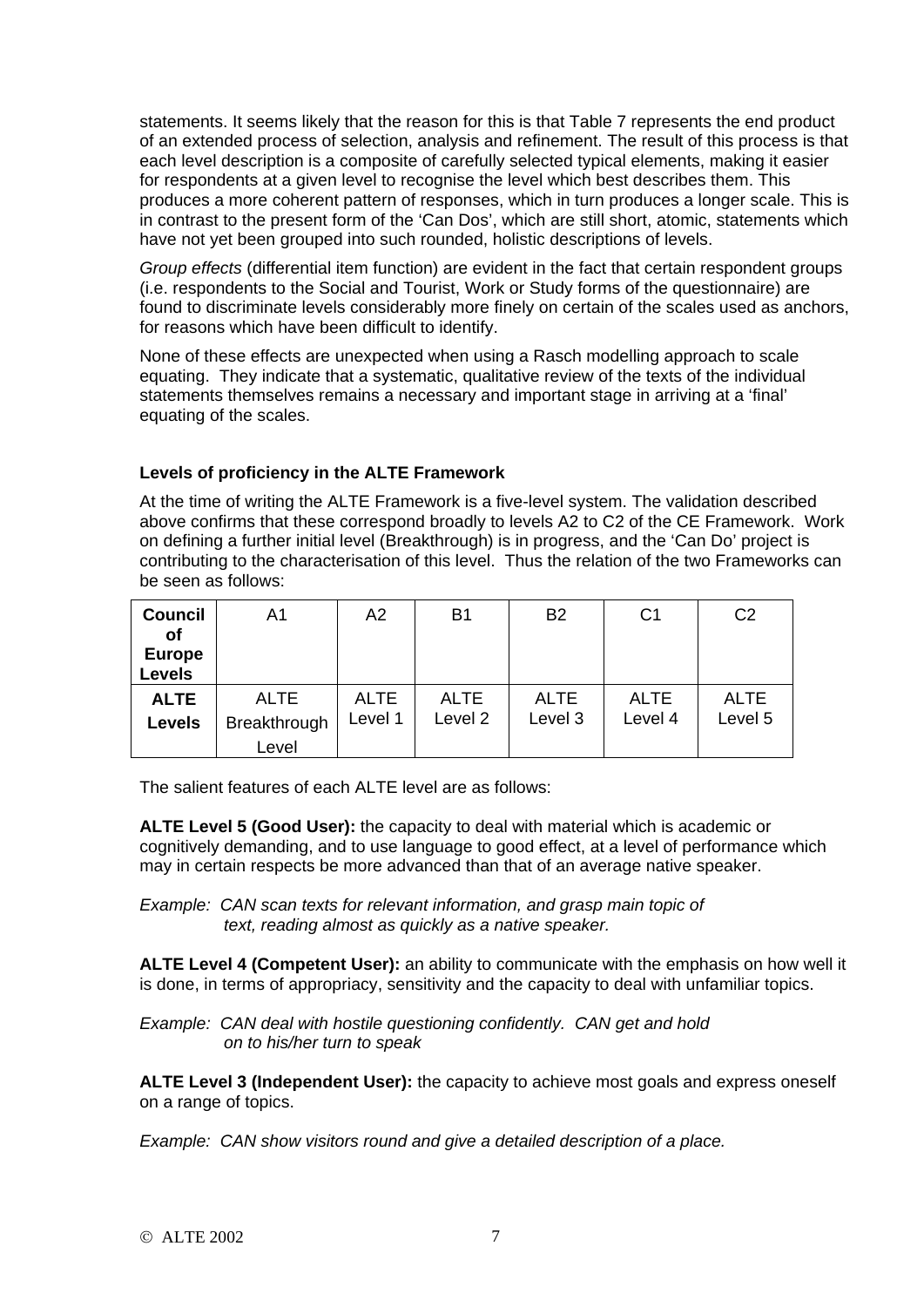statements. It seems likely that the reason for this is that Table 7 represents the end product of an extended process of selection, analysis and refinement. The result of this process is that each level description is a composite of carefully selected typical elements, making it easier for respondents at a given level to recognise the level which best describes them. This produces a more coherent pattern of responses, which in turn produces a longer scale. This is in contrast to the present form of the 'Can Dos', which are still short, atomic, statements which have not yet been grouped into such rounded, holistic descriptions of levels.

*Group effects* (differential item function) are evident in the fact that certain respondent groups (i.e. respondents to the Social and Tourist, Work or Study forms of the questionnaire) are found to discriminate levels considerably more finely on certain of the scales used as anchors, for reasons which have been difficult to identify.

None of these effects are unexpected when using a Rasch modelling approach to scale equating. They indicate that a systematic, qualitative review of the texts of the individual statements themselves remains a necessary and important stage in arriving at a 'final' equating of the scales.

**Levels of proficiency in the ALTE Framework**

At the time of writing the ALTE Framework is a five-level system. The validation described above confirms that these correspond broadly to levels A2 to C2 of the CE Framework. Work on defining a further initial level (Breakthrough) is in progress, and the 'Can Do' project is contributing to the characterisation of this level. Thus the relation of the two Frameworks can be seen as follows:

| **Council of Europe Levels** | A1 | A2 | B1 | B2 | C1 | C2 |
|---|---|---|---|---|---|---|
| **ALTE Levels** | ALTE Breakthrough Level | ALTE Level 1 | ALTE Level 2 | ALTE Level 3 | ALTE Level 4 | ALTE Level 5 |

The salient features of each ALTE level are as follows:

**ALTE Level 5 (Good User):** the capacity to deal with material which is academic or cognitively demanding, and to use language to good effect, at a level of performance which may in certain respects be more advanced than that of an average native speaker.

*Example: CAN scan texts for relevant information, and grasp main topic of text, reading almost as quickly as a native speaker.*

**ALTE Level 4 (Competent User):** an ability to communicate with the emphasis on how well it is done, in terms of appropriacy, sensitivity and the capacity to deal with unfamiliar topics.

*Example: CAN deal with hostile questioning confidently. CAN get and hold on to his/her turn to speak*

**ALTE Level 3 (Independent User):** the capacity to achieve most goals and express oneself on a range of topics.

*Example: CAN show visitors round and give a detailed description of a place.*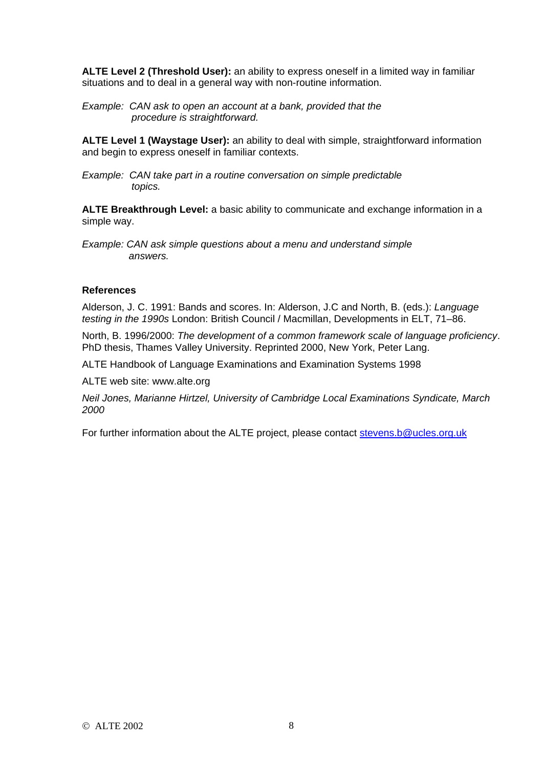**ALTE Level 2 (Threshold User):** an ability to express oneself in a limited way in familiar situations and to deal in a general way with non-routine information.

*Example: CAN ask to open an account at a bank, provided that the procedure is straightforward.*

**ALTE Level 1 (Waystage User):** an ability to deal with simple, straightforward information and begin to express oneself in familiar contexts.

*Example: CAN take part in a routine conversation on simple predictable topics.*

**ALTE Breakthrough Level:** a basic ability to communicate and exchange information in a simple way.

*Example: CAN ask simple questions about a menu and understand simple answers.*

### References

Alderson, J. C. 1991: Bands and scores. In: Alderson, J.C and North, B. (eds.): *Language testing in the 1990s* London: British Council / Macmillan, Developments in ELT, 71–86.

North, B. 1996/2000: *The development of a common framework scale of language proficiency*. PhD thesis, Thames Valley University. Reprinted 2000, New York, Peter Lang.

ALTE Handbook of Language Examinations and Examination Systems 1998

ALTE web site: www.alte.org

*Neil Jones, Marianne Hirtzel, University of Cambridge Local Examinations Syndicate, March 2000*

For further information about the ALTE project, please contact stevens.b@ucles.org.uk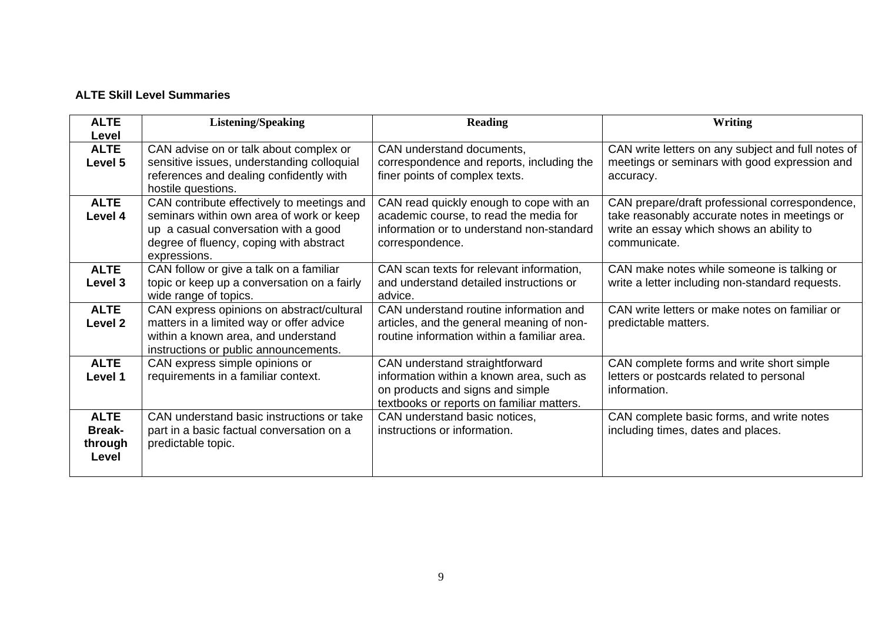**ALTE Skill Level Summaries**

| ALTE Level | Listening/Speaking | Reading | Writing |
|---|---|---|---|
| **ALTE Level 5** | CAN advise on or talk about complex or sensitive issues, understanding colloquial references and dealing confidently with hostile questions. | CAN understand documents, correspondence and reports, including the finer points of complex texts. | CAN write letters on any subject and full notes of meetings or seminars with good expression and accuracy. |
| **ALTE Level 4** | CAN contribute effectively to meetings and seminars within own area of work or keep up a casual conversation with a good degree of fluency, coping with abstract expressions. | CAN read quickly enough to cope with an academic course, to read the media for information or to understand non-standard correspondence. | CAN prepare/draft professional correspondence, take reasonably accurate notes in meetings or write an essay which shows an ability to communicate. |
| **ALTE Level 3** | CAN follow or give a talk on a familiar topic or keep up a conversation on a fairly wide range of topics. | CAN scan texts for relevant information, and understand detailed instructions or advice. | CAN make notes while someone is talking or write a letter including non-standard requests. |
| **ALTE Level 2** | CAN express opinions on abstract/cultural matters in a limited way or offer advice within a known area, and understand instructions or public announcements. | CAN understand routine information and articles, and the general meaning of non-routine information within a familiar area. | CAN write letters or make notes on familiar or predictable matters. |
| **ALTE Level 1** | CAN express simple opinions or requirements in a familiar context. | CAN understand straightforward information within a known area, such as on products and signs and simple textbooks or reports on familiar matters. | CAN complete forms and write short simple letters or postcards related to personal information. |
| **ALTE Break-through Level** | CAN understand basic instructions or take part in a basic factual conversation on a predictable topic. | CAN understand basic notices, instructions or information. | CAN complete basic forms, and write notes including times, dates and places. |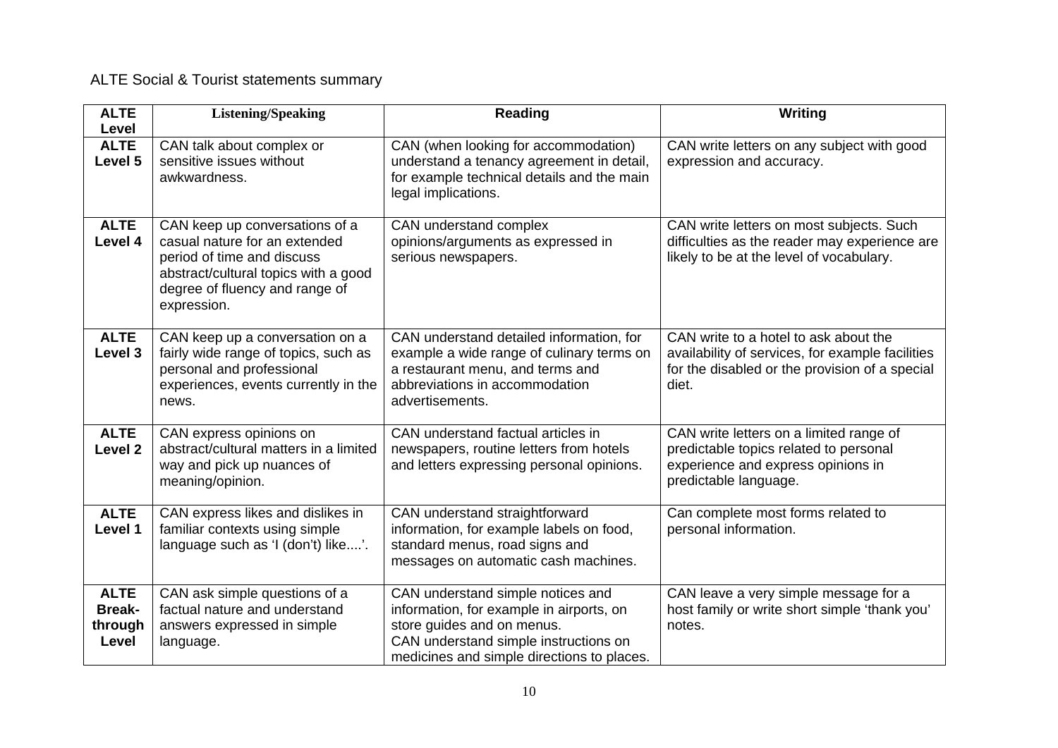ALTE Social & Tourist statements summary

| ALTE Level | Listening/Speaking | Reading | Writing |
| --- | --- | --- | --- |
| **ALTE Level 5** | CAN talk about complex or sensitive issues without awkwardness. | CAN (when looking for accommodation) understand a tenancy agreement in detail, for example technical details and the main legal implications. | CAN write letters on any subject with good expression and accuracy. |
| **ALTE Level 4** | CAN keep up conversations of a casual nature for an extended period of time and discuss abstract/cultural topics with a good degree of fluency and range of expression. | CAN understand complex opinions/arguments as expressed in serious newspapers. | CAN write letters on most subjects. Such difficulties as the reader may experience are likely to be at the level of vocabulary. |
| **ALTE Level 3** | CAN keep up a conversation on a fairly wide range of topics, such as personal and professional experiences, events currently in the news. | CAN understand detailed information, for example a wide range of culinary terms on a restaurant menu, and terms and abbreviations in accommodation advertisements. | CAN write to a hotel to ask about the availability of services, for example facilities for the disabled or the provision of a special diet. |
| **ALTE Level 2** | CAN express opinions on abstract/cultural matters in a limited way and pick up nuances of meaning/opinion. | CAN understand factual articles in newspapers, routine letters from hotels and letters expressing personal opinions. | CAN write letters on a limited range of predictable topics related to personal experience and express opinions in predictable language. |
| **ALTE Level 1** | CAN express likes and dislikes in familiar contexts using simple language such as 'I (don't) like....'. | CAN understand straightforward information, for example labels on food, standard menus, road signs and messages on automatic cash machines. | Can complete most forms related to personal information. |
| **ALTE Break-through Level** | CAN ask simple questions of a factual nature and understand answers expressed in simple language. | CAN understand simple notices and information, for example in airports, on store guides and on menus. CAN understand simple instructions on medicines and simple directions to places. | CAN leave a very simple message for a host family or write short simple 'thank you' notes. |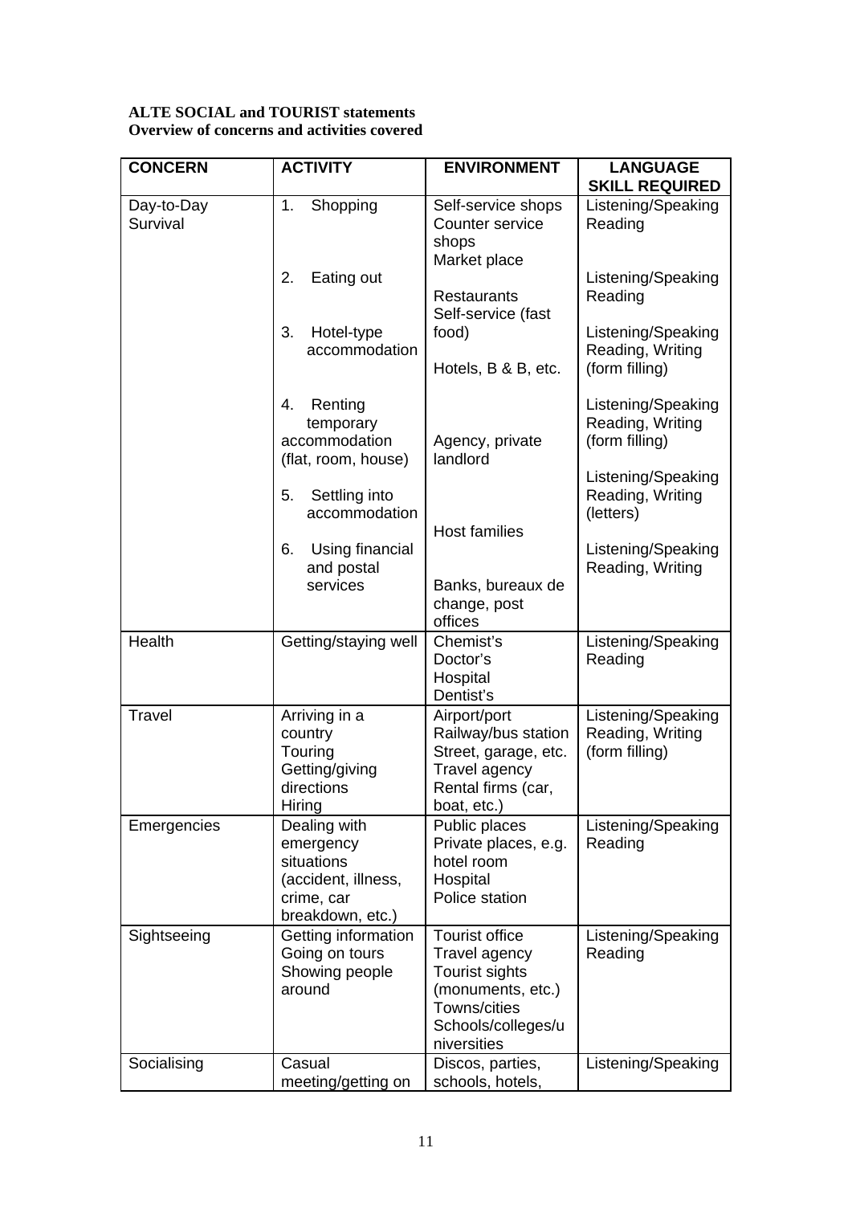**ALTE SOCIAL and TOURIST statements**
**Overview of concerns and activities covered**

| CONCERN | ACTIVITY | ENVIRONMENT | LANGUAGE SKILL REQUIRED |
|---|---|---|---|
| Day-to-Day Survival | 1. Shopping | Self-service shops<br>Counter service shops<br>Market place | Listening/Speaking<br>Reading |
| | 2. Eating out | Restaurants<br>Self-service (fast food) | Listening/Speaking<br>Reading |
| | 3. Hotel-type accommodation | Hotels, B & B, etc. | Listening/Speaking<br>Reading, Writing (form filling) |
| | 4. Renting temporary accommodation (flat, room, house) | Agency, private landlord | Listening/Speaking<br>Reading, Writing (form filling) |
| | 5. Settling into accommodation | Host families | Listening/Speaking<br>Reading, Writing (letters) |
| | 6. Using financial and postal services | Banks, bureaux de change, post offices | Listening/Speaking<br>Reading, Writing |
| Health | Getting/staying well | Chemist's<br>Doctor's<br>Hospital<br>Dentist's | Listening/Speaking<br>Reading |
| Travel | Arriving in a country<br>Touring<br>Getting/giving directions<br>Hiring | Airport/port<br>Railway/bus station<br>Street, garage, etc.<br>Travel agency<br>Rental firms (car, boat, etc.) | Listening/Speaking<br>Reading, Writing (form filling) |
| Emergencies | Dealing with emergency situations (accident, illness, crime, car breakdown, etc.) | Public places<br>Private places, e.g. hotel room<br>Hospital<br>Police station | Listening/Speaking<br>Reading |
| Sightseeing | Getting information<br>Going on tours<br>Showing people around | Tourist office<br>Travel agency<br>Tourist sights (monuments, etc.)<br>Towns/cities<br>Schools/colleges/universities | Listening/Speaking<br>Reading |
| Socialising | Casual meeting/getting on | Discos, parties, schools, hotels, | Listening/Speaking |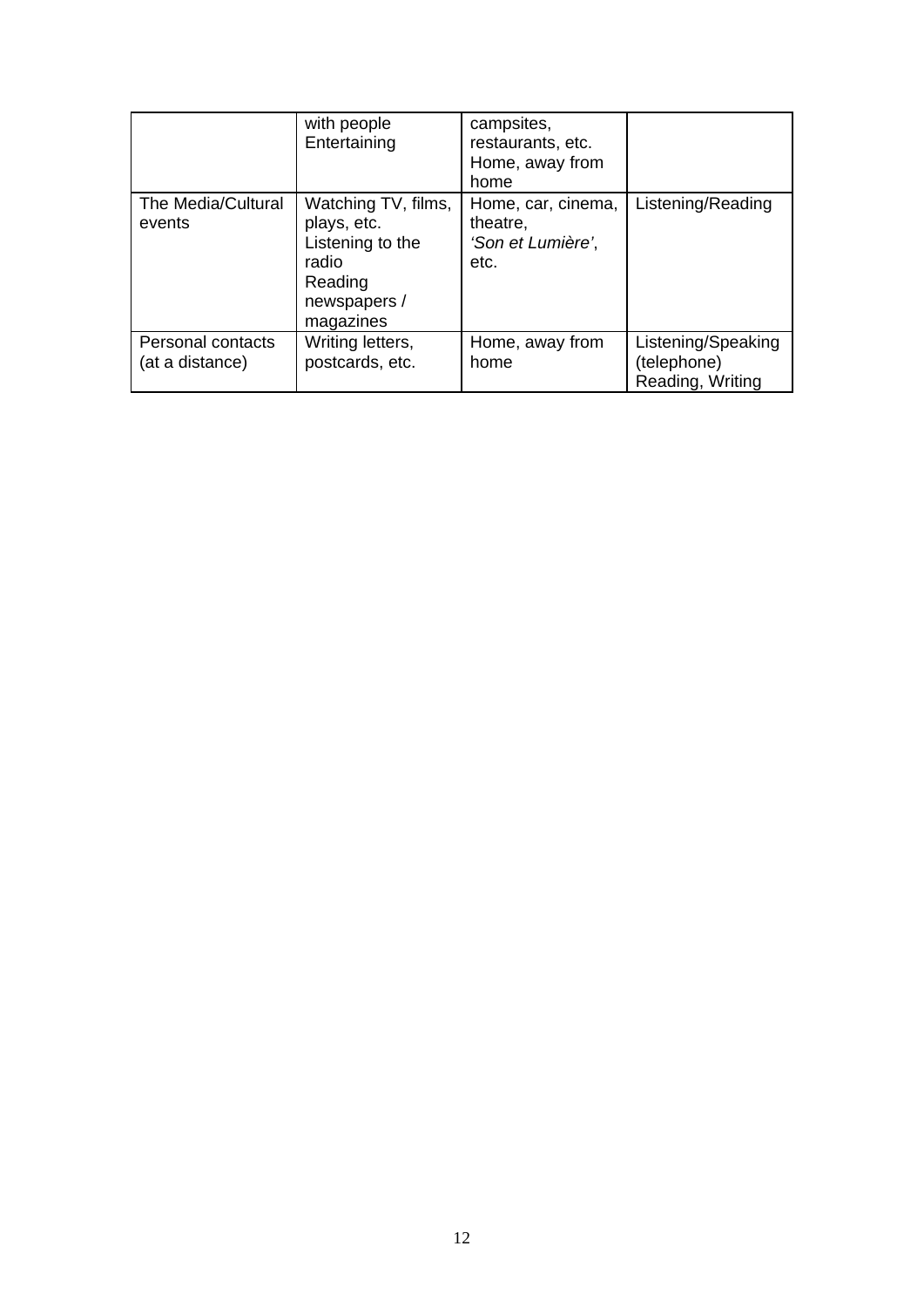| | | | |
|---|---|---|---|
| | with people<br>Entertaining | campsites, restaurants, etc.<br>Home, away from home | |
| The Media/Cultural events | Watching TV, films, plays, etc.<br>Listening to the radio<br>Reading newspapers / magazines | Home, car, cinema, theatre, *'Son et Lumière'*, etc. | Listening/Reading |
| Personal contacts (at a distance) | Writing letters, postcards, etc. | Home, away from home | Listening/Speaking (telephone)<br>Reading, Writing |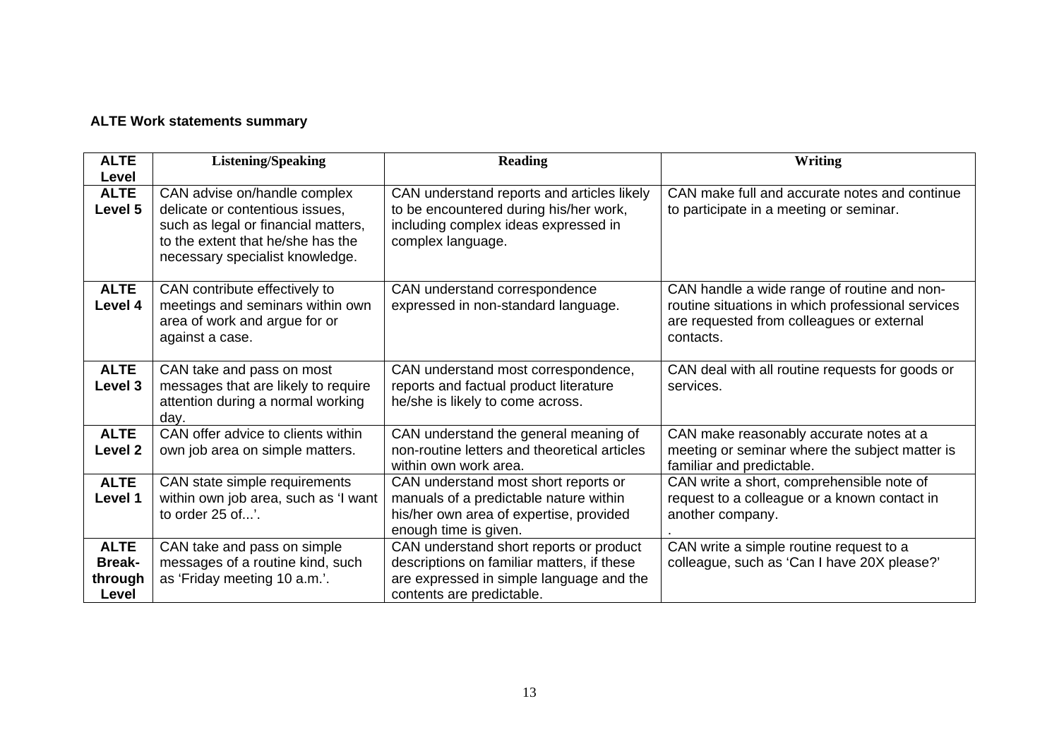**ALTE Work statements summary**

| ALTE Level | Listening/Speaking | Reading | Writing |
|---|---|---|---|
| **ALTE Level 5** | CAN advise on/handle complex delicate or contentious issues, such as legal or financial matters, to the extent that he/she has the necessary specialist knowledge. | CAN understand reports and articles likely to be encountered during his/her work, including complex ideas expressed in complex language. | CAN make full and accurate notes and continue to participate in a meeting or seminar. |
| **ALTE Level 4** | CAN contribute effectively to meetings and seminars within own area of work and argue for or against a case. | CAN understand correspondence expressed in non-standard language. | CAN handle a wide range of routine and non-routine situations in which professional services are requested from colleagues or external contacts. |
| **ALTE Level 3** | CAN take and pass on most messages that are likely to require attention during a normal working day. | CAN understand most correspondence, reports and factual product literature he/she is likely to come across. | CAN deal with all routine requests for goods or services. |
| **ALTE Level 2** | CAN offer advice to clients within own job area on simple matters. | CAN understand the general meaning of non-routine letters and theoretical articles within own work area. | CAN make reasonably accurate notes at a meeting or seminar where the subject matter is familiar and predictable. |
| **ALTE Level 1** | CAN state simple requirements within own job area, such as 'I want to order 25 of...'. | CAN understand most short reports or manuals of a predictable nature within his/her own area of expertise, provided enough time is given. | CAN write a short, comprehensible note of request to a colleague or a known contact in another company. . |
| **ALTE Break-through Level** | CAN take and pass on simple messages of a routine kind, such as 'Friday meeting 10 a.m.'. | CAN understand short reports or product descriptions on familiar matters, if these are expressed in simple language and the contents are predictable. | CAN write a simple routine request to a colleague, such as 'Can I have 20X please?' |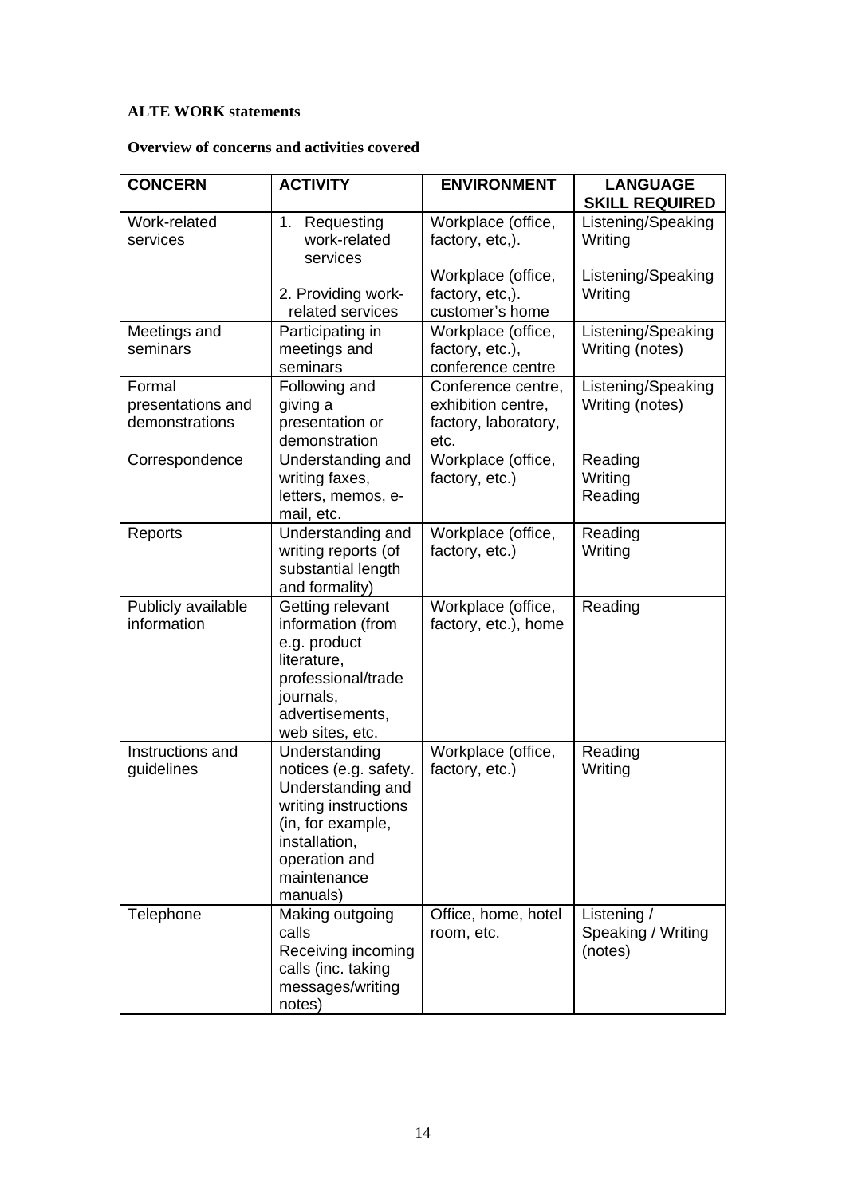**ALTE WORK statements**

**Overview of concerns and activities covered**

| CONCERN | ACTIVITY | ENVIRONMENT | LANGUAGE SKILL REQUIRED |
|---|---|---|---|
| Work-related services | 1. Requesting work-related services<br><br>2. Providing work-related services | Workplace (office, factory, etc,).<br><br>Workplace (office, factory, etc,). customer's home | Listening/Speaking Writing<br><br>Listening/Speaking Writing |
| Meetings and seminars | Participating in meetings and seminars | Workplace (office, factory, etc.), conference centre | Listening/Speaking Writing (notes) |
| Formal presentations and demonstrations | Following and giving a presentation or demonstration | Conference centre, exhibition centre, factory, laboratory, etc. | Listening/Speaking Writing (notes) |
| Correspondence | Understanding and writing faxes, letters, memos, e-mail, etc. | Workplace (office, factory, etc.) | Reading Writing Reading |
| Reports | Understanding and writing reports (of substantial length and formality) | Workplace (office, factory, etc.) | Reading Writing |
| Publicly available information | Getting relevant information (from e.g. product literature, professional/trade journals, advertisements, web sites, etc. | Workplace (office, factory, etc.), home | Reading |
| Instructions and guidelines | Understanding notices (e.g. safety. Understanding and writing instructions (in, for example, installation, operation and maintenance manuals) | Workplace (office, factory, etc.) | Reading Writing |
| Telephone | Making outgoing calls Receiving incoming calls (inc. taking messages/writing notes) | Office, home, hotel room, etc. | Listening / Speaking / Writing (notes) |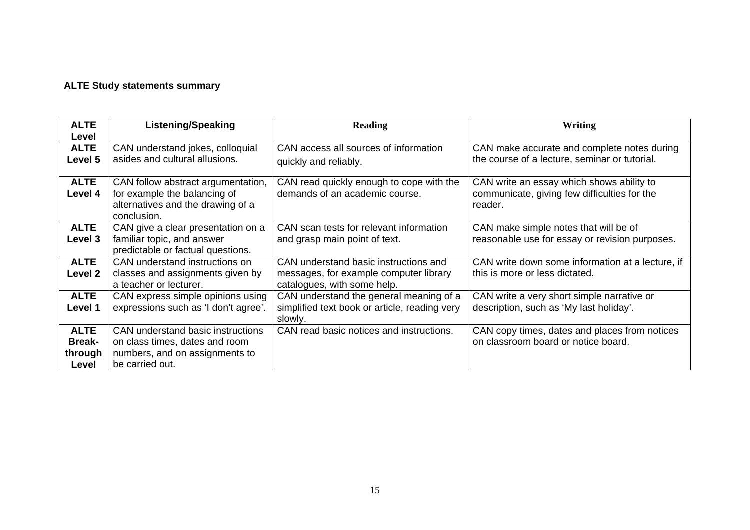**ALTE Study statements summary**

| ALTE Level | Listening/Speaking | Reading | Writing |
|---|---|---|---|
| ALTE Level 5 | CAN understand jokes, colloquial asides and cultural allusions. | CAN access all sources of information quickly and reliably. | CAN make accurate and complete notes during the course of a lecture, seminar or tutorial. |
| ALTE Level 4 | CAN follow abstract argumentation, for example the balancing of alternatives and the drawing of a conclusion. | CAN read quickly enough to cope with the demands of an academic course. | CAN write an essay which shows ability to communicate, giving few difficulties for the reader. |
| ALTE Level 3 | CAN give a clear presentation on a familiar topic, and answer predictable or factual questions. | CAN scan tests for relevant information and grasp main point of text. | CAN make simple notes that will be of reasonable use for essay or revision purposes. |
| ALTE Level 2 | CAN understand instructions on classes and assignments given by a teacher or lecturer. | CAN understand basic instructions and messages, for example computer library catalogues, with some help. | CAN write down some information at a lecture, if this is more or less dictated. |
| ALTE Level 1 | CAN express simple opinions using expressions such as 'I don't agree'. | CAN understand the general meaning of a simplified text book or article, reading very slowly. | CAN write a very short simple narrative or description, such as 'My last holiday'. |
| ALTE Break-through Level | CAN understand basic instructions on class times, dates and room numbers, and on assignments to be carried out. | CAN read basic notices and instructions. | CAN copy times, dates and places from notices on classroom board or notice board. |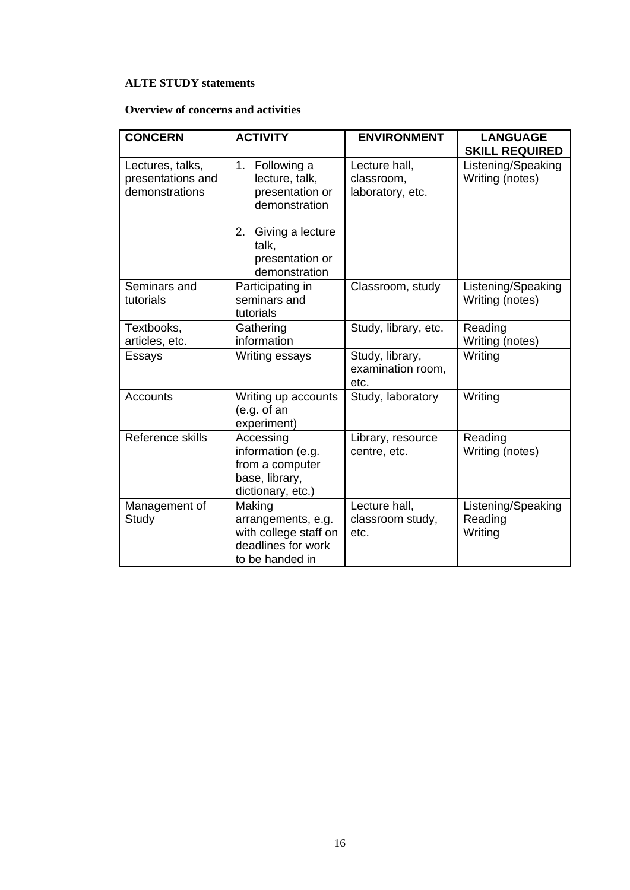**ALTE STUDY statements**

**Overview of concerns and activities**

| CONCERN | ACTIVITY | ENVIRONMENT | LANGUAGE SKILL REQUIRED |
|---|---|---|---|
| Lectures, talks, presentations and demonstrations | 1. Following a lecture, talk, presentation or demonstration<br>2. Giving a lecture talk, presentation or demonstration | Lecture hall, classroom, laboratory, etc. | Listening/Speaking<br>Writing (notes) |
| Seminars and tutorials | Participating in seminars and tutorials | Classroom, study | Listening/Speaking<br>Writing (notes) |
| Textbooks, articles, etc. | Gathering information | Study, library, etc. | Reading<br>Writing (notes) |
| Essays | Writing essays | Study, library, examination room, etc. | Writing |
| Accounts | Writing up accounts (e.g. of an experiment) | Study, laboratory | Writing |
| Reference skills | Accessing information (e.g. from a computer base, library, dictionary, etc.) | Library, resource centre, etc. | Reading<br>Writing (notes) |
| Management of Study | Making arrangements, e.g. with college staff on deadlines for work to be handed in | Lecture hall, classroom study, etc. | Listening/Speaking<br>Reading<br>Writing |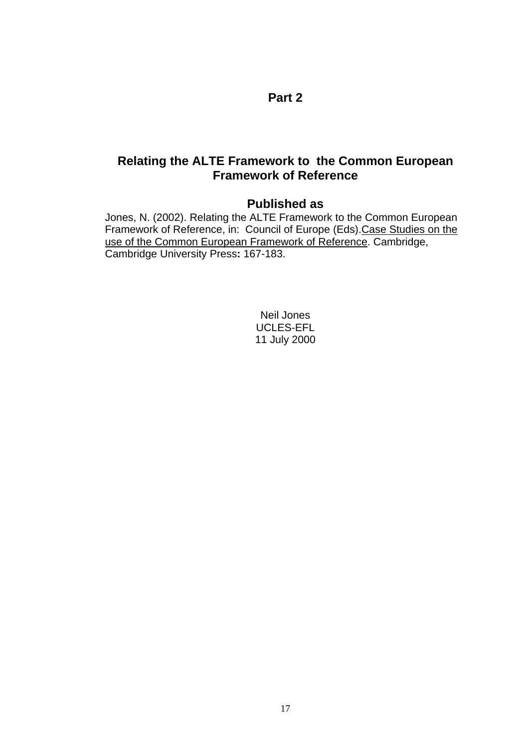# Part 2

## Relating the ALTE Framework to the Common European Framework of Reference

### Published as

Jones, N. (2002). Relating the ALTE Framework to the Common European Framework of Reference, in: Council of Europe (Eds).Case Studies on the use of the Common European Framework of Reference. Cambridge, Cambridge University Press**:** 167-183.

Neil Jones
UCLES-EFL
11 July 2000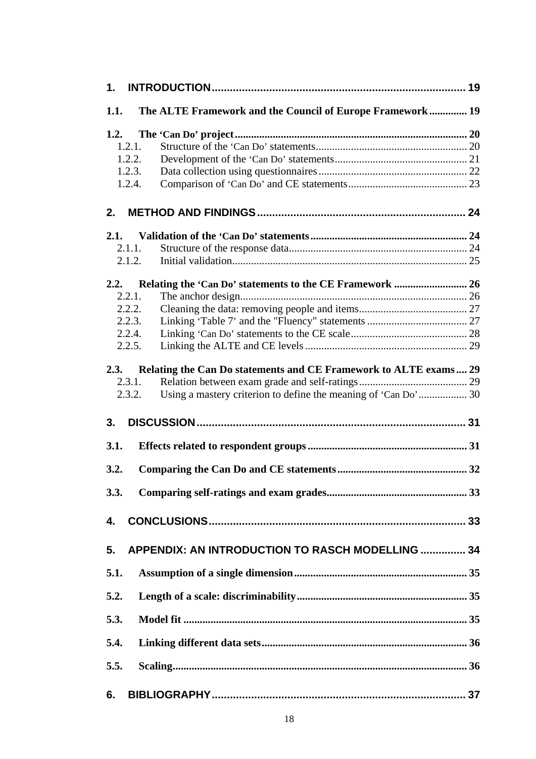**1. INTRODUCTION** .......... 19

**1.1. The ALTE Framework and the Council of Europe Framework** .......... 19

**1.2. The 'Can Do' project** .......... 20

- 1.2.1. Structure of the 'Can Do' statements .......... 20
- 1.2.2. Development of the 'Can Do' statements .......... 21
- 1.2.3. Data collection using questionnaires .......... 22
- 1.2.4. Comparison of 'Can Do' and CE statements .......... 23

**2. METHOD AND FINDINGS** .......... 24

**2.1. Validation of the 'Can Do' statements** .......... 24

- 2.1.1. Structure of the response data .......... 24
- 2.1.2. Initial validation .......... 25

**2.2. Relating the 'Can Do' statements to the CE Framework** .......... 26

- 2.2.1. The anchor design .......... 26
- 2.2.2. Cleaning the data: removing people and items .......... 27
- 2.2.3. Linking 'Table 7' and the "Fluency" statements .......... 27
- 2.2.4. Linking 'Can Do' statements to the CE scale .......... 28
- 2.2.5. Linking the ALTE and CE levels .......... 29

**2.3. Relating the Can Do statements and CE Framework to ALTE exams** .......... 29

- 2.3.1. Relation between exam grade and self-ratings .......... 29
- 2.3.2. Using a mastery criterion to define the meaning of 'Can Do' .......... 30

**3. DISCUSSION** .......... 31

**3.1. Effects related to respondent groups** .......... 31

**3.2. Comparing the Can Do and CE statements** .......... 32

**3.3. Comparing self-ratings and exam grades** .......... 33

**4. CONCLUSIONS** .......... 33

**5. APPENDIX: AN INTRODUCTION TO RASCH MODELLING** .......... 34

**5.1. Assumption of a single dimension** .......... 35

**5.2. Length of a scale: discriminability** .......... 35

**5.3. Model fit** .......... 35

**5.4. Linking different data sets** .......... 36

**5.5. Scaling** .......... 36

**6. BIBLIOGRAPHY** .......... 37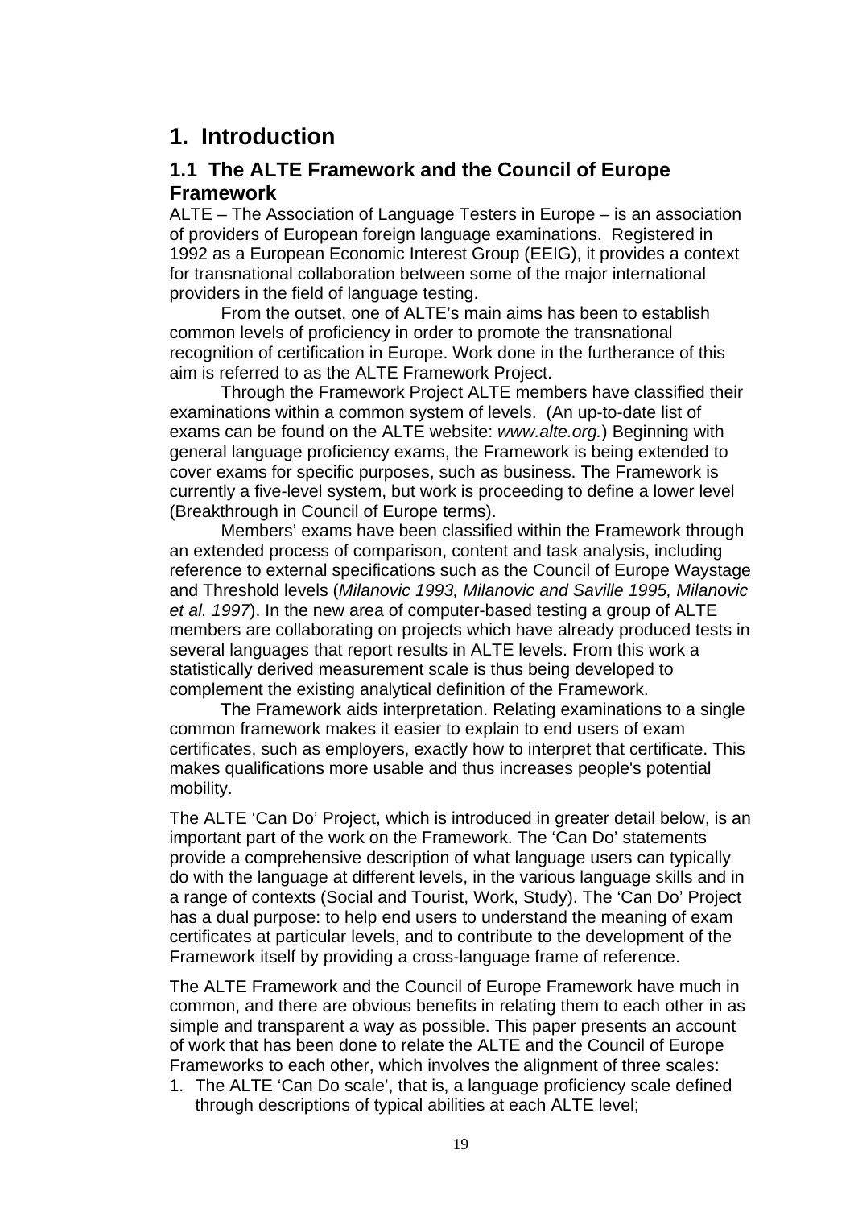# 1. Introduction

## 1.1 The ALTE Framework and the Council of Europe Framework

ALTE – The Association of Language Testers in Europe – is an association of providers of European foreign language examinations. Registered in 1992 as a European Economic Interest Group (EEIG), it provides a context for transnational collaboration between some of the major international providers in the field of language testing.

From the outset, one of ALTE's main aims has been to establish common levels of proficiency in order to promote the transnational recognition of certification in Europe. Work done in the furtherance of this aim is referred to as the ALTE Framework Project.

Through the Framework Project ALTE members have classified their examinations within a common system of levels. (An up-to-date list of exams can be found on the ALTE website: *www.alte.org.*) Beginning with general language proficiency exams, the Framework is being extended to cover exams for specific purposes, such as business. The Framework is currently a five-level system, but work is proceeding to define a lower level (Breakthrough in Council of Europe terms).

Members' exams have been classified within the Framework through an extended process of comparison, content and task analysis, including reference to external specifications such as the Council of Europe Waystage and Threshold levels (*Milanovic 1993, Milanovic and Saville 1995, Milanovic et al. 1997*). In the new area of computer-based testing a group of ALTE members are collaborating on projects which have already produced tests in several languages that report results in ALTE levels. From this work a statistically derived measurement scale is thus being developed to complement the existing analytical definition of the Framework.

The Framework aids interpretation. Relating examinations to a single common framework makes it easier to explain to end users of exam certificates, such as employers, exactly how to interpret that certificate. This makes qualifications more usable and thus increases people's potential mobility.

The ALTE 'Can Do' Project, which is introduced in greater detail below, is an important part of the work on the Framework. The 'Can Do' statements provide a comprehensive description of what language users can typically do with the language at different levels, in the various language skills and in a range of contexts (Social and Tourist, Work, Study). The 'Can Do' Project has a dual purpose: to help end users to understand the meaning of exam certificates at particular levels, and to contribute to the development of the Framework itself by providing a cross-language frame of reference.

The ALTE Framework and the Council of Europe Framework have much in common, and there are obvious benefits in relating them to each other in as simple and transparent a way as possible. This paper presents an account of work that has been done to relate the ALTE and the Council of Europe Frameworks to each other, which involves the alignment of three scales:

1. The ALTE 'Can Do scale', that is, a language proficiency scale defined through descriptions of typical abilities at each ALTE level;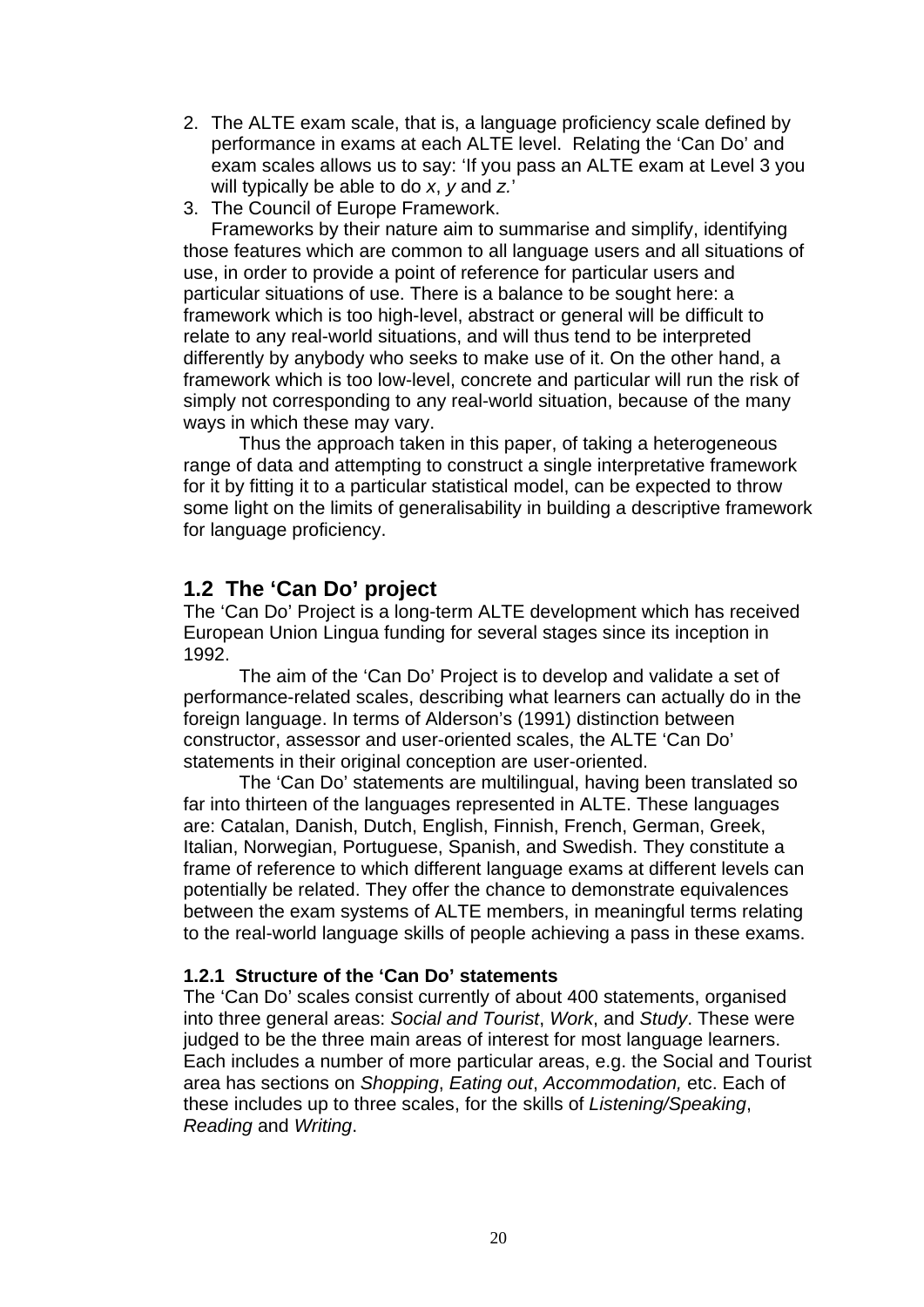2. The ALTE exam scale, that is, a language proficiency scale defined by performance in exams at each ALTE level. Relating the 'Can Do' and exam scales allows us to say: 'If you pass an ALTE exam at Level 3 you will typically be able to do *x*, *y* and *z.*'
3. The Council of Europe Framework.

Frameworks by their nature aim to summarise and simplify, identifying those features which are common to all language users and all situations of use, in order to provide a point of reference for particular users and particular situations of use. There is a balance to be sought here: a framework which is too high-level, abstract or general will be difficult to relate to any real-world situations, and will thus tend to be interpreted differently by anybody who seeks to make use of it. On the other hand, a framework which is too low-level, concrete and particular will run the risk of simply not corresponding to any real-world situation, because of the many ways in which these may vary.

Thus the approach taken in this paper, of taking a heterogeneous range of data and attempting to construct a single interpretative framework for it by fitting it to a particular statistical model, can be expected to throw some light on the limits of generalisability in building a descriptive framework for language proficiency.

## 1.2 The 'Can Do' project

The 'Can Do' Project is a long-term ALTE development which has received European Union Lingua funding for several stages since its inception in 1992.

The aim of the 'Can Do' Project is to develop and validate a set of performance-related scales, describing what learners can actually do in the foreign language. In terms of Alderson's (1991) distinction between constructor, assessor and user-oriented scales, the ALTE 'Can Do' statements in their original conception are user-oriented.

The 'Can Do' statements are multilingual, having been translated so far into thirteen of the languages represented in ALTE. These languages are: Catalan, Danish, Dutch, English, Finnish, French, German, Greek, Italian, Norwegian, Portuguese, Spanish, and Swedish. They constitute a frame of reference to which different language exams at different levels can potentially be related. They offer the chance to demonstrate equivalences between the exam systems of ALTE members, in meaningful terms relating to the real-world language skills of people achieving a pass in these exams.

### 1.2.1 Structure of the 'Can Do' statements

The 'Can Do' scales consist currently of about 400 statements, organised into three general areas: *Social and Tourist*, *Work*, and *Study*. These were judged to be the three main areas of interest for most language learners. Each includes a number of more particular areas, e.g. the Social and Tourist area has sections on *Shopping*, *Eating out*, *Accommodation,* etc. Each of these includes up to three scales, for the skills of *Listening/Speaking*, *Reading* and *Writing*.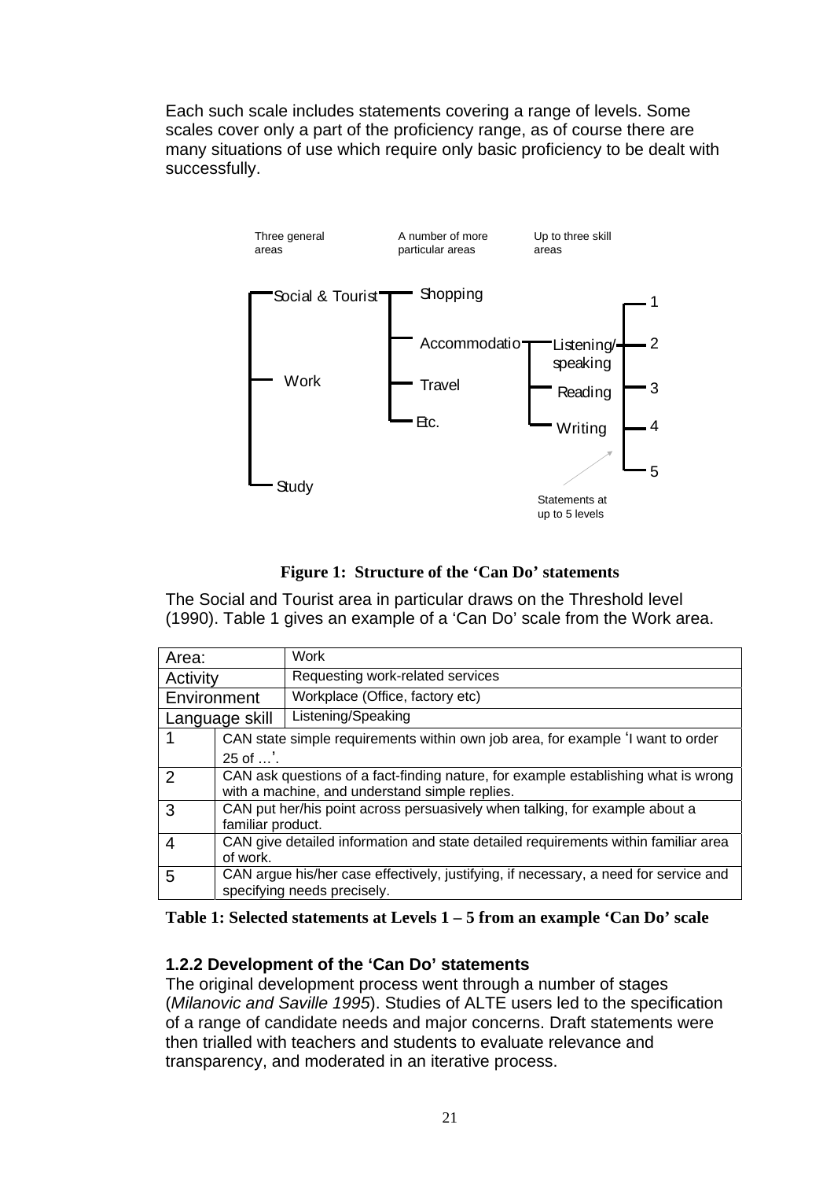Each such scale includes statements covering a range of levels. Some scales cover only a part of the proficiency range, as of course there are many situations of use which require only basic proficiency to be dealt with successfully.

Three general areas — A number of more particular areas — Up to three skill areas

- Social & Tourist
  - Shopping
  - Accommodatio
    - Listening/speaking
    - Reading
    - Writing
      - 1
      - 2
      - 3
      - 4
      - 5
  - Travel
  - Etc.
- Work
- Study

Statements at up to 5 levels

**Figure 1: Structure of the 'Can Do' statements**

The Social and Tourist area in particular draws on the Threshold level (1990). Table 1 gives an example of a 'Can Do' scale from the Work area.

| Area: | Work |
|---|---|
| Activity | Requesting work-related services |
| Environment | Workplace (Office, factory etc) |
| Language skill | Listening/Speaking |
| 1 | CAN state simple requirements within own job area, for example 'I want to order 25 of …'. |
| 2 | CAN ask questions of a fact-finding nature, for example establishing what is wrong with a machine, and understand simple replies. |
| 3 | CAN put her/his point across persuasively when talking, for example about a familiar product. |
| 4 | CAN give detailed information and state detailed requirements within familiar area of work. |
| 5 | CAN argue his/her case effectively, justifying, if necessary, a need for service and specifying needs precisely. |

**Table 1: Selected statements at Levels 1 – 5 from an example 'Can Do' scale**

### 1.2.2 Development of the 'Can Do' statements

The original development process went through a number of stages (*Milanovic and Saville 1995*). Studies of ALTE users led to the specification of a range of candidate needs and major concerns. Draft statements were then trialled with teachers and students to evaluate relevance and transparency, and moderated in an iterative process.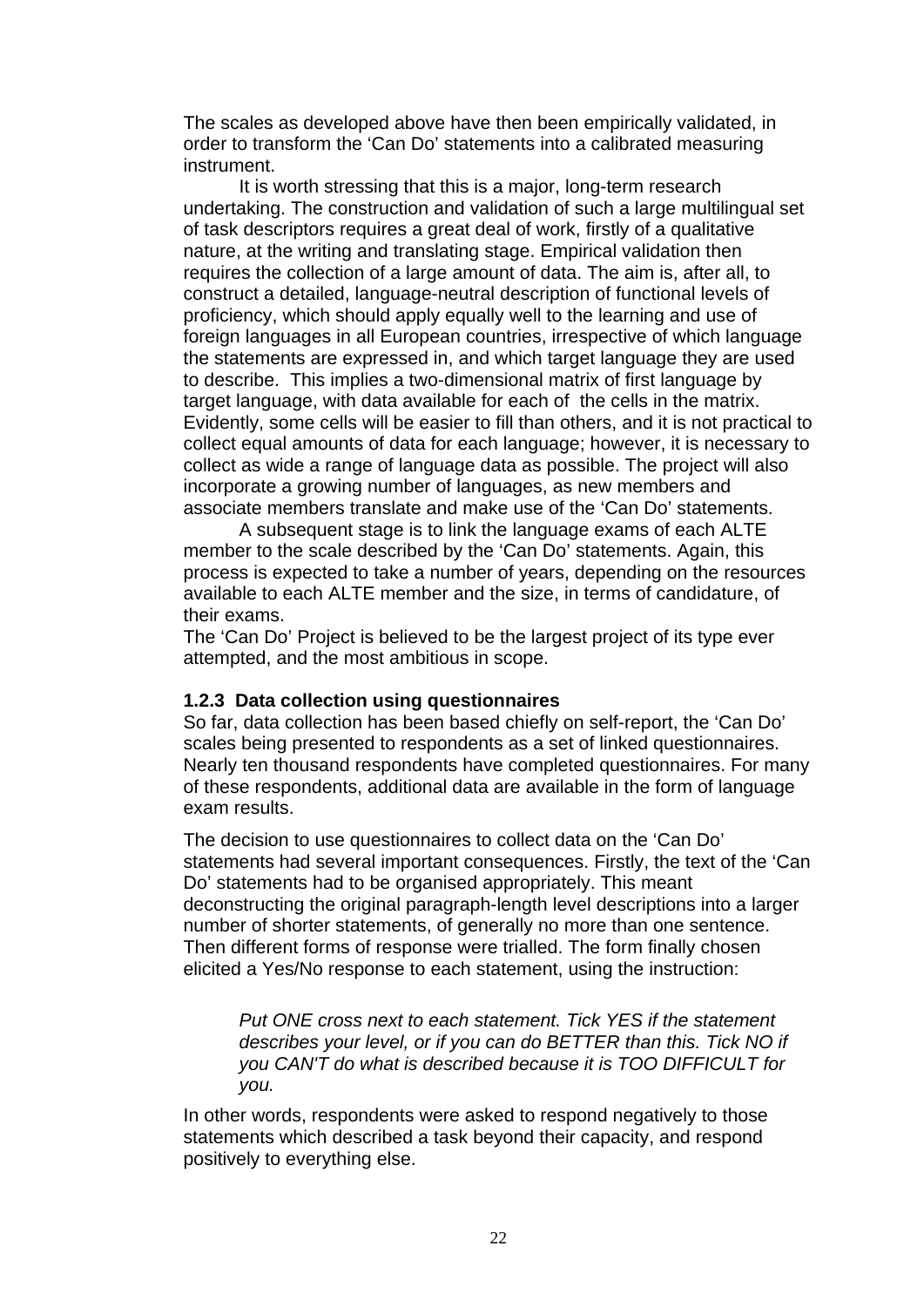The scales as developed above have then been empirically validated, in order to transform the 'Can Do' statements into a calibrated measuring instrument.

It is worth stressing that this is a major, long-term research undertaking. The construction and validation of such a large multilingual set of task descriptors requires a great deal of work, firstly of a qualitative nature, at the writing and translating stage. Empirical validation then requires the collection of a large amount of data. The aim is, after all, to construct a detailed, language-neutral description of functional levels of proficiency, which should apply equally well to the learning and use of foreign languages in all European countries, irrespective of which language the statements are expressed in, and which target language they are used to describe. This implies a two-dimensional matrix of first language by target language, with data available for each of the cells in the matrix. Evidently, some cells will be easier to fill than others, and it is not practical to collect equal amounts of data for each language; however, it is necessary to collect as wide a range of language data as possible. The project will also incorporate a growing number of languages, as new members and associate members translate and make use of the 'Can Do' statements.

A subsequent stage is to link the language exams of each ALTE member to the scale described by the 'Can Do' statements. Again, this process is expected to take a number of years, depending on the resources available to each ALTE member and the size, in terms of candidature, of their exams.

The 'Can Do' Project is believed to be the largest project of its type ever attempted, and the most ambitious in scope.

### 1.2.3 Data collection using questionnaires

So far, data collection has been based chiefly on self-report, the 'Can Do' scales being presented to respondents as a set of linked questionnaires. Nearly ten thousand respondents have completed questionnaires. For many of these respondents, additional data are available in the form of language exam results.

The decision to use questionnaires to collect data on the 'Can Do' statements had several important consequences. Firstly, the text of the 'Can Do' statements had to be organised appropriately. This meant deconstructing the original paragraph-length level descriptions into a larger number of shorter statements, of generally no more than one sentence. Then different forms of response were trialled. The form finally chosen elicited a Yes/No response to each statement, using the instruction:

> *Put ONE cross next to each statement. Tick YES if the statement describes your level, or if you can do BETTER than this. Tick NO if you CAN'T do what is described because it is TOO DIFFICULT for you.*

In other words, respondents were asked to respond negatively to those statements which described a task beyond their capacity, and respond positively to everything else.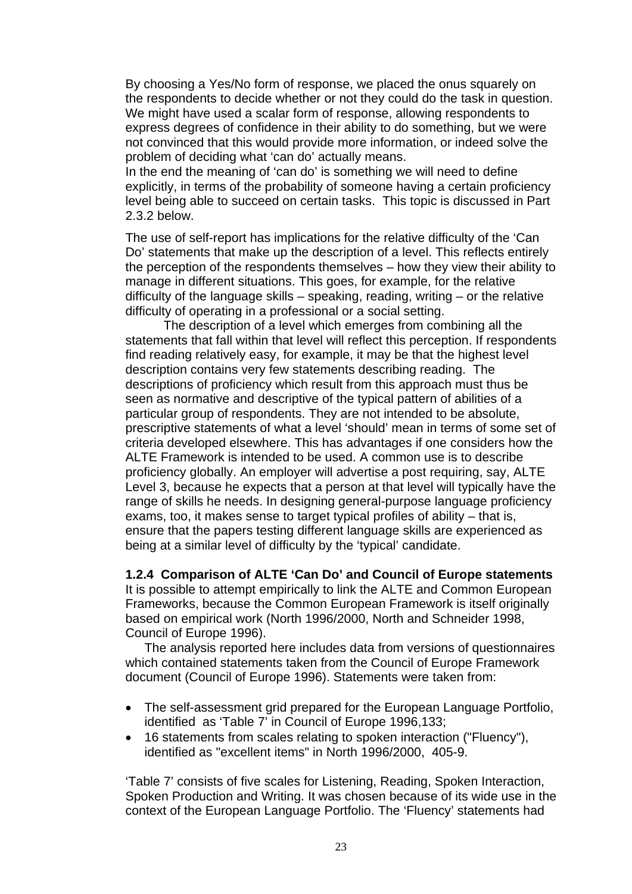By choosing a Yes/No form of response, we placed the onus squarely on the respondents to decide whether or not they could do the task in question. We might have used a scalar form of response, allowing respondents to express degrees of confidence in their ability to do something, but we were not convinced that this would provide more information, or indeed solve the problem of deciding what 'can do' actually means.
In the end the meaning of 'can do' is something we will need to define explicitly, in terms of the probability of someone having a certain proficiency level being able to succeed on certain tasks. This topic is discussed in Part 2.3.2 below.

The use of self-report has implications for the relative difficulty of the 'Can Do' statements that make up the description of a level. This reflects entirely the perception of the respondents themselves – how they view their ability to manage in different situations. This goes, for example, for the relative difficulty of the language skills – speaking, reading, writing – or the relative difficulty of operating in a professional or a social setting.

The description of a level which emerges from combining all the statements that fall within that level will reflect this perception. If respondents find reading relatively easy, for example, it may be that the highest level description contains very few statements describing reading. The descriptions of proficiency which result from this approach must thus be seen as normative and descriptive of the typical pattern of abilities of a particular group of respondents. They are not intended to be absolute, prescriptive statements of what a level 'should' mean in terms of some set of criteria developed elsewhere. This has advantages if one considers how the ALTE Framework is intended to be used. A common use is to describe proficiency globally. An employer will advertise a post requiring, say, ALTE Level 3, because he expects that a person at that level will typically have the range of skills he needs. In designing general-purpose language proficiency exams, too, it makes sense to target typical profiles of ability – that is, ensure that the papers testing different language skills are experienced as being at a similar level of difficulty by the 'typical' candidate.

**1.2.4 Comparison of ALTE 'Can Do' and Council of Europe statements**
It is possible to attempt empirically to link the ALTE and Common European Frameworks, because the Common European Framework is itself originally based on empirical work (North 1996/2000, North and Schneider 1998, Council of Europe 1996).

The analysis reported here includes data from versions of questionnaires which contained statements taken from the Council of Europe Framework document (Council of Europe 1996). Statements were taken from:

- The self-assessment grid prepared for the European Language Portfolio, identified as 'Table 7' in Council of Europe 1996,133;
- 16 statements from scales relating to spoken interaction ("Fluency"), identified as "excellent items" in North 1996/2000, 405-9.

'Table 7' consists of five scales for Listening, Reading, Spoken Interaction, Spoken Production and Writing. It was chosen because of its wide use in the context of the European Language Portfolio. The 'Fluency' statements had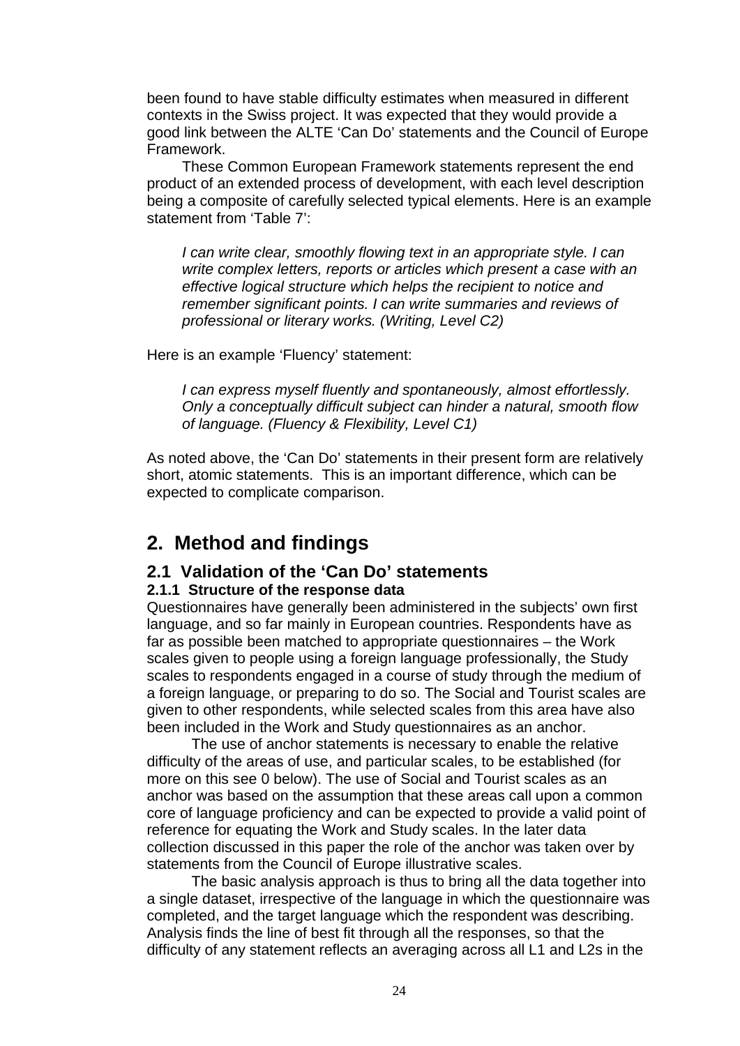been found to have stable difficulty estimates when measured in different contexts in the Swiss project. It was expected that they would provide a good link between the ALTE 'Can Do' statements and the Council of Europe Framework.

These Common European Framework statements represent the end product of an extended process of development, with each level description being a composite of carefully selected typical elements. Here is an example statement from 'Table 7':

> *I can write clear, smoothly flowing text in an appropriate style. I can write complex letters, reports or articles which present a case with an effective logical structure which helps the recipient to notice and remember significant points. I can write summaries and reviews of professional or literary works. (Writing, Level C2)*

Here is an example 'Fluency' statement:

> *I can express myself fluently and spontaneously, almost effortlessly. Only a conceptually difficult subject can hinder a natural, smooth flow of language. (Fluency & Flexibility, Level C1)*

As noted above, the 'Can Do' statements in their present form are relatively short, atomic statements. This is an important difference, which can be expected to complicate comparison.

## 2. Method and findings

### 2.1 Validation of the 'Can Do' statements

#### 2.1.1 Structure of the response data

Questionnaires have generally been administered in the subjects' own first language, and so far mainly in European countries. Respondents have as far as possible been matched to appropriate questionnaires – the Work scales given to people using a foreign language professionally, the Study scales to respondents engaged in a course of study through the medium of a foreign language, or preparing to do so. The Social and Tourist scales are given to other respondents, while selected scales from this area have also been included in the Work and Study questionnaires as an anchor.

The use of anchor statements is necessary to enable the relative difficulty of the areas of use, and particular scales, to be established (for more on this see 0 below). The use of Social and Tourist scales as an anchor was based on the assumption that these areas call upon a common core of language proficiency and can be expected to provide a valid point of reference for equating the Work and Study scales. In the later data collection discussed in this paper the role of the anchor was taken over by statements from the Council of Europe illustrative scales.

The basic analysis approach is thus to bring all the data together into a single dataset, irrespective of the language in which the questionnaire was completed, and the target language which the respondent was describing. Analysis finds the line of best fit through all the responses, so that the difficulty of any statement reflects an averaging across all L1 and L2s in the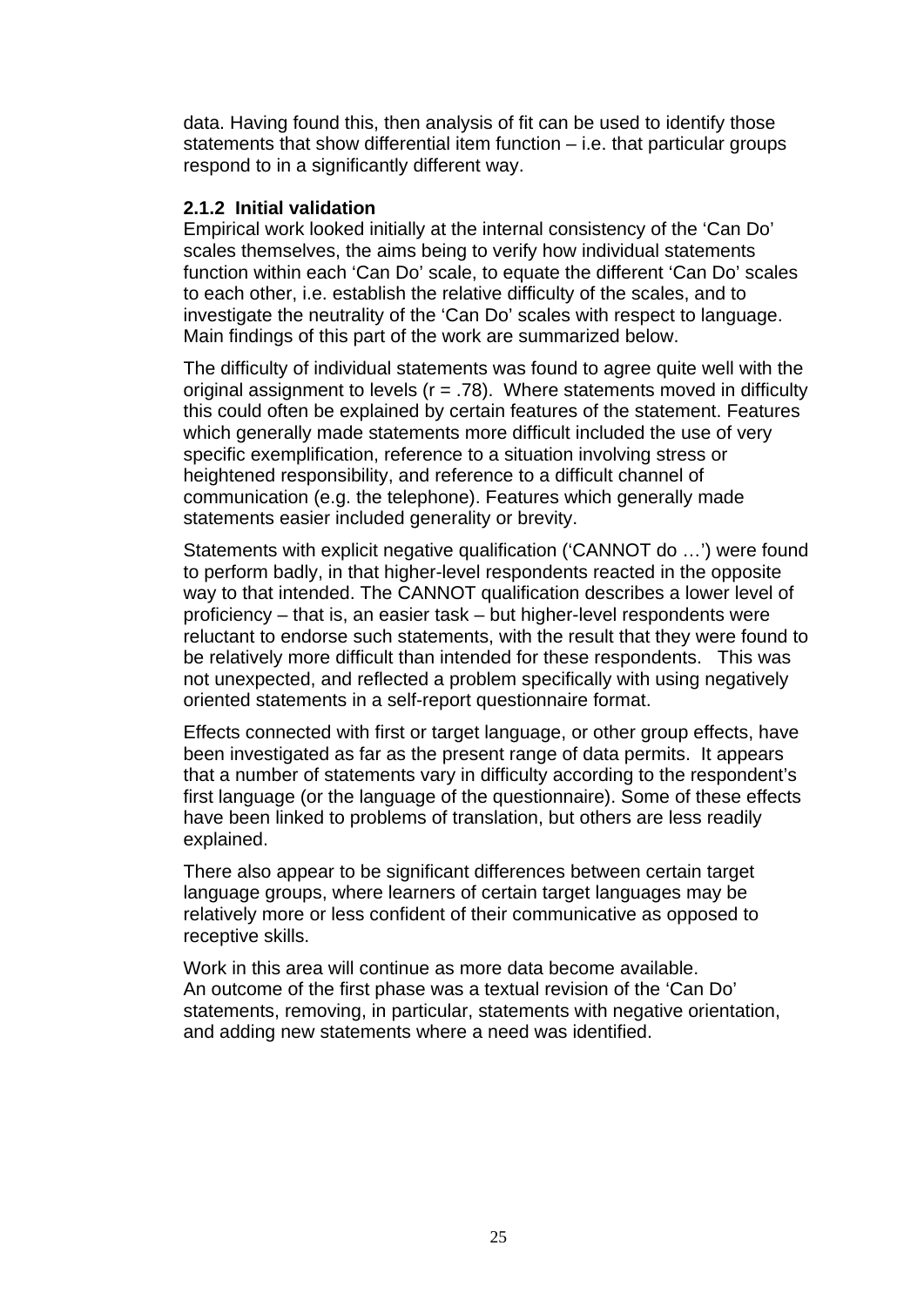data. Having found this, then analysis of fit can be used to identify those statements that show differential item function – i.e. that particular groups respond to in a significantly different way.

### 2.1.2 Initial validation

Empirical work looked initially at the internal consistency of the 'Can Do' scales themselves, the aims being to verify how individual statements function within each 'Can Do' scale, to equate the different 'Can Do' scales to each other, i.e. establish the relative difficulty of the scales, and to investigate the neutrality of the 'Can Do' scales with respect to language. Main findings of this part of the work are summarized below.

The difficulty of individual statements was found to agree quite well with the original assignment to levels ($r = .78$). Where statements moved in difficulty this could often be explained by certain features of the statement. Features which generally made statements more difficult included the use of very specific exemplification, reference to a situation involving stress or heightened responsibility, and reference to a difficult channel of communication (e.g. the telephone). Features which generally made statements easier included generality or brevity.

Statements with explicit negative qualification ('CANNOT do …') were found to perform badly, in that higher-level respondents reacted in the opposite way to that intended. The CANNOT qualification describes a lower level of proficiency – that is, an easier task – but higher-level respondents were reluctant to endorse such statements, with the result that they were found to be relatively more difficult than intended for these respondents. This was not unexpected, and reflected a problem specifically with using negatively oriented statements in a self-report questionnaire format.

Effects connected with first or target language, or other group effects, have been investigated as far as the present range of data permits. It appears that a number of statements vary in difficulty according to the respondent's first language (or the language of the questionnaire). Some of these effects have been linked to problems of translation, but others are less readily explained.

There also appear to be significant differences between certain target language groups, where learners of certain target languages may be relatively more or less confident of their communicative as opposed to receptive skills.

Work in this area will continue as more data become available.
An outcome of the first phase was a textual revision of the 'Can Do' statements, removing, in particular, statements with negative orientation, and adding new statements where a need was identified.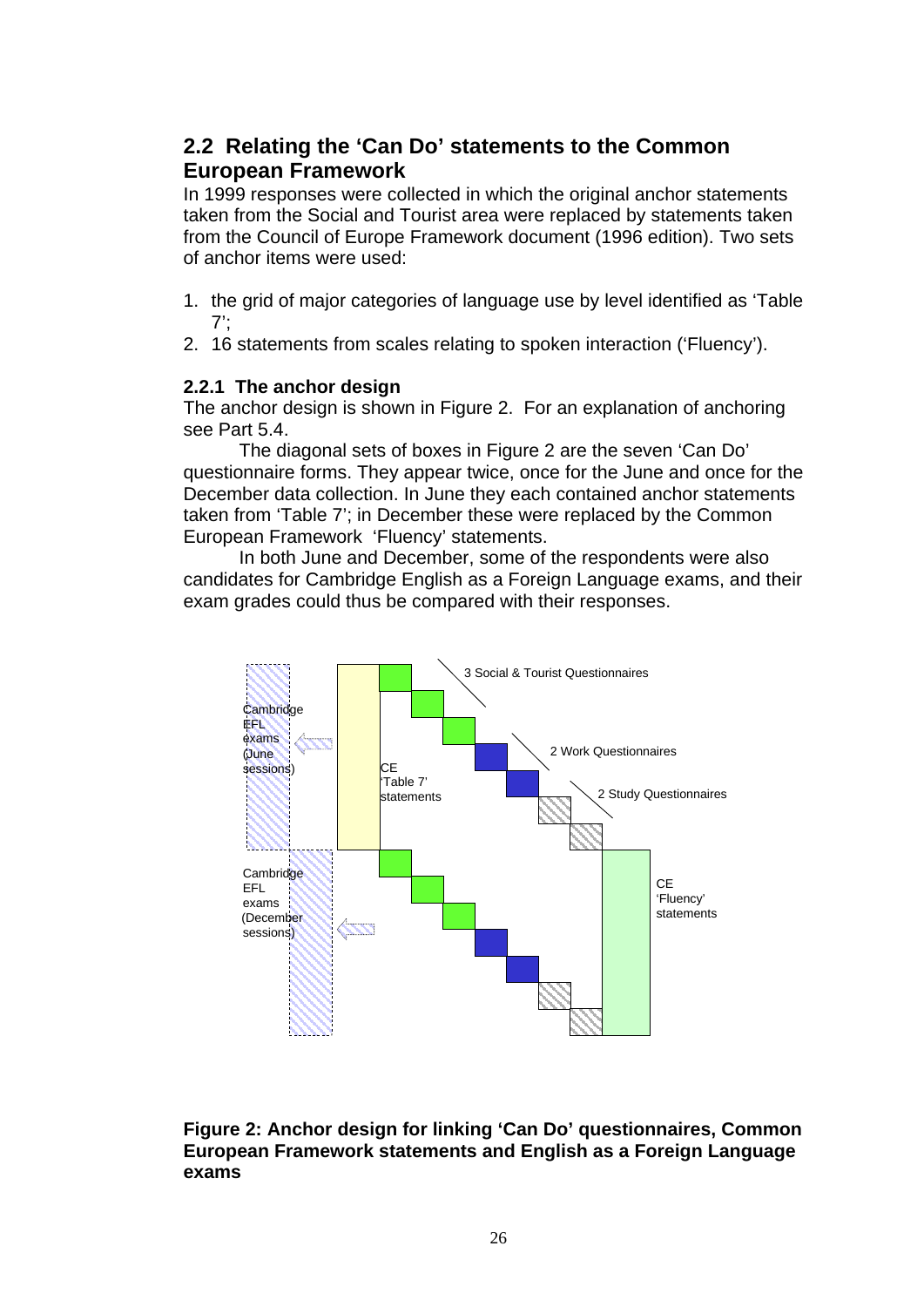## 2.2 Relating the 'Can Do' statements to the Common European Framework

In 1999 responses were collected in which the original anchor statements taken from the Social and Tourist area were replaced by statements taken from the Council of Europe Framework document (1996 edition). Two sets of anchor items were used:

1. the grid of major categories of language use by level identified as 'Table 7';
2. 16 statements from scales relating to spoken interaction ('Fluency').

### 2.2.1 The anchor design

The anchor design is shown in Figure 2. For an explanation of anchoring see Part 5.4.

The diagonal sets of boxes in Figure 2 are the seven 'Can Do' questionnaire forms. They appear twice, once for the June and once for the December data collection. In June they each contained anchor statements taken from 'Table 7'; in December these were replaced by the Common European Framework 'Fluency' statements.

In both June and December, some of the respondents were also candidates for Cambridge English as a Foreign Language exams, and their exam grades could thus be compared with their responses.

Cambridge EFL exams (June sessions)

CE 'Table 7' statements

3 Social & Tourist Questionnaires

2 Work Questionnaires

2 Study Questionnaires

Cambridge EFL exams (December sessions)

CE 'Fluency' statements

**Figure 2: Anchor design for linking 'Can Do' questionnaires, Common European Framework statements and English as a Foreign Language exams**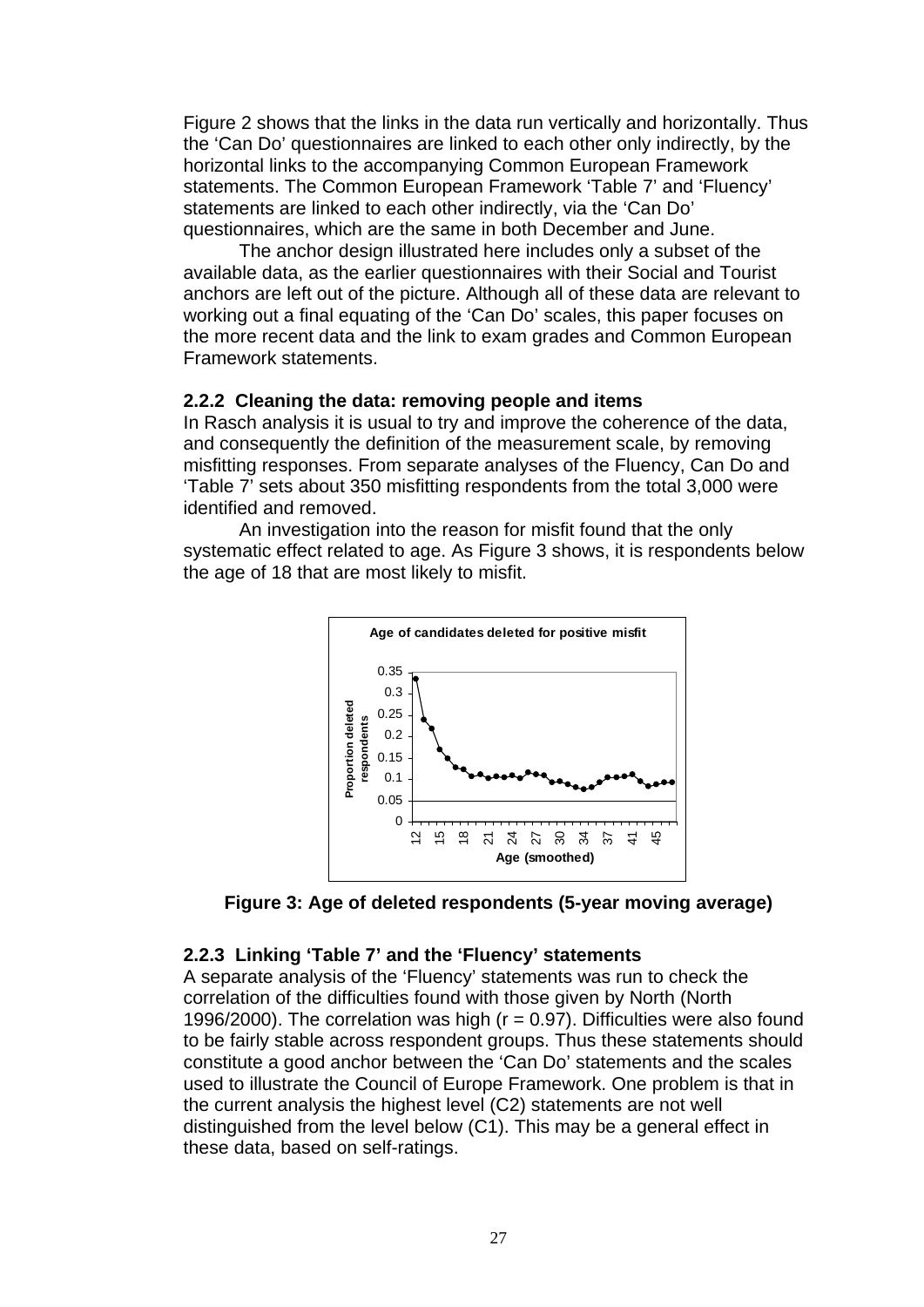Figure 2 shows that the links in the data run vertically and horizontally. Thus the 'Can Do' questionnaires are linked to each other only indirectly, by the horizontal links to the accompanying Common European Framework statements. The Common European Framework 'Table 7' and 'Fluency' statements are linked to each other indirectly, via the 'Can Do' questionnaires, which are the same in both December and June.

The anchor design illustrated here includes only a subset of the available data, as the earlier questionnaires with their Social and Tourist anchors are left out of the picture. Although all of these data are relevant to working out a final equating of the 'Can Do' scales, this paper focuses on the more recent data and the link to exam grades and Common European Framework statements.

### 2.2.2 Cleaning the data: removing people and items

In Rasch analysis it is usual to try and improve the coherence of the data, and consequently the definition of the measurement scale, by removing misfitting responses. From separate analyses of the Fluency, Can Do and 'Table 7' sets about 350 misfitting respondents from the total 3,000 were identified and removed.

An investigation into the reason for misfit found that the only systematic effect related to age. As Figure 3 shows, it is respondents below the age of 18 that are most likely to misfit.

**Figure 3: Age of deleted respondents (5-year moving average)**

### 2.2.3 Linking 'Table 7' and the 'Fluency' statements

A separate analysis of the 'Fluency' statements was run to check the correlation of the difficulties found with those given by North (North 1996/2000). The correlation was high ($r = 0.97$). Difficulties were also found to be fairly stable across respondent groups. Thus these statements should constitute a good anchor between the 'Can Do' statements and the scales used to illustrate the Council of Europe Framework. One problem is that in the current analysis the highest level (C2) statements are not well distinguished from the level below (C1). This may be a general effect in these data, based on self-ratings.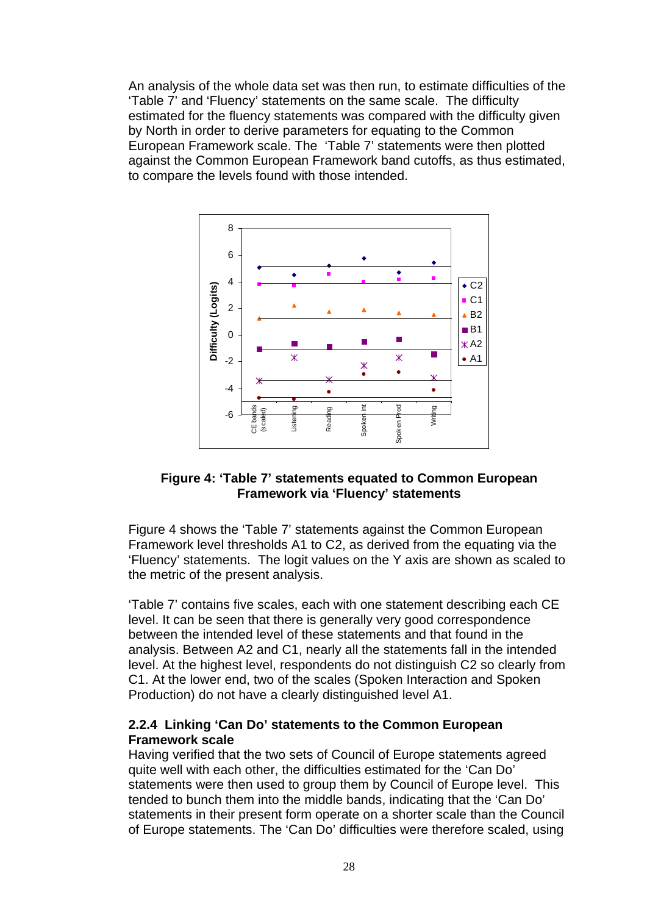An analysis of the whole data set was then run, to estimate difficulties of the 'Table 7' and 'Fluency' statements on the same scale. The difficulty estimated for the fluency statements was compared with the difficulty given by North in order to derive parameters for equating to the Common European Framework scale. The 'Table 7' statements were then plotted against the Common European Framework band cutoffs, as thus estimated, to compare the levels found with those intended.

**Figure 4: 'Table 7' statements equated to Common European Framework via 'Fluency' statements**

Figure 4 shows the 'Table 7' statements against the Common European Framework level thresholds A1 to C2, as derived from the equating via the 'Fluency' statements. The logit values on the Y axis are shown as scaled to the metric of the present analysis.

'Table 7' contains five scales, each with one statement describing each CE level. It can be seen that there is generally very good correspondence between the intended level of these statements and that found in the analysis. Between A2 and C1, nearly all the statements fall in the intended level. At the highest level, respondents do not distinguish C2 so clearly from C1. At the lower end, two of the scales (Spoken Interaction and Spoken Production) do not have a clearly distinguished level A1.

### 2.2.4 Linking 'Can Do' statements to the Common European Framework scale

Having verified that the two sets of Council of Europe statements agreed quite well with each other, the difficulties estimated for the 'Can Do' statements were then used to group them by Council of Europe level. This tended to bunch them into the middle bands, indicating that the 'Can Do' statements in their present form operate on a shorter scale than the Council of Europe statements. The 'Can Do' difficulties were therefore scaled, using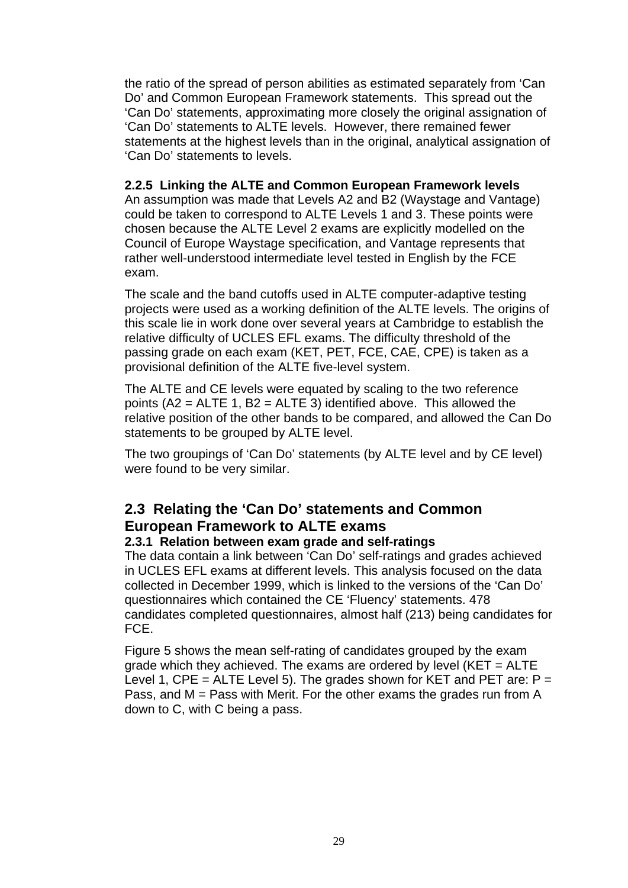the ratio of the spread of person abilities as estimated separately from 'Can Do' and Common European Framework statements. This spread out the 'Can Do' statements, approximating more closely the original assignation of 'Can Do' statements to ALTE levels. However, there remained fewer statements at the highest levels than in the original, analytical assignation of 'Can Do' statements to levels.

#### 2.2.5 Linking the ALTE and Common European Framework levels

An assumption was made that Levels A2 and B2 (Waystage and Vantage) could be taken to correspond to ALTE Levels 1 and 3. These points were chosen because the ALTE Level 2 exams are explicitly modelled on the Council of Europe Waystage specification, and Vantage represents that rather well-understood intermediate level tested in English by the FCE exam.

The scale and the band cutoffs used in ALTE computer-adaptive testing projects were used as a working definition of the ALTE levels. The origins of this scale lie in work done over several years at Cambridge to establish the relative difficulty of UCLES EFL exams. The difficulty threshold of the passing grade on each exam (KET, PET, FCE, CAE, CPE) is taken as a provisional definition of the ALTE five-level system.

The ALTE and CE levels were equated by scaling to the two reference points (A2 = ALTE 1, B2 = ALTE 3) identified above. This allowed the relative position of the other bands to be compared, and allowed the Can Do statements to be grouped by ALTE level.

The two groupings of 'Can Do' statements (by ALTE level and by CE level) were found to be very similar.

## 2.3 Relating the 'Can Do' statements and Common European Framework to ALTE exams

#### 2.3.1 Relation between exam grade and self-ratings

The data contain a link between 'Can Do' self-ratings and grades achieved in UCLES EFL exams at different levels. This analysis focused on the data collected in December 1999, which is linked to the versions of the 'Can Do' questionnaires which contained the CE 'Fluency' statements. 478 candidates completed questionnaires, almost half (213) being candidates for FCE.

Figure 5 shows the mean self-rating of candidates grouped by the exam grade which they achieved. The exams are ordered by level (KET = ALTE Level 1, CPE = ALTE Level 5). The grades shown for KET and PET are: P = Pass, and M = Pass with Merit. For the other exams the grades run from A down to C, with C being a pass.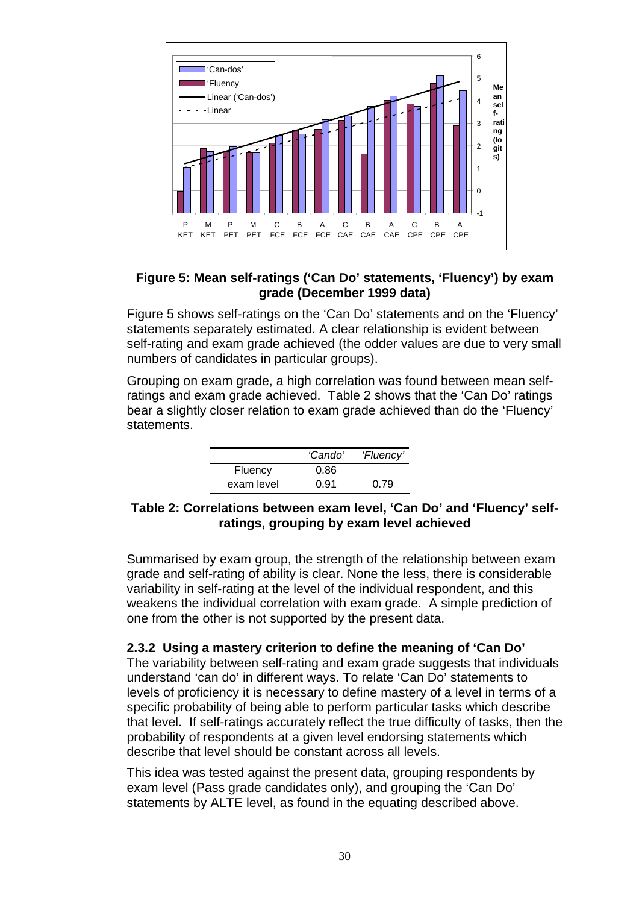**Figure 5: Mean self-ratings ('Can Do' statements, 'Fluency') by exam grade (December 1999 data)**

Figure 5 shows self-ratings on the 'Can Do' statements and on the 'Fluency' statements separately estimated. A clear relationship is evident between self-rating and exam grade achieved (the odder values are due to very small numbers of candidates in particular groups).

Grouping on exam grade, a high correlation was found between mean self-ratings and exam grade achieved. Table 2 shows that the 'Can Do' ratings bear a slightly closer relation to exam grade achieved than do the 'Fluency' statements.

| | *'Cando'* | *'Fluency'* |
|---|---|---|
| Fluency | 0.86 | |
| exam level | 0.91 | 0.79 |

**Table 2: Correlations between exam level, 'Can Do' and 'Fluency' self-ratings, grouping by exam level achieved**

Summarised by exam group, the strength of the relationship between exam grade and self-rating of ability is clear. None the less, there is considerable variability in self-rating at the level of the individual respondent, and this weakens the individual correlation with exam grade. A simple prediction of one from the other is not supported by the present data.

### 2.3.2 Using a mastery criterion to define the meaning of 'Can Do'

The variability between self-rating and exam grade suggests that individuals understand 'can do' in different ways. To relate 'Can Do' statements to levels of proficiency it is necessary to define mastery of a level in terms of a specific probability of being able to perform particular tasks which describe that level. If self-ratings accurately reflect the true difficulty of tasks, then the probability of respondents at a given level endorsing statements which describe that level should be constant across all levels.

This idea was tested against the present data, grouping respondents by exam level (Pass grade candidates only), and grouping the 'Can Do' statements by ALTE level, as found in the equating described above.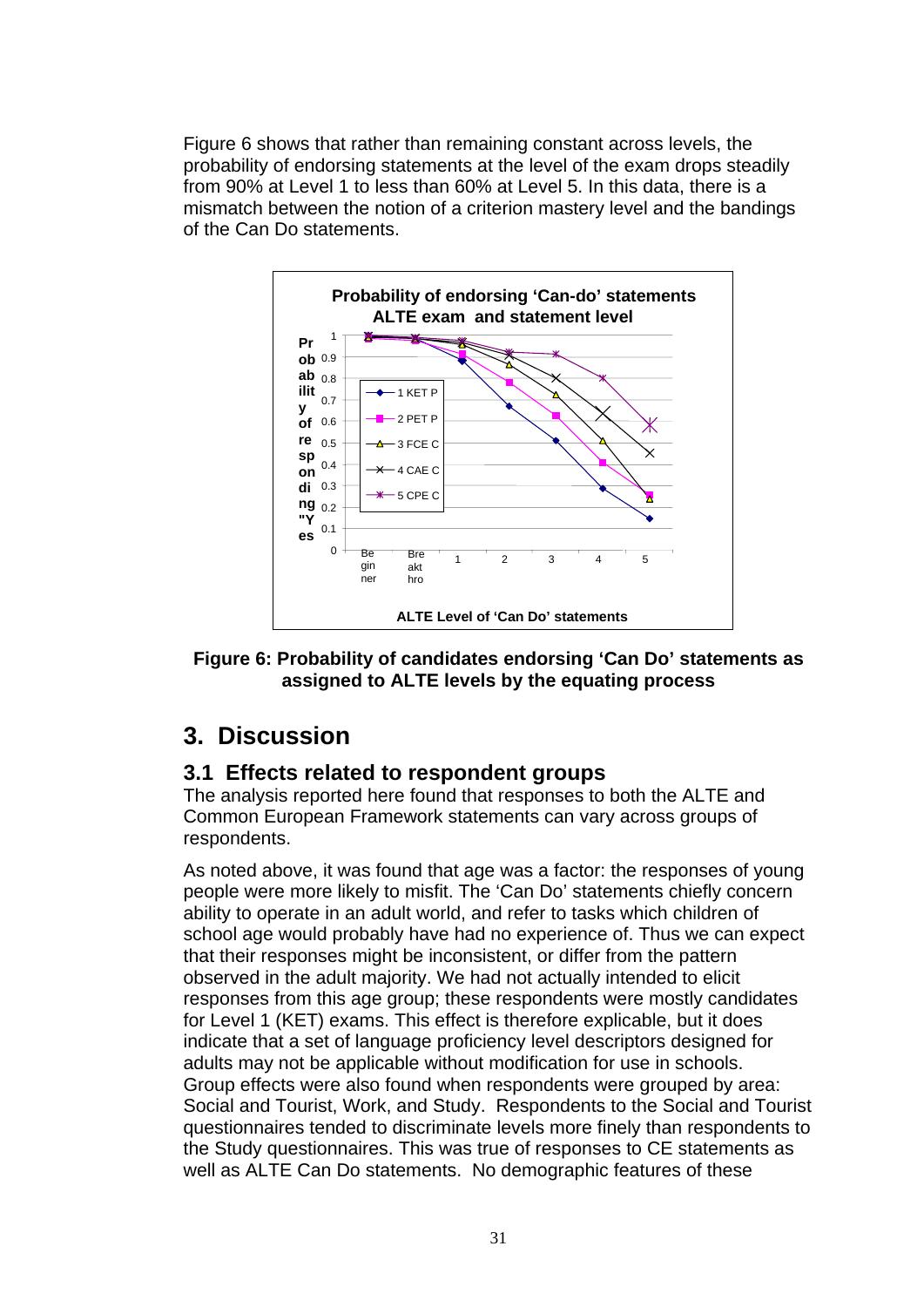Figure 6 shows that rather than remaining constant across levels, the probability of endorsing statements at the level of the exam drops steadily from 90% at Level 1 to less than 60% at Level 5. In this data, there is a mismatch between the notion of a criterion mastery level and the bandings of the Can Do statements.

Figure 6: Probability of candidates endorsing 'Can Do' statements as assigned to ALTE levels by the equating process

## 3. Discussion

### 3.1 Effects related to respondent groups

The analysis reported here found that responses to both the ALTE and Common European Framework statements can vary across groups of respondents.

As noted above, it was found that age was a factor: the responses of young people were more likely to misfit. The 'Can Do' statements chiefly concern ability to operate in an adult world, and refer to tasks which children of school age would probably have had no experience of. Thus we can expect that their responses might be inconsistent, or differ from the pattern observed in the adult majority. We had not actually intended to elicit responses from this age group; these respondents were mostly candidates for Level 1 (KET) exams. This effect is therefore explicable, but it does indicate that a set of language proficiency level descriptors designed for adults may not be applicable without modification for use in schools. Group effects were also found when respondents were grouped by area: Social and Tourist, Work, and Study. Respondents to the Social and Tourist questionnaires tended to discriminate levels more finely than respondents to the Study questionnaires. This was true of responses to CE statements as well as ALTE Can Do statements. No demographic features of these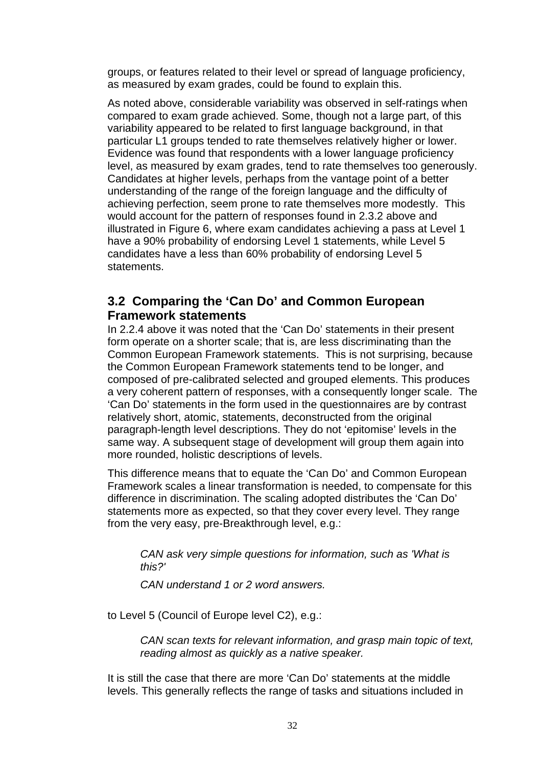groups, or features related to their level or spread of language proficiency, as measured by exam grades, could be found to explain this.

As noted above, considerable variability was observed in self-ratings when compared to exam grade achieved. Some, though not a large part, of this variability appeared to be related to first language background, in that particular L1 groups tended to rate themselves relatively higher or lower. Evidence was found that respondents with a lower language proficiency level, as measured by exam grades, tend to rate themselves too generously. Candidates at higher levels, perhaps from the vantage point of a better understanding of the range of the foreign language and the difficulty of achieving perfection, seem prone to rate themselves more modestly. This would account for the pattern of responses found in 2.3.2 above and illustrated in Figure 6, where exam candidates achieving a pass at Level 1 have a 90% probability of endorsing Level 1 statements, while Level 5 candidates have a less than 60% probability of endorsing Level 5 statements.

## 3.2 Comparing the 'Can Do' and Common European Framework statements

In 2.2.4 above it was noted that the 'Can Do' statements in their present form operate on a shorter scale; that is, are less discriminating than the Common European Framework statements. This is not surprising, because the Common European Framework statements tend to be longer, and composed of pre-calibrated selected and grouped elements. This produces a very coherent pattern of responses, with a consequently longer scale. The 'Can Do' statements in the form used in the questionnaires are by contrast relatively short, atomic, statements, deconstructed from the original paragraph-length level descriptions. They do not 'epitomise' levels in the same way. A subsequent stage of development will group them again into more rounded, holistic descriptions of levels.

This difference means that to equate the 'Can Do' and Common European Framework scales a linear transformation is needed, to compensate for this difference in discrimination. The scaling adopted distributes the 'Can Do' statements more as expected, so that they cover every level. They range from the very easy, pre-Breakthrough level, e.g.:

> *CAN ask very simple questions for information, such as 'What is this?'*
>
> *CAN understand 1 or 2 word answers.*

to Level 5 (Council of Europe level C2), e.g.:

> *CAN scan texts for relevant information, and grasp main topic of text, reading almost as quickly as a native speaker.*

It is still the case that there are more 'Can Do' statements at the middle levels. This generally reflects the range of tasks and situations included in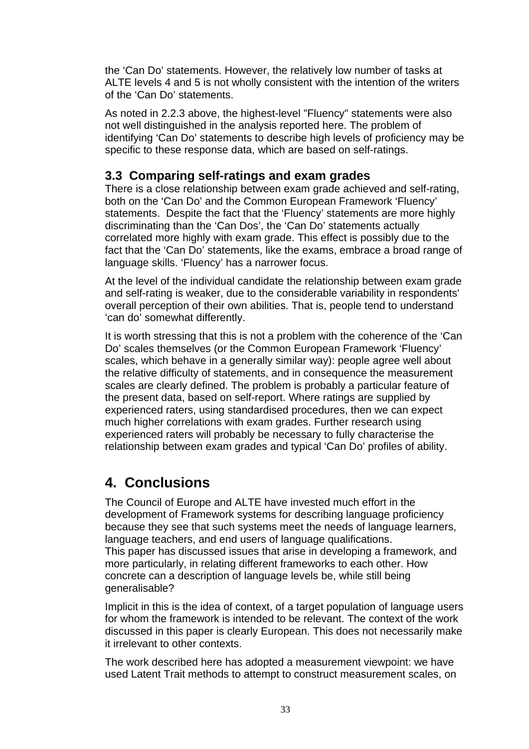the 'Can Do' statements. However, the relatively low number of tasks at ALTE levels 4 and 5 is not wholly consistent with the intention of the writers of the 'Can Do' statements.

As noted in 2.2.3 above, the highest-level "Fluency" statements were also not well distinguished in the analysis reported here. The problem of identifying 'Can Do' statements to describe high levels of proficiency may be specific to these response data, which are based on self-ratings.

### 3.3 Comparing self-ratings and exam grades

There is a close relationship between exam grade achieved and self-rating, both on the 'Can Do' and the Common European Framework 'Fluency' statements. Despite the fact that the 'Fluency' statements are more highly discriminating than the 'Can Dos', the 'Can Do' statements actually correlated more highly with exam grade. This effect is possibly due to the fact that the 'Can Do' statements, like the exams, embrace a broad range of language skills. 'Fluency' has a narrower focus.

At the level of the individual candidate the relationship between exam grade and self-rating is weaker, due to the considerable variability in respondents' overall perception of their own abilities. That is, people tend to understand 'can do' somewhat differently.

It is worth stressing that this is not a problem with the coherence of the 'Can Do' scales themselves (or the Common European Framework 'Fluency' scales, which behave in a generally similar way): people agree well about the relative difficulty of statements, and in consequence the measurement scales are clearly defined. The problem is probably a particular feature of the present data, based on self-report. Where ratings are supplied by experienced raters, using standardised procedures, then we can expect much higher correlations with exam grades. Further research using experienced raters will probably be necessary to fully characterise the relationship between exam grades and typical 'Can Do' profiles of ability.

## 4. Conclusions

The Council of Europe and ALTE have invested much effort in the development of Framework systems for describing language proficiency because they see that such systems meet the needs of language learners, language teachers, and end users of language qualifications.
This paper has discussed issues that arise in developing a framework, and more particularly, in relating different frameworks to each other. How concrete can a description of language levels be, while still being generalisable?

Implicit in this is the idea of context, of a target population of language users for whom the framework is intended to be relevant. The context of the work discussed in this paper is clearly European. This does not necessarily make it irrelevant to other contexts.

The work described here has adopted a measurement viewpoint: we have used Latent Trait methods to attempt to construct measurement scales, on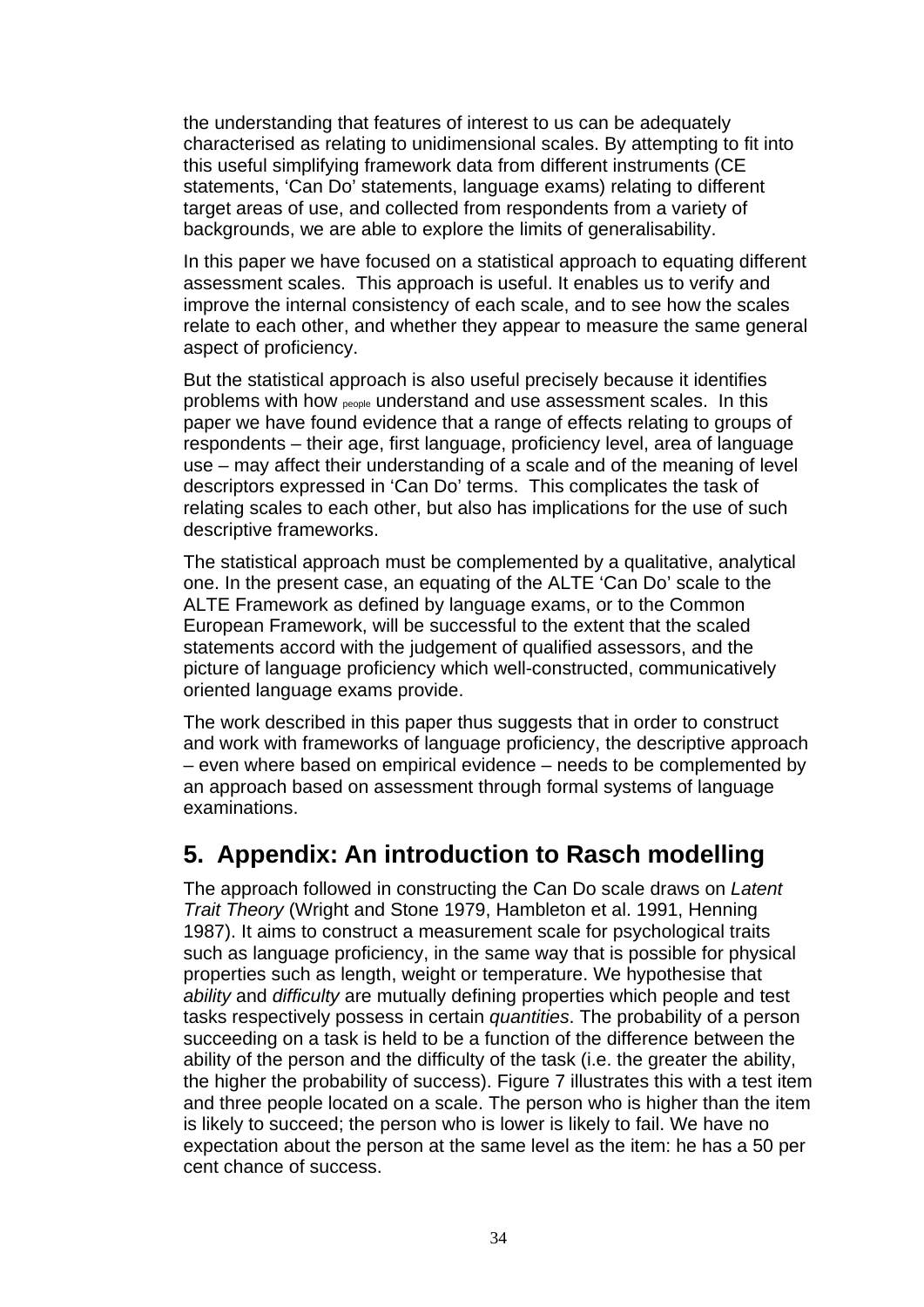the understanding that features of interest to us can be adequately characterised as relating to unidimensional scales. By attempting to fit into this useful simplifying framework data from different instruments (CE statements, 'Can Do' statements, language exams) relating to different target areas of use, and collected from respondents from a variety of backgrounds, we are able to explore the limits of generalisability.

In this paper we have focused on a statistical approach to equating different assessment scales. This approach is useful. It enables us to verify and improve the internal consistency of each scale, and to see how the scales relate to each other, and whether they appear to measure the same general aspect of proficiency.

But the statistical approach is also useful precisely because it identifies problems with how people understand and use assessment scales. In this paper we have found evidence that a range of effects relating to groups of respondents – their age, first language, proficiency level, area of language use – may affect their understanding of a scale and of the meaning of level descriptors expressed in 'Can Do' terms. This complicates the task of relating scales to each other, but also has implications for the use of such descriptive frameworks.

The statistical approach must be complemented by a qualitative, analytical one. In the present case, an equating of the ALTE 'Can Do' scale to the ALTE Framework as defined by language exams, or to the Common European Framework, will be successful to the extent that the scaled statements accord with the judgement of qualified assessors, and the picture of language proficiency which well-constructed, communicatively oriented language exams provide.

The work described in this paper thus suggests that in order to construct and work with frameworks of language proficiency, the descriptive approach – even where based on empirical evidence – needs to be complemented by an approach based on assessment through formal systems of language examinations.

## 5. Appendix: An introduction to Rasch modelling

The approach followed in constructing the Can Do scale draws on *Latent Trait Theory* (Wright and Stone 1979, Hambleton et al. 1991, Henning 1987). It aims to construct a measurement scale for psychological traits such as language proficiency, in the same way that is possible for physical properties such as length, weight or temperature. We hypothesise that *ability* and *difficulty* are mutually defining properties which people and test tasks respectively possess in certain *quantities*. The probability of a person succeeding on a task is held to be a function of the difference between the ability of the person and the difficulty of the task (i.e. the greater the ability, the higher the probability of success). Figure 7 illustrates this with a test item and three people located on a scale. The person who is higher than the item is likely to succeed; the person who is lower is likely to fail. We have no expectation about the person at the same level as the item: he has a 50 per cent chance of success.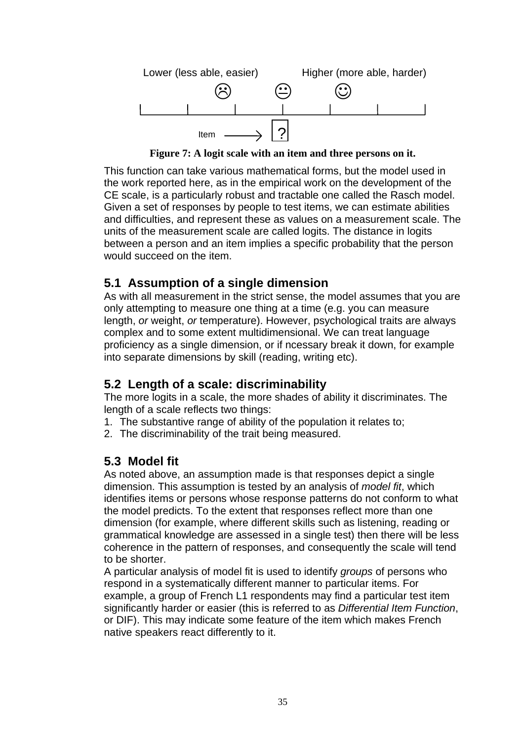Lower (less able, easier)     Higher (more able, harder)

☹     😐     ☺

Item ⟶ ?

**Figure 7: A logit scale with an item and three persons on it.**

This function can take various mathematical forms, but the model used in the work reported here, as in the empirical work on the development of the CE scale, is a particularly robust and tractable one called the Rasch model. Given a set of responses by people to test items, we can estimate abilities and difficulties, and represent these as values on a measurement scale. The units of the measurement scale are called logits. The distance in logits between a person and an item implies a specific probability that the person would succeed on the item.

## 5.1 Assumption of a single dimension

As with all measurement in the strict sense, the model assumes that you are only attempting to measure one thing at a time (e.g. you can measure length, *or* weight, *or* temperature). However, psychological traits are always complex and to some extent multidimensional. We can treat language proficiency as a single dimension, or if ncessary break it down, for example into separate dimensions by skill (reading, writing etc).

## 5.2 Length of a scale: discriminability

The more logits in a scale, the more shades of ability it discriminates. The length of a scale reflects two things:

1. The substantive range of ability of the population it relates to;
2. The discriminability of the trait being measured.

## 5.3 Model fit

As noted above, an assumption made is that responses depict a single dimension. This assumption is tested by an analysis of *model fit*, which identifies items or persons whose response patterns do not conform to what the model predicts. To the extent that responses reflect more than one dimension (for example, where different skills such as listening, reading or grammatical knowledge are assessed in a single test) then there will be less coherence in the pattern of responses, and consequently the scale will tend to be shorter.

A particular analysis of model fit is used to identify *groups* of persons who respond in a systematically different manner to particular items. For example, a group of French L1 respondents may find a particular test item significantly harder or easier (this is referred to as *Differential Item Function*, or DIF). This may indicate some feature of the item which makes French native speakers react differently to it.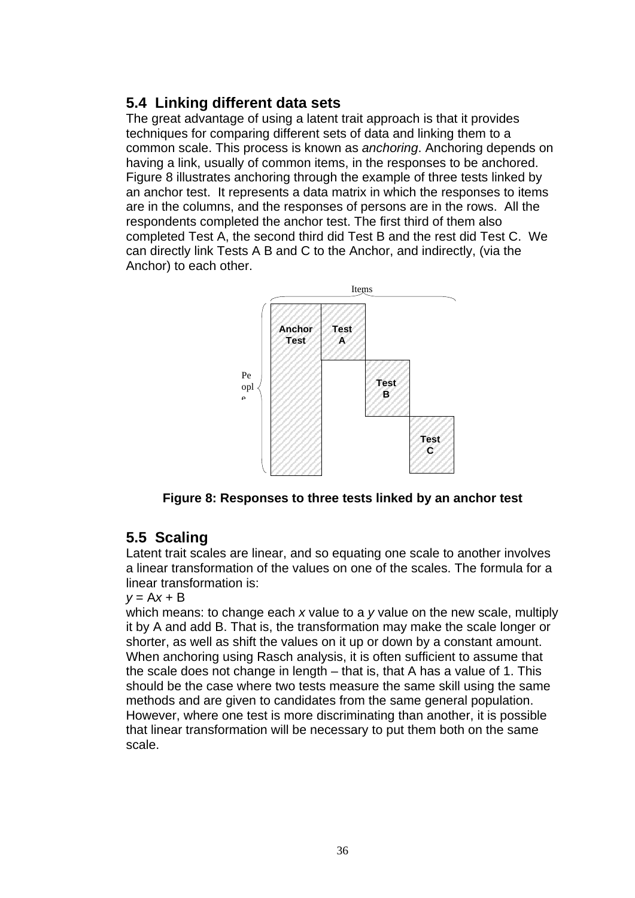## 5.4 Linking different data sets

The great advantage of using a latent trait approach is that it provides techniques for comparing different sets of data and linking them to a common scale. This process is known as *anchoring*. Anchoring depends on having a link, usually of common items, in the responses to be anchored. Figure 8 illustrates anchoring through the example of three tests linked by an anchor test. It represents a data matrix in which the responses to items are in the columns, and the responses of persons are in the rows. All the respondents completed the anchor test. The first third of them also completed Test A, the second third did Test B and the rest did Test C. We can directly link Tests A B and C to the Anchor, and indirectly, (via the Anchor) to each other.

Items

People

Anchor Test

Test A

Test B

Test C

**Figure 8: Responses to three tests linked by an anchor test**

## 5.5 Scaling

Latent trait scales are linear, and so equating one scale to another involves a linear transformation of the values on one of the scales. The formula for a linear transformation is:

$y = \mathrm{A}x + \mathrm{B}$

which means: to change each $x$ value to a $y$ value on the new scale, multiply it by A and add B. That is, the transformation may make the scale longer or shorter, as well as shift the values on it up or down by a constant amount. When anchoring using Rasch analysis, it is often sufficient to assume that the scale does not change in length – that is, that A has a value of 1. This should be the case where two tests measure the same skill using the same methods and are given to candidates from the same general population. However, where one test is more discriminating than another, it is possible that linear transformation will be necessary to put them both on the same scale.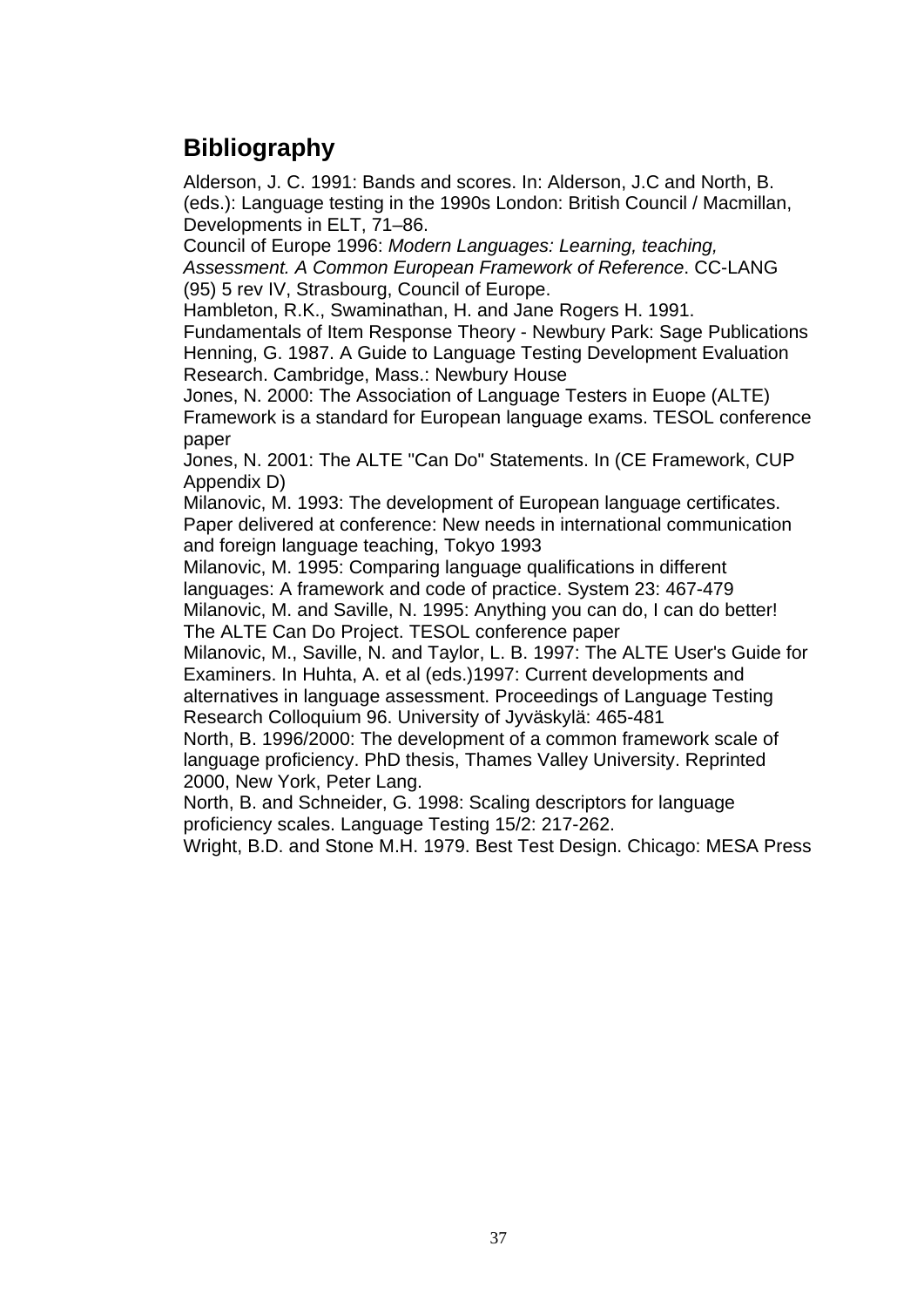## Bibliography

Alderson, J. C. 1991: Bands and scores. In: Alderson, J.C and North, B. (eds.): Language testing in the 1990s London: British Council / Macmillan, Developments in ELT, 71–86.

Council of Europe 1996: *Modern Languages: Learning, teaching, Assessment. A Common European Framework of Reference*. CC-LANG (95) 5 rev IV, Strasbourg, Council of Europe.

Hambleton, R.K., Swaminathan, H. and Jane Rogers H. 1991. Fundamentals of Item Response Theory - Newbury Park: Sage Publications

Henning, G. 1987. A Guide to Language Testing Development Evaluation Research. Cambridge, Mass.: Newbury House

Jones, N. 2000: The Association of Language Testers in Euope (ALTE) Framework is a standard for European language exams. TESOL conference paper

Jones, N. 2001: The ALTE "Can Do" Statements. In (CE Framework, CUP Appendix D)

Milanovic, M. 1993: The development of European language certificates. Paper delivered at conference: New needs in international communication and foreign language teaching, Tokyo 1993

Milanovic, M. 1995: Comparing language qualifications in different languages: A framework and code of practice. System 23: 467-479

Milanovic, M. and Saville, N. 1995: Anything you can do, I can do better! The ALTE Can Do Project. TESOL conference paper

Milanovic, M., Saville, N. and Taylor, L. B. 1997: The ALTE User's Guide for Examiners. In Huhta, A. et al (eds.)1997: Current developments and alternatives in language assessment. Proceedings of Language Testing Research Colloquium 96. University of Jyväskylä: 465-481

North, B. 1996/2000: The development of a common framework scale of language proficiency. PhD thesis, Thames Valley University. Reprinted 2000, New York, Peter Lang.

North, B. and Schneider, G. 1998: Scaling descriptors for language proficiency scales. Language Testing 15/2: 217-262.

Wright, B.D. and Stone M.H. 1979. Best Test Design. Chicago: MESA Press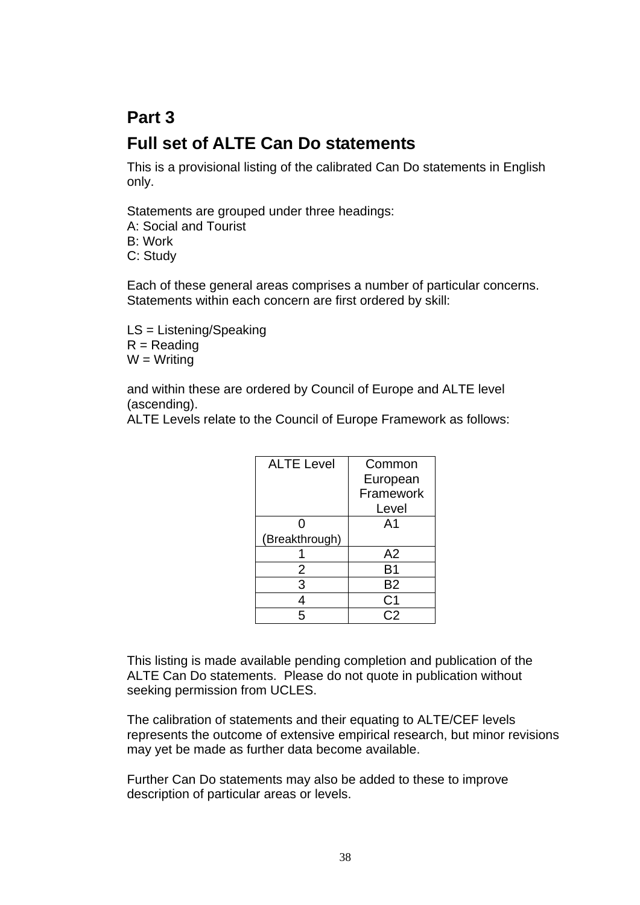## Part 3

## Full set of ALTE Can Do statements

This is a provisional listing of the calibrated Can Do statements in English only.

Statements are grouped under three headings:
A: Social and Tourist
B: Work
C: Study

Each of these general areas comprises a number of particular concerns. Statements within each concern are first ordered by skill:

LS = Listening/Speaking
R = Reading
W = Writing

and within these are ordered by Council of Europe and ALTE level (ascending).
ALTE Levels relate to the Council of Europe Framework as follows:

| ALTE Level | Common European Framework Level |
|---|---|
| 0 (Breakthrough) | A1 |
| 1 | A2 |
| 2 | B1 |
| 3 | B2 |
| 4 | C1 |
| 5 | C2 |

This listing is made available pending completion and publication of the ALTE Can Do statements. Please do not quote in publication without seeking permission from UCLES.

The calibration of statements and their equating to ALTE/CEF levels represents the outcome of extensive empirical research, but minor revisions may yet be made as further data become available.

Further Can Do statements may also be added to these to improve description of particular areas or levels.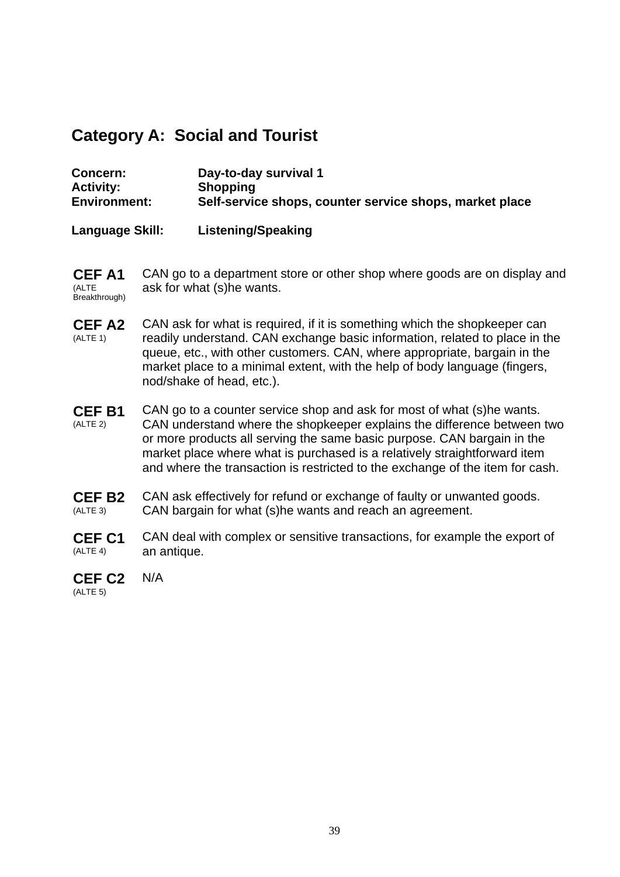## Category A: Social and Tourist

**Concern:** Day-to-day survival 1
**Activity:** Shopping
**Environment:** Self-service shops, counter service shops, market place

**Language Skill:** Listening/Speaking

| | |
|---|---|
| **CEF A1** (ALTE Breakthrough) | CAN go to a department store or other shop where goods are on display and ask for what (s)he wants. |
| **CEF A2** (ALTE 1) | CAN ask for what is required, if it is something which the shopkeeper can readily understand. CAN exchange basic information, related to place in the queue, etc., with other customers. CAN, where appropriate, bargain in the market place to a minimal extent, with the help of body language (fingers, nod/shake of head, etc.). |
| **CEF B1** (ALTE 2) | CAN go to a counter service shop and ask for most of what (s)he wants. CAN understand where the shopkeeper explains the difference between two or more products all serving the same basic purpose. CAN bargain in the market place where what is purchased is a relatively straightforward item and where the transaction is restricted to the exchange of the item for cash. |
| **CEF B2** (ALTE 3) | CAN ask effectively for refund or exchange of faulty or unwanted goods. CAN bargain for what (s)he wants and reach an agreement. |
| **CEF C1** (ALTE 4) | CAN deal with complex or sensitive transactions, for example the export of an antique. |
| **CEF C2** (ALTE 5) | N/A |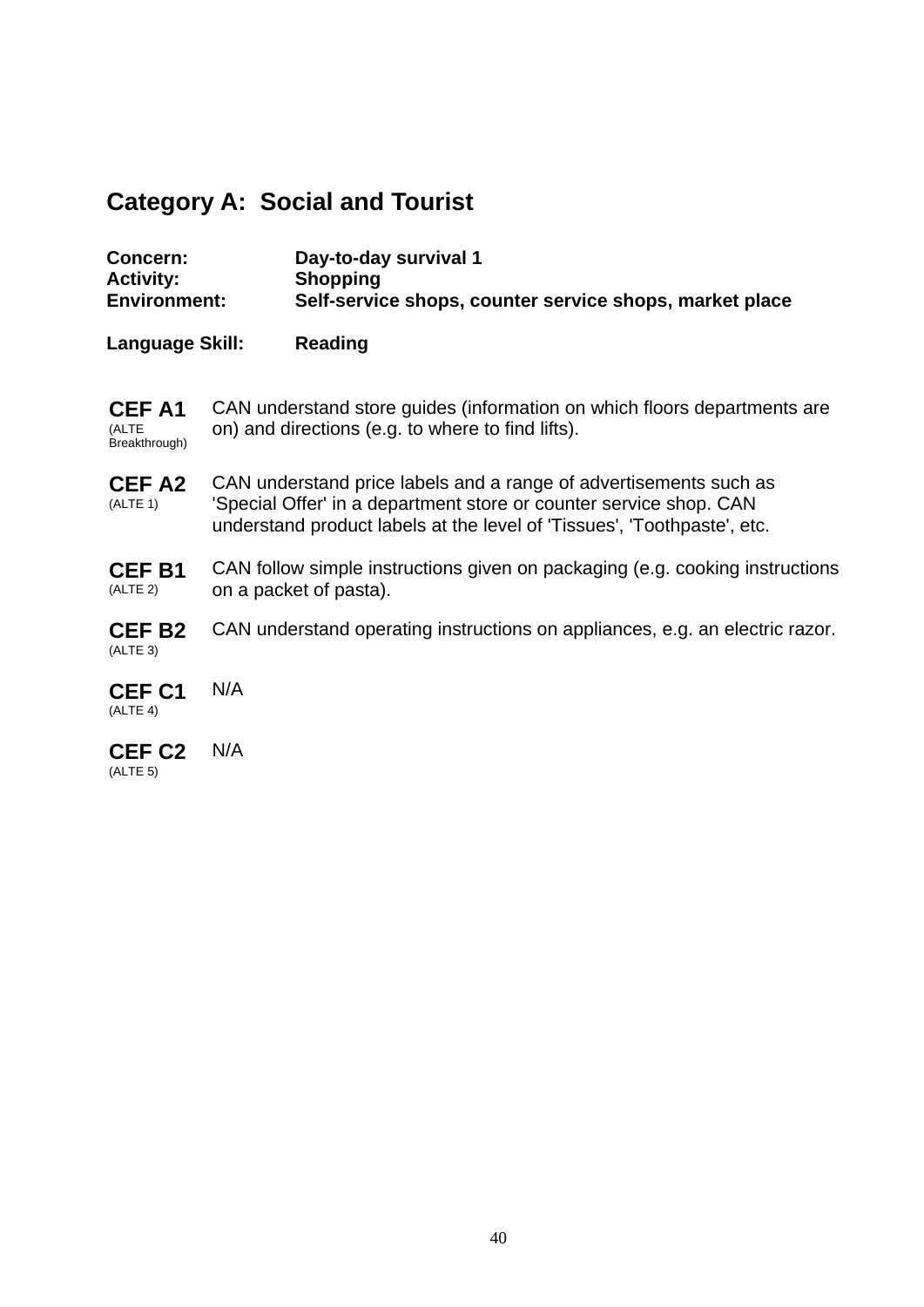## Category A: Social and Tourist

| | |
|---|---|
| **Concern:** | **Day-to-day survival 1** |
| **Activity:** | **Shopping** |
| **Environment:** | **Self-service shops, counter service shops, market place** |
| **Language Skill:** | **Reading** |

| Level | Description |
|---|---|
| **CEF A1** (ALTE Breakthrough) | CAN understand store guides (information on which floors departments are on) and directions (e.g. to where to find lifts). |
| **CEF A2** (ALTE 1) | CAN understand price labels and a range of advertisements such as 'Special Offer' in a department store or counter service shop. CAN understand product labels at the level of 'Tissues', 'Toothpaste', etc. |
| **CEF B1** (ALTE 2) | CAN follow simple instructions given on packaging (e.g. cooking instructions on a packet of pasta). |
| **CEF B2** (ALTE 3) | CAN understand operating instructions on appliances, e.g. an electric razor. |
| **CEF C1** (ALTE 4) | N/A |
| **CEF C2** (ALTE 5) | N/A |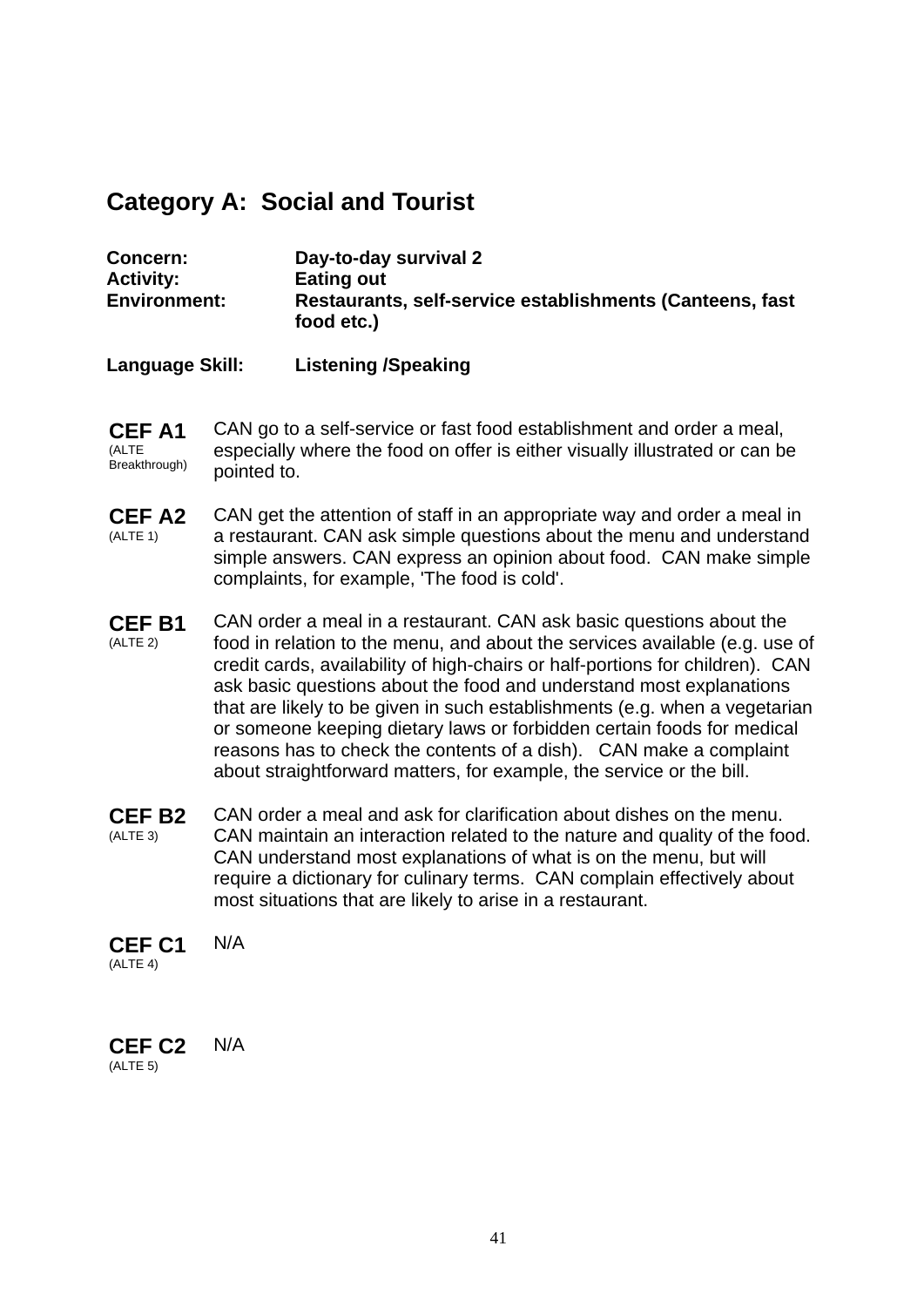## Category A:  Social and Tourist

**Concern:** Day-to-day survival 2
**Activity:** Eating out
**Environment:** Restaurants, self-service establishments (Canteens, fast food etc.)

**Language Skill:** Listening /Speaking

| | |
|---|---|
| **CEF A1** (ALTE Breakthrough) | CAN go to a self-service or fast food establishment and order a meal, especially where the food on offer is either visually illustrated or can be pointed to. |
| **CEF A2** (ALTE 1) | CAN get the attention of staff in an appropriate way and order a meal in a restaurant. CAN ask simple questions about the menu and understand simple answers. CAN express an opinion about food. CAN make simple complaints, for example, 'The food is cold'. |
| **CEF B1** (ALTE 2) | CAN order a meal in a restaurant. CAN ask basic questions about the food in relation to the menu, and about the services available (e.g. use of credit cards, availability of high-chairs or half-portions for children). CAN ask basic questions about the food and understand most explanations that are likely to be given in such establishments (e.g. when a vegetarian or someone keeping dietary laws or forbidden certain foods for medical reasons has to check the contents of a dish). CAN make a complaint about straightforward matters, for example, the service or the bill. |
| **CEF B2** (ALTE 3) | CAN order a meal and ask for clarification about dishes on the menu. CAN maintain an interaction related to the nature and quality of the food. CAN understand most explanations of what is on the menu, but will require a dictionary for culinary terms. CAN complain effectively about most situations that are likely to arise in a restaurant. |
| **CEF C1** (ALTE 4) | N/A |
| **CEF C2** (ALTE 5) | N/A |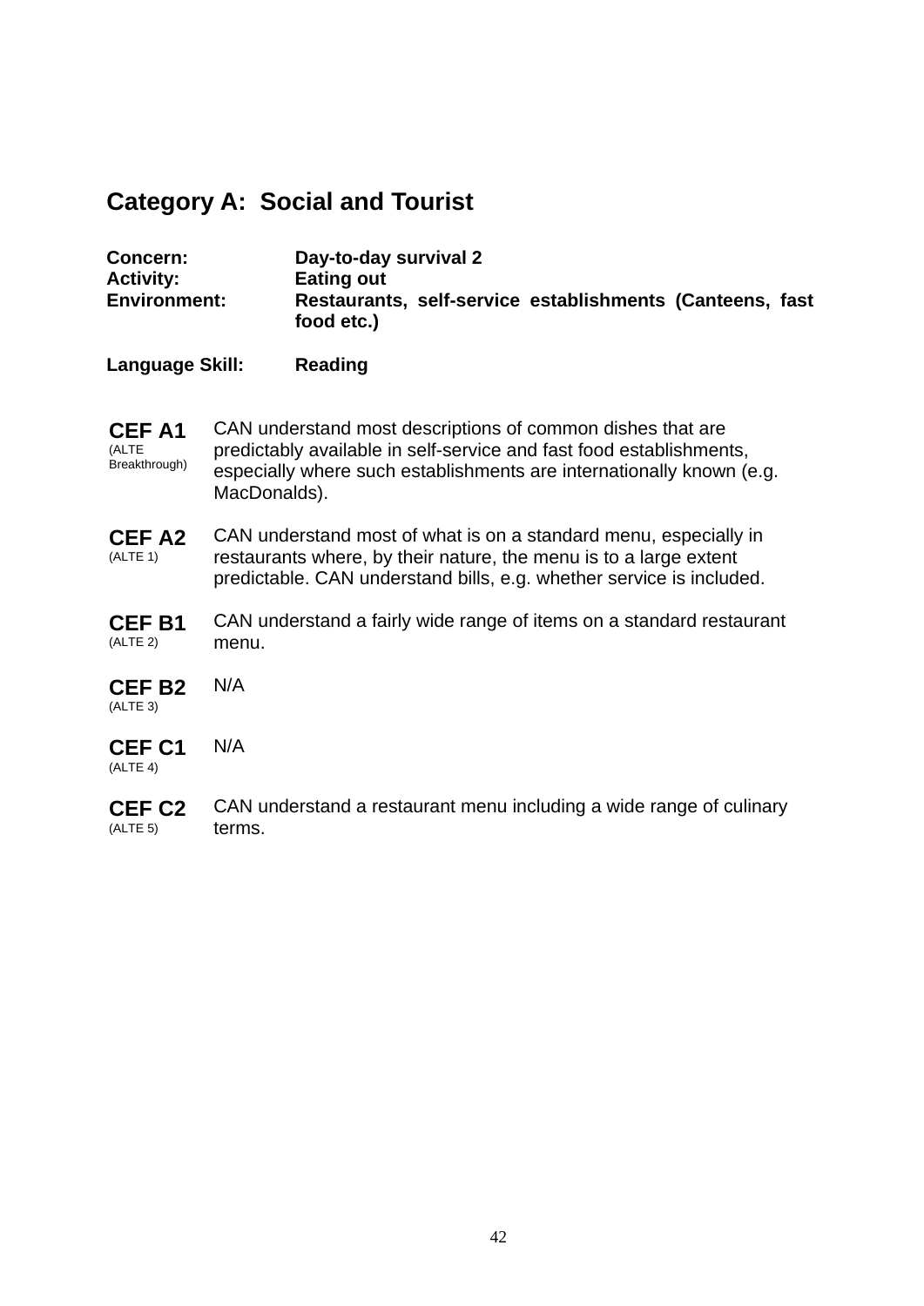## Category A: Social and Tourist

**Concern:** Day-to-day survival 2
**Activity:** Eating out
**Environment:** Restaurants, self-service establishments (Canteens, fast food etc.)

**Language Skill:** Reading

| Level | Descriptor |
|---|---|
| **CEF A1** (ALTE Breakthrough) | CAN understand most descriptions of common dishes that are predictably available in self-service and fast food establishments, especially where such establishments are internationally known (e.g. MacDonalds). |
| **CEF A2** (ALTE 1) | CAN understand most of what is on a standard menu, especially in restaurants where, by their nature, the menu is to a large extent predictable. CAN understand bills, e.g. whether service is included. |
| **CEF B1** (ALTE 2) | CAN understand a fairly wide range of items on a standard restaurant menu. |
| **CEF B2** (ALTE 3) | N/A |
| **CEF C1** (ALTE 4) | N/A |
| **CEF C2** (ALTE 5) | CAN understand a restaurant menu including a wide range of culinary terms. |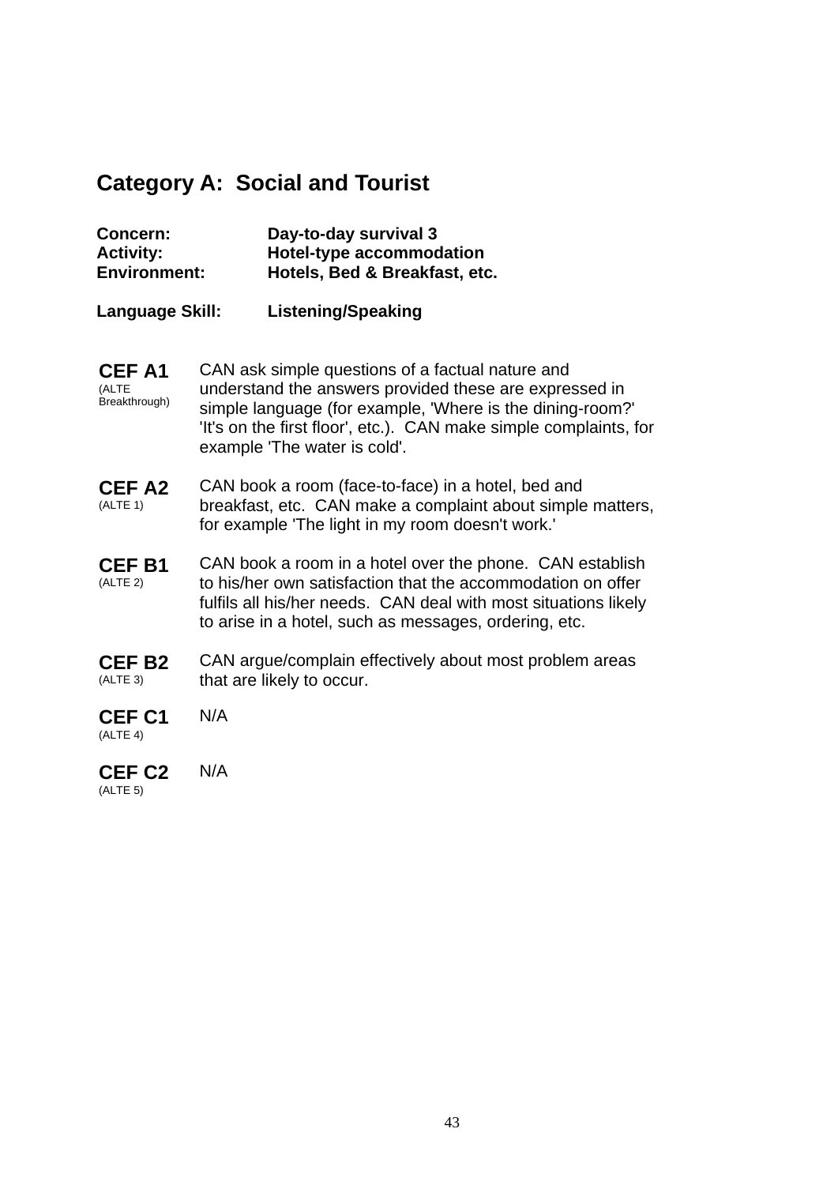## Category A:  Social and Tourist

**Concern:** Day-to-day survival 3
**Activity:** Hotel-type accommodation
**Environment:** Hotels, Bed & Breakfast, etc.

**Language Skill:** Listening/Speaking

| | |
|---|---|
| **CEF A1** (ALTE Breakthrough) | CAN ask simple questions of a factual nature and understand the answers provided these are expressed in simple language (for example, 'Where is the dining-room?' 'It's on the first floor', etc.).  CAN make simple complaints, for example 'The water is cold'. |
| **CEF A2** (ALTE 1) | CAN book a room (face-to-face) in a hotel, bed and breakfast, etc.  CAN make a complaint about simple matters, for example 'The light in my room doesn't work.' |
| **CEF B1** (ALTE 2) | CAN book a room in a hotel over the phone.  CAN establish to his/her own satisfaction that the accommodation on offer fulfils all his/her needs.  CAN deal with most situations likely to arise in a hotel, such as messages, ordering, etc. |
| **CEF B2** (ALTE 3) | CAN argue/complain effectively about most problem areas that are likely to occur. |
| **CEF C1** (ALTE 4) | N/A |
| **CEF C2** (ALTE 5) | N/A |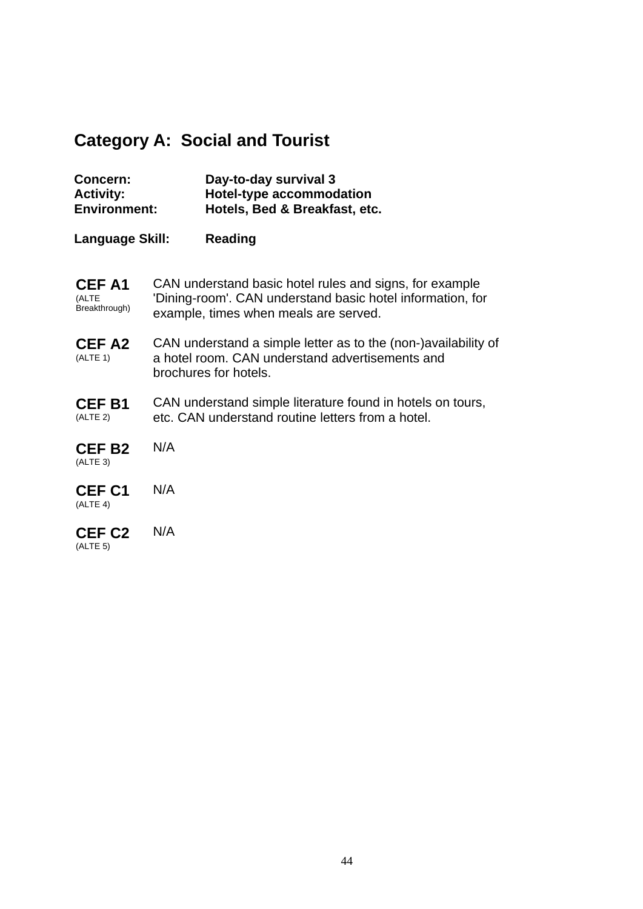## Category A: Social and Tourist

**Concern:** Day-to-day survival 3
**Activity:** Hotel-type accommodation
**Environment:** Hotels, Bed & Breakfast, etc.

**Language Skill:** Reading

| Level | Description |
|---|---|
| **CEF A1** (ALTE Breakthrough) | CAN understand basic hotel rules and signs, for example 'Dining-room'. CAN understand basic hotel information, for example, times when meals are served. |
| **CEF A2** (ALTE 1) | CAN understand a simple letter as to the (non-)availability of a hotel room. CAN understand advertisements and brochures for hotels. |
| **CEF B1** (ALTE 2) | CAN understand simple literature found in hotels on tours, etc. CAN understand routine letters from a hotel. |
| **CEF B2** (ALTE 3) | N/A |
| **CEF C1** (ALTE 4) | N/A |
| **CEF C2** (ALTE 5) | N/A |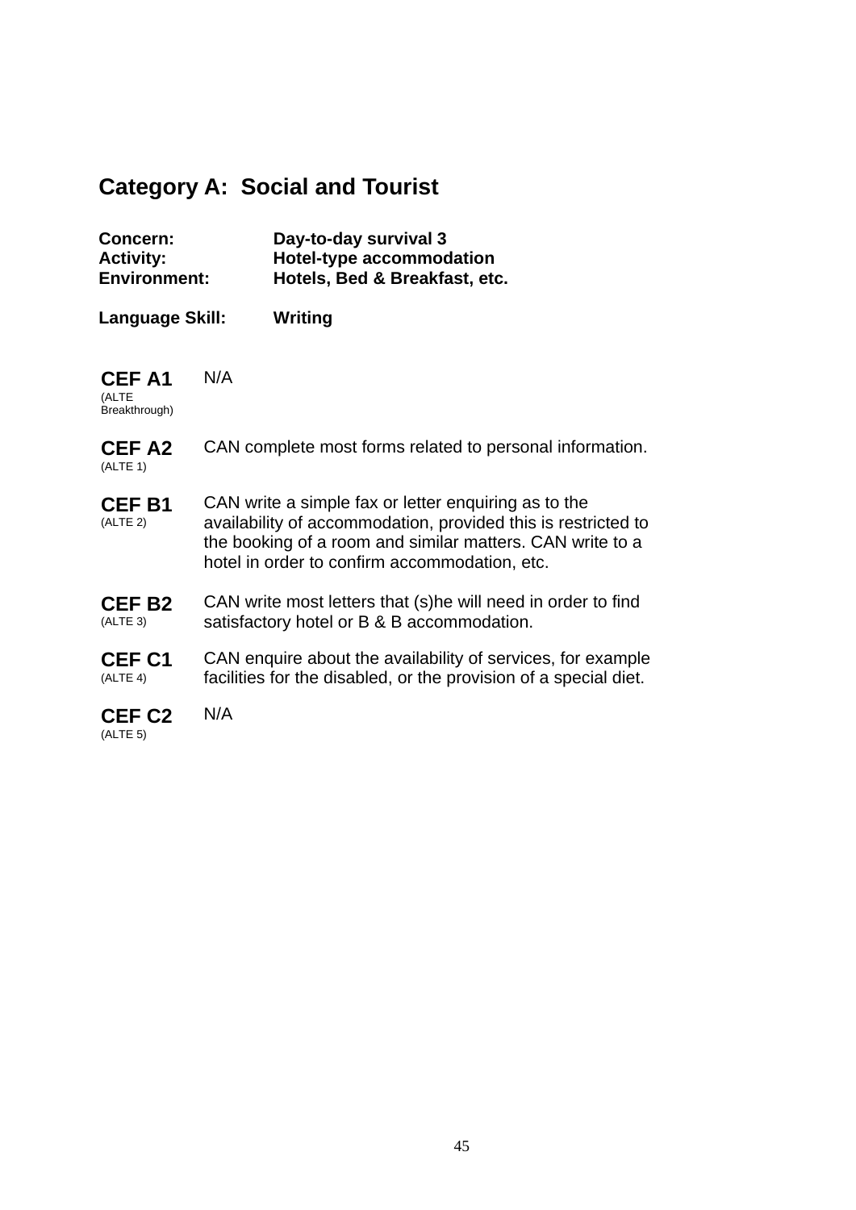## Category A: Social and Tourist

**Concern:** Day-to-day survival 3
**Activity:** Hotel-type accommodation
**Environment:** Hotels, Bed & Breakfast, etc.

**Language Skill:** Writing

| Level | Description |
|---|---|
| **CEF A1** (ALTE Breakthrough) | N/A |
| **CEF A2** (ALTE 1) | CAN complete most forms related to personal information. |
| **CEF B1** (ALTE 2) | CAN write a simple fax or letter enquiring as to the availability of accommodation, provided this is restricted to the booking of a room and similar matters. CAN write to a hotel in order to confirm accommodation, etc. |
| **CEF B2** (ALTE 3) | CAN write most letters that (s)he will need in order to find satisfactory hotel or B & B accommodation. |
| **CEF C1** (ALTE 4) | CAN enquire about the availability of services, for example facilities for the disabled, or the provision of a special diet. |
| **CEF C2** (ALTE 5) | N/A |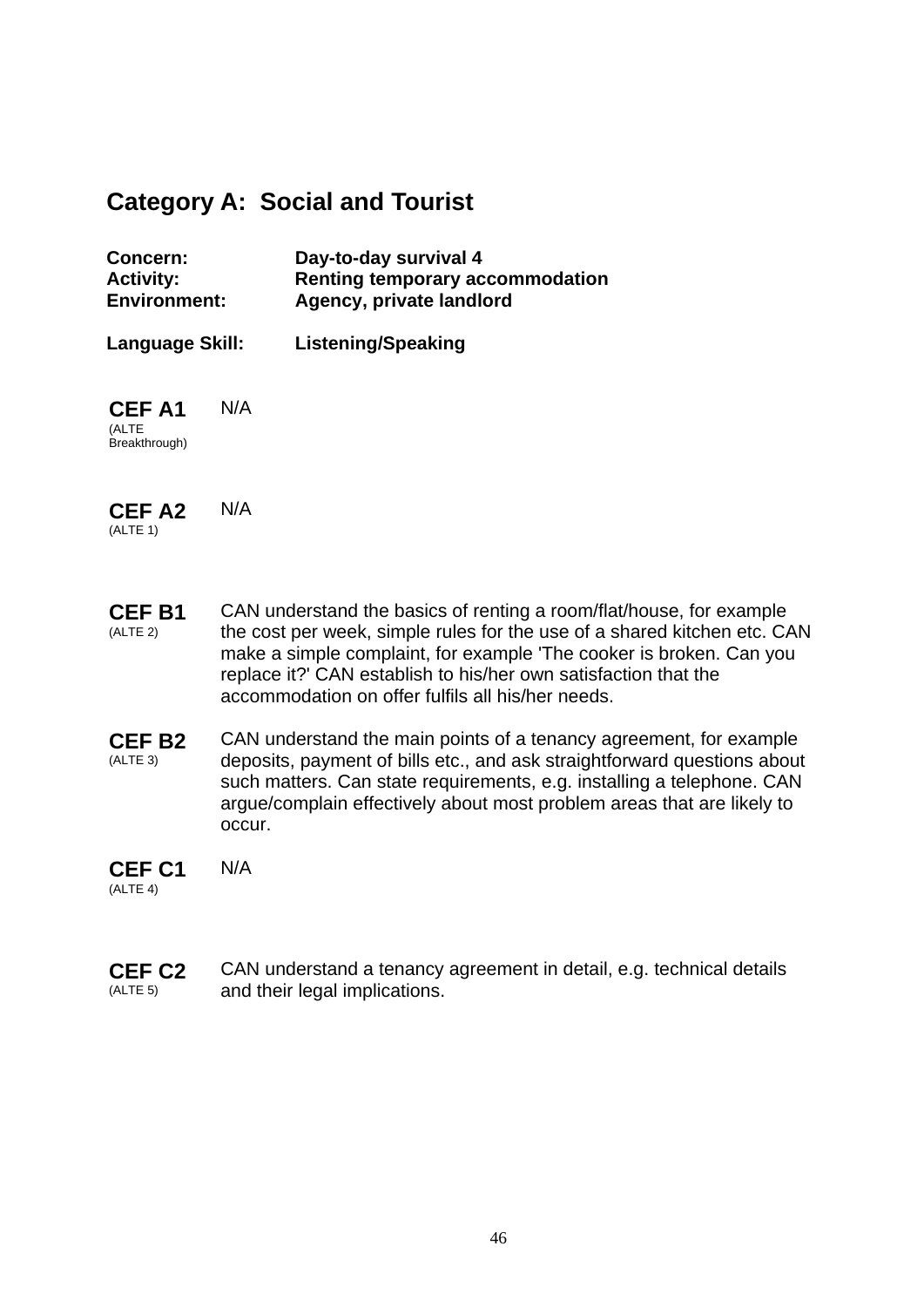## Category A: Social and Tourist

**Concern:** Day-to-day survival 4
**Activity:** Renting temporary accommodation
**Environment:** Agency, private landlord

**Language Skill:** Listening/Speaking

| Level | Description |
|---|---|
| **CEF A1** (ALTE Breakthrough) | N/A |
| **CEF A2** (ALTE 1) | N/A |
| **CEF B1** (ALTE 2) | CAN understand the basics of renting a room/flat/house, for example the cost per week, simple rules for the use of a shared kitchen etc. CAN make a simple complaint, for example 'The cooker is broken. Can you replace it?' CAN establish to his/her own satisfaction that the accommodation on offer fulfils all his/her needs. |
| **CEF B2** (ALTE 3) | CAN understand the main points of a tenancy agreement, for example deposits, payment of bills etc., and ask straightforward questions about such matters. Can state requirements, e.g. installing a telephone. CAN argue/complain effectively about most problem areas that are likely to occur. |
| **CEF C1** (ALTE 4) | N/A |
| **CEF C2** (ALTE 5) | CAN understand a tenancy agreement in detail, e.g. technical details and their legal implications. |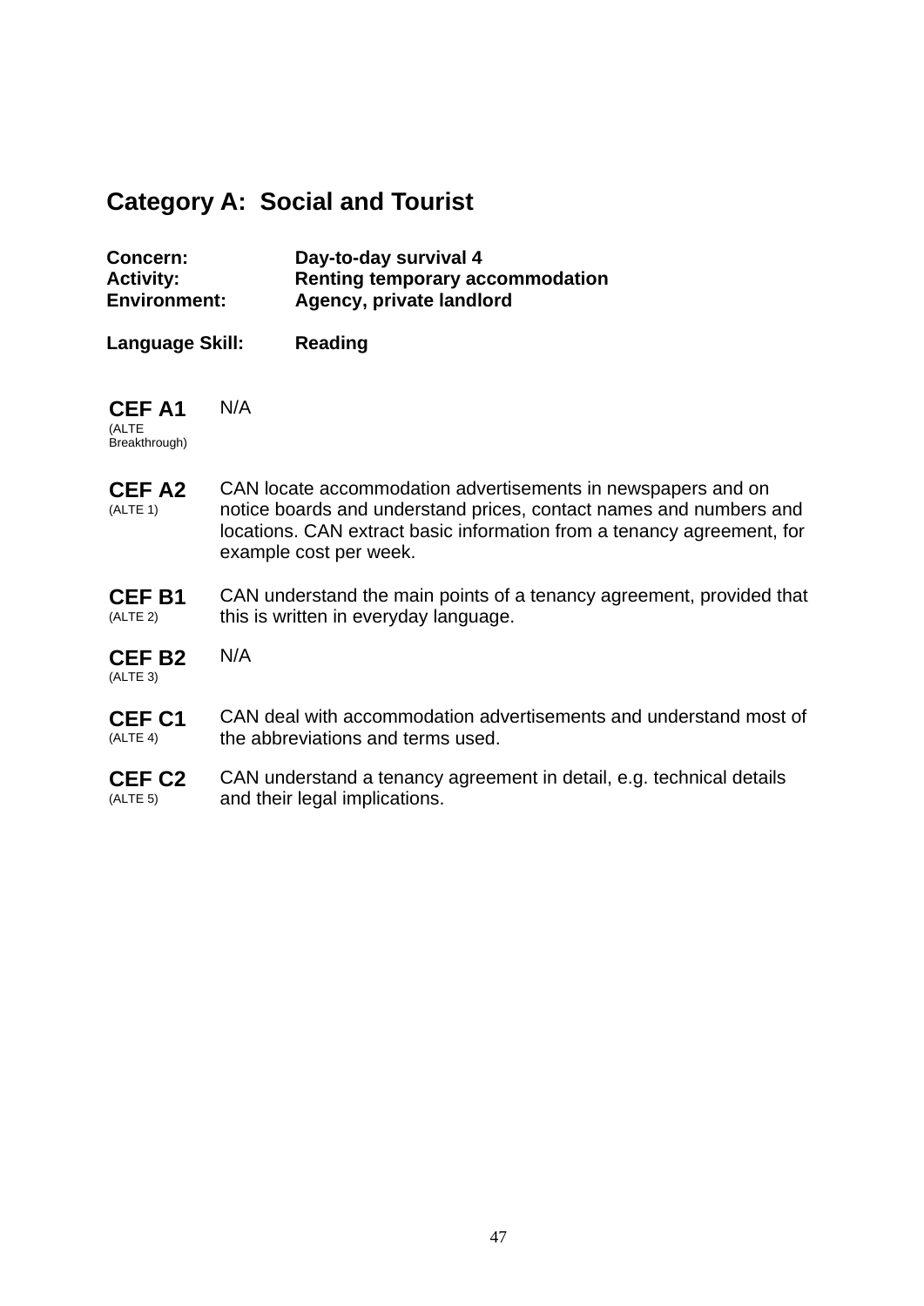## Category A: Social and Tourist

**Concern:** Day-to-day survival 4
**Activity:** Renting temporary accommodation
**Environment:** Agency, private landlord

**Language Skill:** Reading

| Level | Description |
|---|---|
| **CEF A1** (ALTE Breakthrough) | N/A |
| **CEF A2** (ALTE 1) | CAN locate accommodation advertisements in newspapers and on notice boards and understand prices, contact names and numbers and locations. CAN extract basic information from a tenancy agreement, for example cost per week. |
| **CEF B1** (ALTE 2) | CAN understand the main points of a tenancy agreement, provided that this is written in everyday language. |
| **CEF B2** (ALTE 3) | N/A |
| **CEF C1** (ALTE 4) | CAN deal with accommodation advertisements and understand most of the abbreviations and terms used. |
| **CEF C2** (ALTE 5) | CAN understand a tenancy agreement in detail, e.g. technical details and their legal implications. |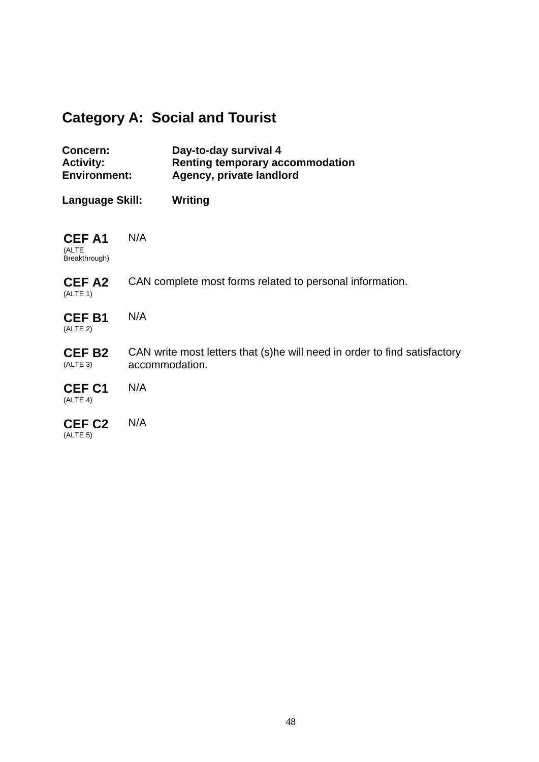## Category A: Social and Tourist

**Concern:** Day-to-day survival 4
**Activity:** Renting temporary accommodation
**Environment:** Agency, private landlord

**Language Skill:** Writing

| Level | Description |
|---|---|
| **CEF A1** (ALTE Breakthrough) | N/A |
| **CEF A2** (ALTE 1) | CAN complete most forms related to personal information. |
| **CEF B1** (ALTE 2) | N/A |
| **CEF B2** (ALTE 3) | CAN write most letters that (s)he will need in order to find satisfactory accommodation. |
| **CEF C1** (ALTE 4) | N/A |
| **CEF C2** (ALTE 5) | N/A |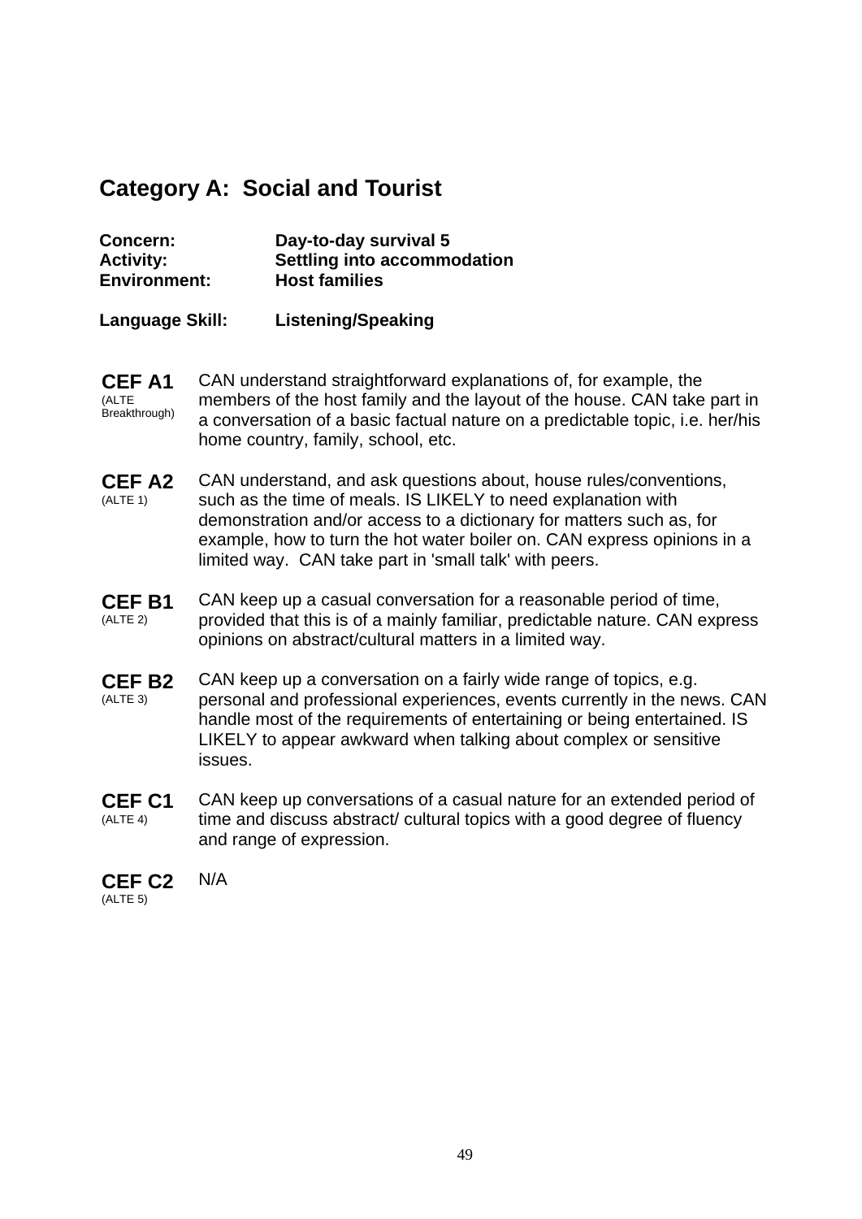## Category A:  Social and Tourist

**Concern:** Day-to-day survival 5
**Activity:** Settling into accommodation
**Environment:** Host families

**Language Skill:** Listening/Speaking

**CEF A1** (ALTE Breakthrough)
CAN understand straightforward explanations of, for example, the members of the host family and the layout of the house. CAN take part in a conversation of a basic factual nature on a predictable topic, i.e. her/his home country, family, school, etc.

**CEF A2** (ALTE 1)
CAN understand, and ask questions about, house rules/conventions, such as the time of meals. IS LIKELY to need explanation with demonstration and/or access to a dictionary for matters such as, for example, how to turn the hot water boiler on. CAN express opinions in a limited way.  CAN take part in 'small talk' with peers.

**CEF B1** (ALTE 2)
CAN keep up a casual conversation for a reasonable period of time, provided that this is of a mainly familiar, predictable nature. CAN express opinions on abstract/cultural matters in a limited way.

**CEF B2** (ALTE 3)
CAN keep up a conversation on a fairly wide range of topics, e.g. personal and professional experiences, events currently in the news. CAN handle most of the requirements of entertaining or being entertained. IS LIKELY to appear awkward when talking about complex or sensitive issues.

**CEF C1** (ALTE 4)
CAN keep up conversations of a casual nature for an extended period of time and discuss abstract/ cultural topics with a good degree of fluency and range of expression.

**CEF C2** (ALTE 5)
N/A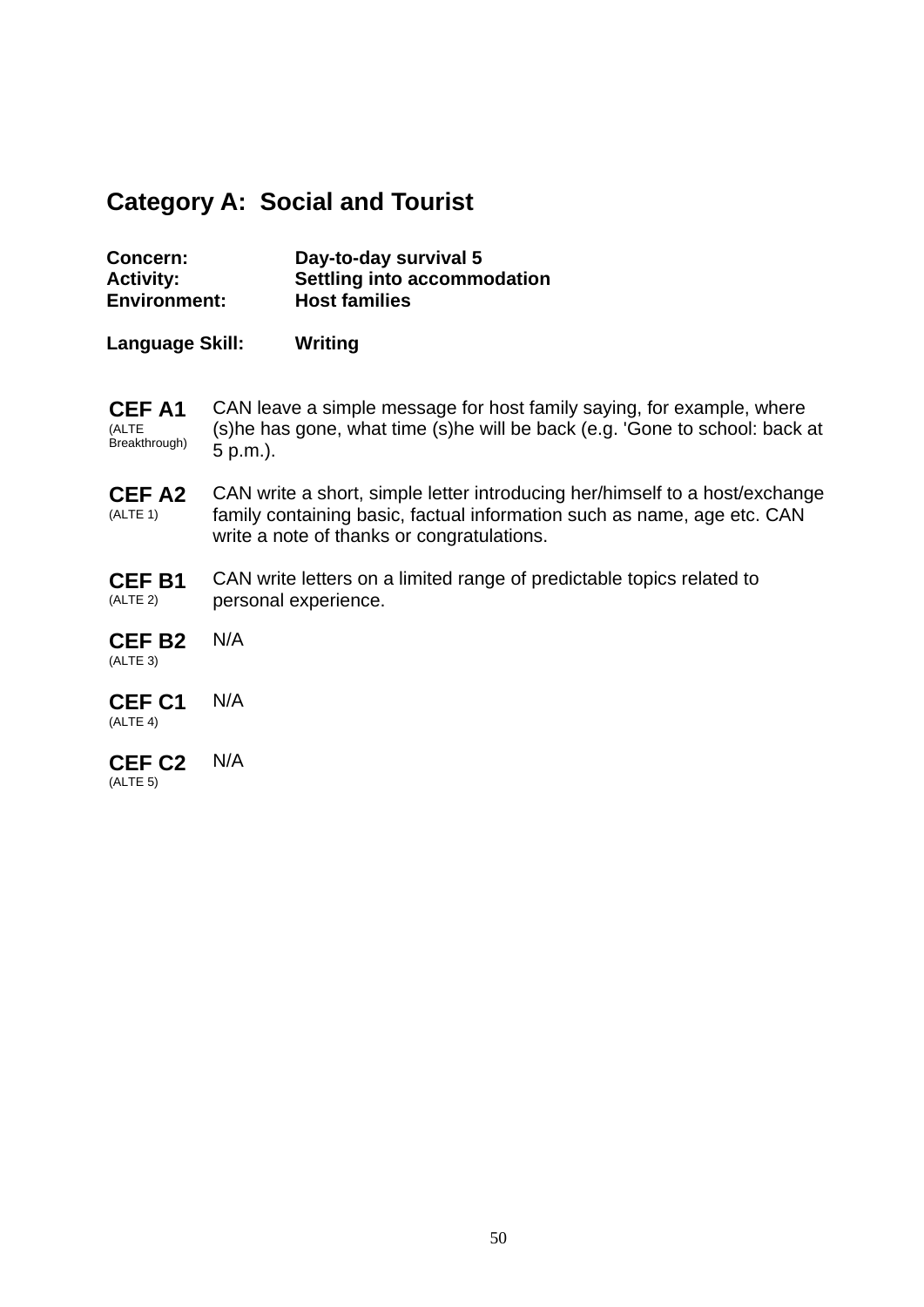## Category A: Social and Tourist

**Concern:** Day-to-day survival 5
**Activity:** Settling into accommodation
**Environment:** Host families

**Language Skill:** Writing

| Level | Description |
|---|---|
| **CEF A1** (ALTE Breakthrough) | CAN leave a simple message for host family saying, for example, where (s)he has gone, what time (s)he will be back (e.g. 'Gone to school: back at 5 p.m.). |
| **CEF A2** (ALTE 1) | CAN write a short, simple letter introducing her/himself to a host/exchange family containing basic, factual information such as name, age etc. CAN write a note of thanks or congratulations. |
| **CEF B1** (ALTE 2) | CAN write letters on a limited range of predictable topics related to personal experience. |
| **CEF B2** (ALTE 3) | N/A |
| **CEF C1** (ALTE 4) | N/A |
| **CEF C2** (ALTE 5) | N/A |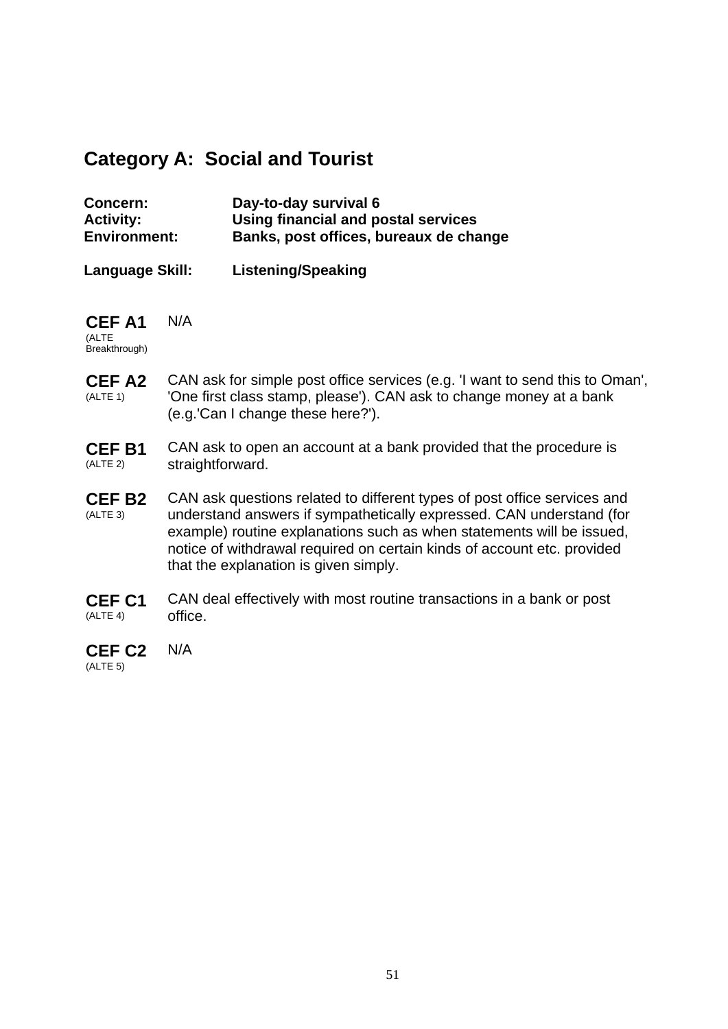## Category A: Social and Tourist

**Concern:** Day-to-day survival 6
**Activity:** Using financial and postal services
**Environment:** Banks, post offices, bureaux de change

**Language Skill:** Listening/Speaking

| | |
|---|---|
| **CEF A1** (ALTE Breakthrough) | N/A |
| **CEF A2** (ALTE 1) | CAN ask for simple post office services (e.g. 'I want to send this to Oman', 'One first class stamp, please'). CAN ask to change money at a bank (e.g.'Can I change these here?'). |
| **CEF B1** (ALTE 2) | CAN ask to open an account at a bank provided that the procedure is straightforward. |
| **CEF B2** (ALTE 3) | CAN ask questions related to different types of post office services and understand answers if sympathetically expressed. CAN understand (for example) routine explanations such as when statements will be issued, notice of withdrawal required on certain kinds of account etc. provided that the explanation is given simply. |
| **CEF C1** (ALTE 4) | CAN deal effectively with most routine transactions in a bank or post office. |
| **CEF C2** (ALTE 5) | N/A |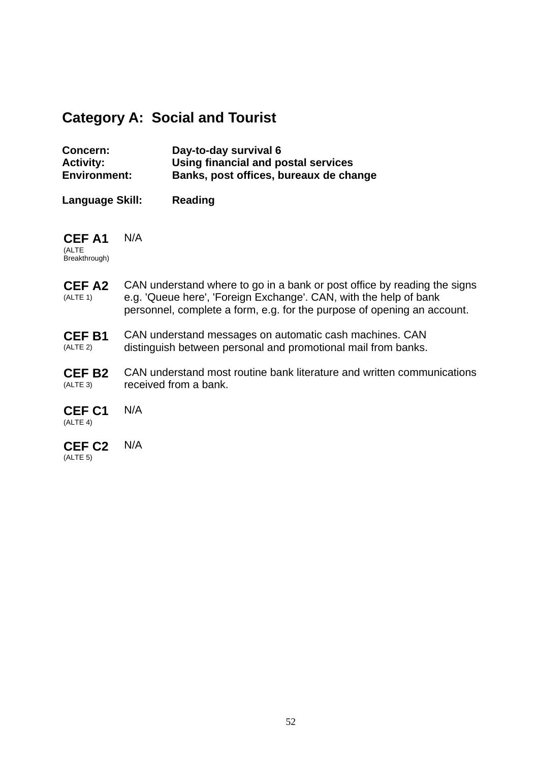## Category A: Social and Tourist

**Concern:** Day-to-day survival 6
**Activity:** Using financial and postal services
**Environment:** Banks, post offices, bureaux de change

**Language Skill:** Reading

| | |
|---|---|
| **CEF A1** (ALTE Breakthrough) | N/A |
| **CEF A2** (ALTE 1) | CAN understand where to go in a bank or post office by reading the signs e.g. 'Queue here', 'Foreign Exchange'. CAN, with the help of bank personnel, complete a form, e.g. for the purpose of opening an account. |
| **CEF B1** (ALTE 2) | CAN understand messages on automatic cash machines. CAN distinguish between personal and promotional mail from banks. |
| **CEF B2** (ALTE 3) | CAN understand most routine bank literature and written communications received from a bank. |
| **CEF C1** (ALTE 4) | N/A |
| **CEF C2** (ALTE 5) | N/A |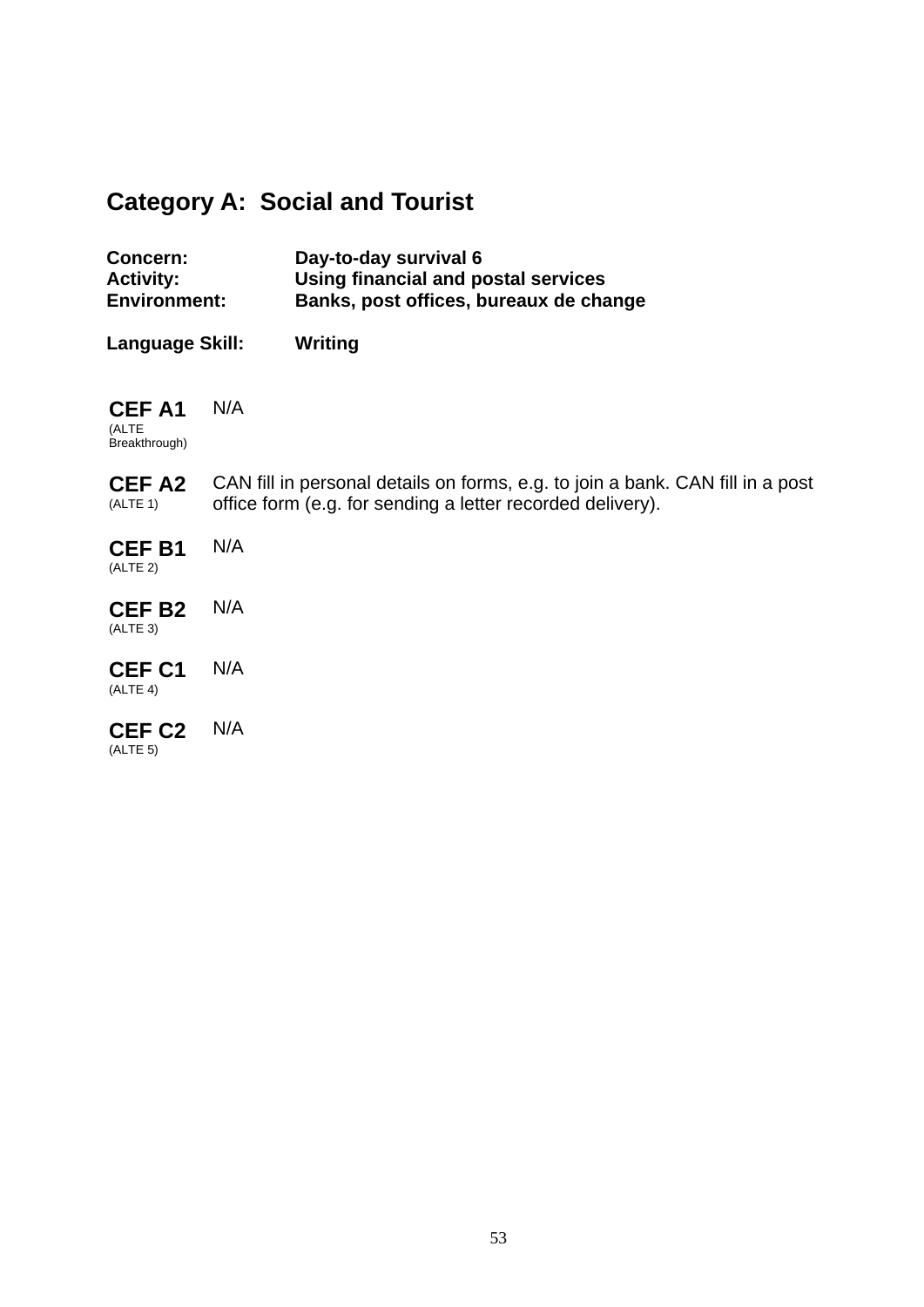## Category A: Social and Tourist

**Concern:** Day-to-day survival 6
**Activity:** Using financial and postal services
**Environment:** Banks, post offices, bureaux de change

**Language Skill:** Writing

| | |
|---|---|
| **CEF A1** (ALTE Breakthrough) | N/A |
| **CEF A2** (ALTE 1) | CAN fill in personal details on forms, e.g. to join a bank. CAN fill in a post office form (e.g. for sending a letter recorded delivery). |
| **CEF B1** (ALTE 2) | N/A |
| **CEF B2** (ALTE 3) | N/A |
| **CEF C1** (ALTE 4) | N/A |
| **CEF C2** (ALTE 5) | N/A |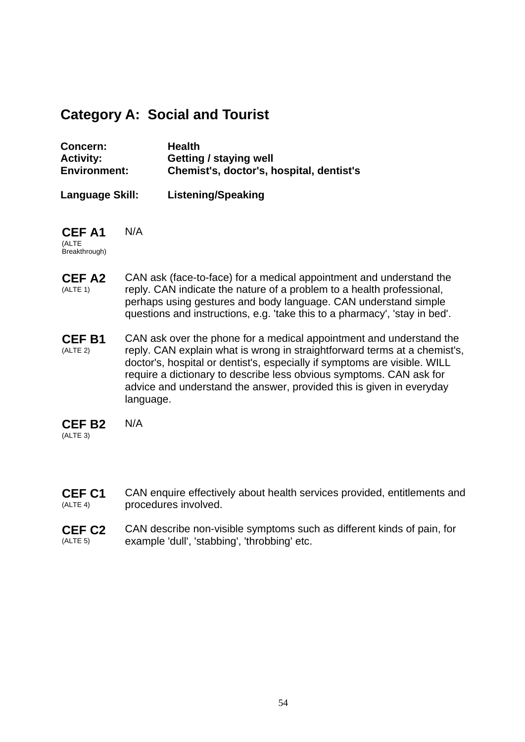## Category A: Social and Tourist

**Concern:** **Health**
**Activity:** **Getting / staying well**
**Environment:** **Chemist's, doctor's, hospital, dentist's**

**Language Skill:** **Listening/Speaking**

| Level | Description |
|---|---|
| **CEF A1** (ALTE Breakthrough) | N/A |
| **CEF A2** (ALTE 1) | CAN ask (face-to-face) for a medical appointment and understand the reply. CAN indicate the nature of a problem to a health professional, perhaps using gestures and body language. CAN understand simple questions and instructions, e.g. 'take this to a pharmacy', 'stay in bed'. |
| **CEF B1** (ALTE 2) | CAN ask over the phone for a medical appointment and understand the reply. CAN explain what is wrong in straightforward terms at a chemist's, doctor's, hospital or dentist's, especially if symptoms are visible. WILL require a dictionary to describe less obvious symptoms. CAN ask for advice and understand the answer, provided this is given in everyday language. |
| **CEF B2** (ALTE 3) | N/A |
| **CEF C1** (ALTE 4) | CAN enquire effectively about health services provided, entitlements and procedures involved. |
| **CEF C2** (ALTE 5) | CAN describe non-visible symptoms such as different kinds of pain, for example 'dull', 'stabbing', 'throbbing' etc. |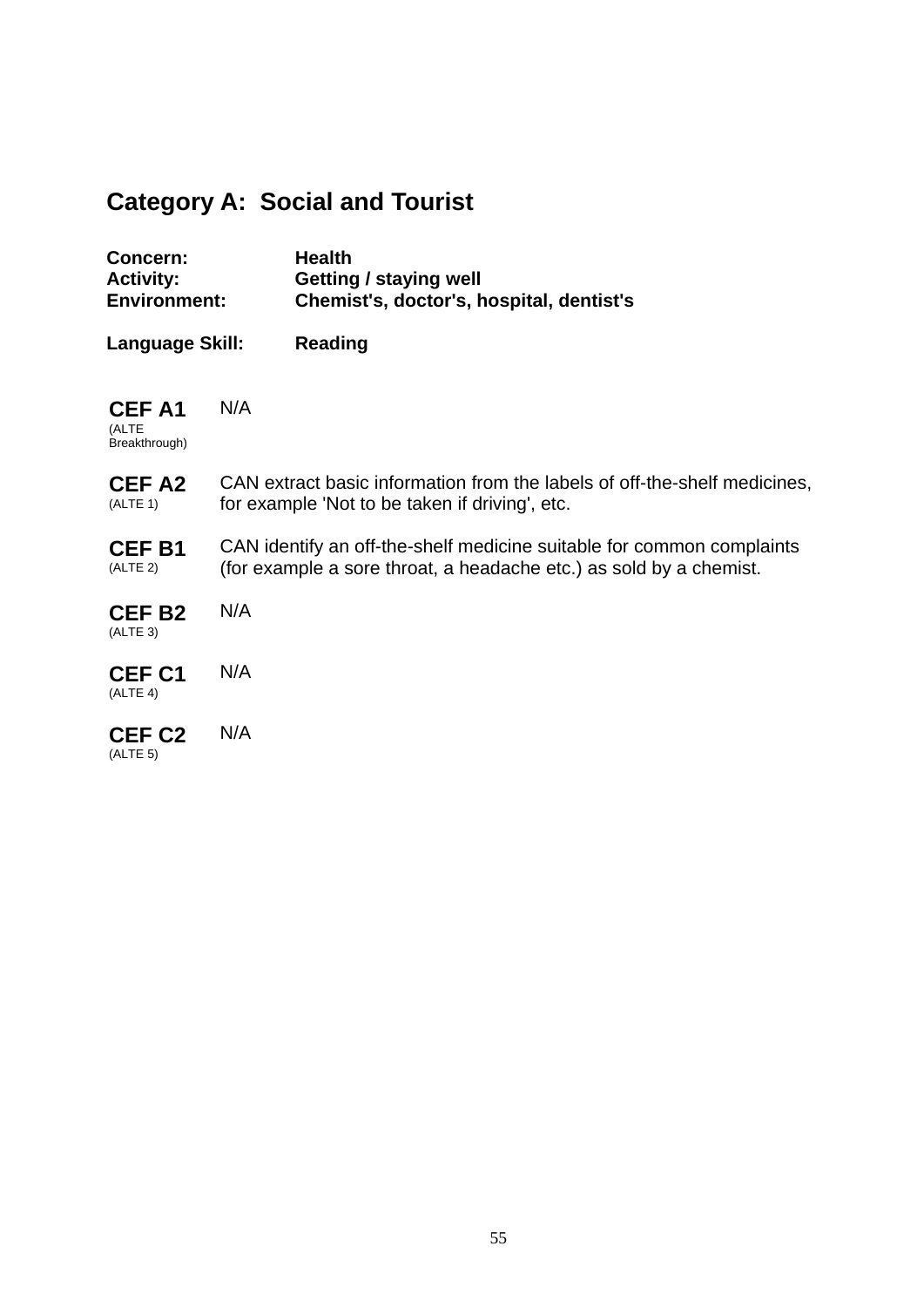## Category A: Social and Tourist

**Concern:** **Health**
**Activity:** **Getting / staying well**
**Environment:** **Chemist's, doctor's, hospital, dentist's**

**Language Skill:** **Reading**

| | |
|---|---|
| **CEF A1** (ALTE Breakthrough) | N/A |
| **CEF A2** (ALTE 1) | CAN extract basic information from the labels of off-the-shelf medicines, for example 'Not to be taken if driving', etc. |
| **CEF B1** (ALTE 2) | CAN identify an off-the-shelf medicine suitable for common complaints (for example a sore throat, a headache etc.) as sold by a chemist. |
| **CEF B2** (ALTE 3) | N/A |
| **CEF C1** (ALTE 4) | N/A |
| **CEF C2** (ALTE 5) | N/A |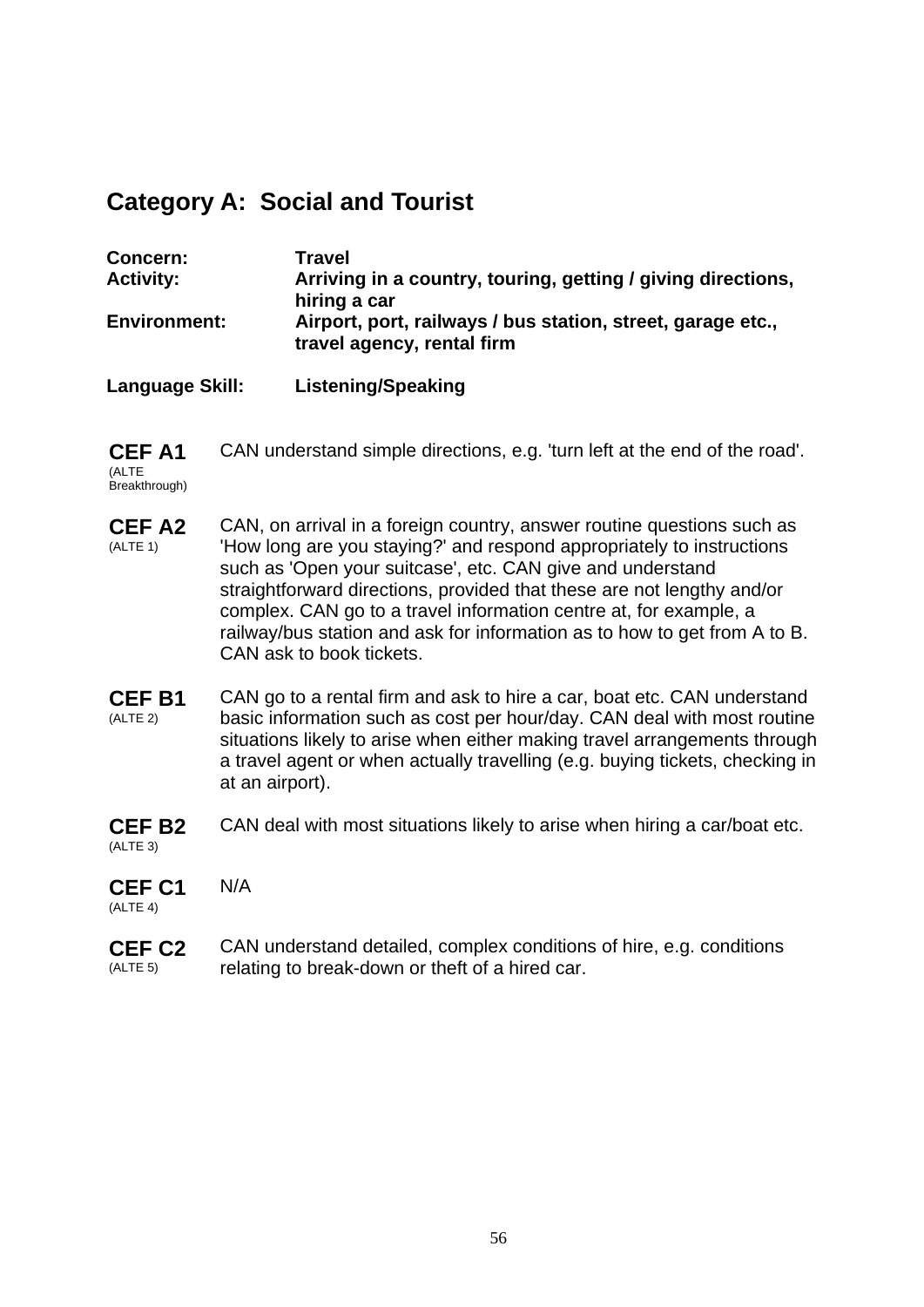## Category A: Social and Tourist

**Concern:** **Travel**
**Activity:** **Arriving in a country, touring, getting / giving directions, hiring a car**
**Environment:** **Airport, port, railways / bus station, street, garage etc., travel agency, rental firm**

**Language Skill:** **Listening/Speaking**

| Level | Description |
|---|---|
| **CEF A1** (ALTE Breakthrough) | CAN understand simple directions, e.g. 'turn left at the end of the road'. |
| **CEF A2** (ALTE 1) | CAN, on arrival in a foreign country, answer routine questions such as 'How long are you staying?' and respond appropriately to instructions such as 'Open your suitcase', etc. CAN give and understand straightforward directions, provided that these are not lengthy and/or complex. CAN go to a travel information centre at, for example, a railway/bus station and ask for information as to how to get from A to B. CAN ask to book tickets. |
| **CEF B1** (ALTE 2) | CAN go to a rental firm and ask to hire a car, boat etc. CAN understand basic information such as cost per hour/day. CAN deal with most routine situations likely to arise when either making travel arrangements through a travel agent or when actually travelling (e.g. buying tickets, checking in at an airport). |
| **CEF B2** (ALTE 3) | CAN deal with most situations likely to arise when hiring a car/boat etc. |
| **CEF C1** (ALTE 4) | N/A |
| **CEF C2** (ALTE 5) | CAN understand detailed, complex conditions of hire, e.g. conditions relating to break-down or theft of a hired car. |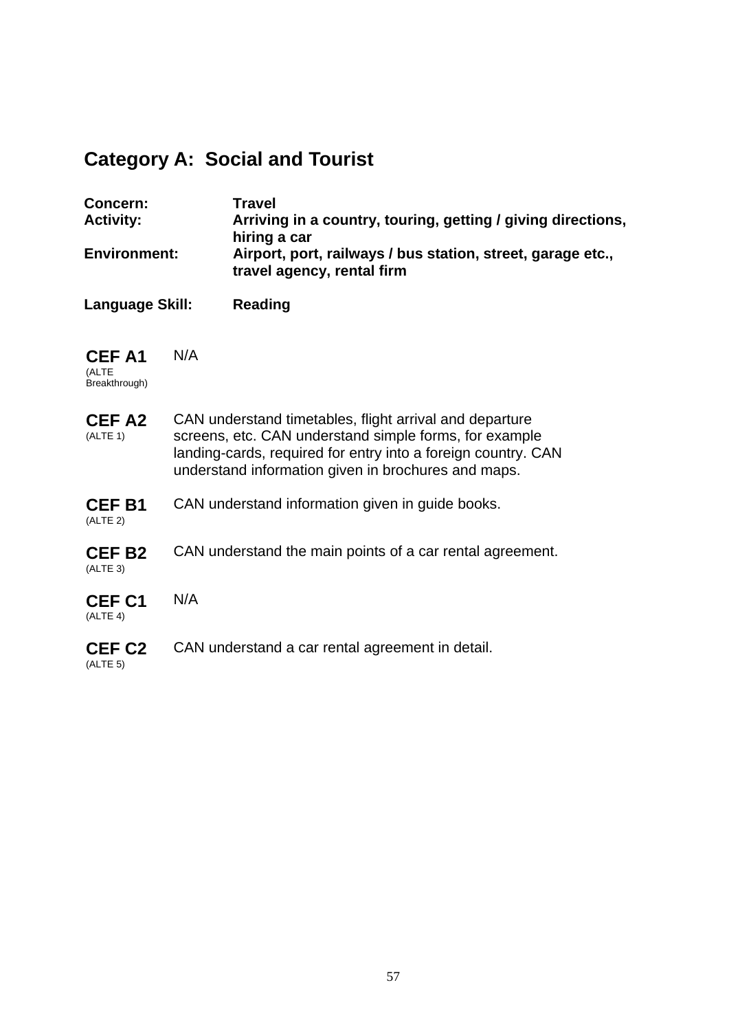## Category A: Social and Tourist

**Concern:** **Travel**
**Activity:** **Arriving in a country, touring, getting / giving directions, hiring a car**
**Environment:** **Airport, port, railways / bus station, street, garage etc., travel agency, rental firm**

**Language Skill:** **Reading**

| | |
|---|---|
| **CEF A1** (ALTE Breakthrough) | N/A |
| **CEF A2** (ALTE 1) | CAN understand timetables, flight arrival and departure screens, etc. CAN understand simple forms, for example landing-cards, required for entry into a foreign country. CAN understand information given in brochures and maps. |
| **CEF B1** (ALTE 2) | CAN understand information given in guide books. |
| **CEF B2** (ALTE 3) | CAN understand the main points of a car rental agreement. |
| **CEF C1** (ALTE 4) | N/A |
| **CEF C2** (ALTE 5) | CAN understand a car rental agreement in detail. |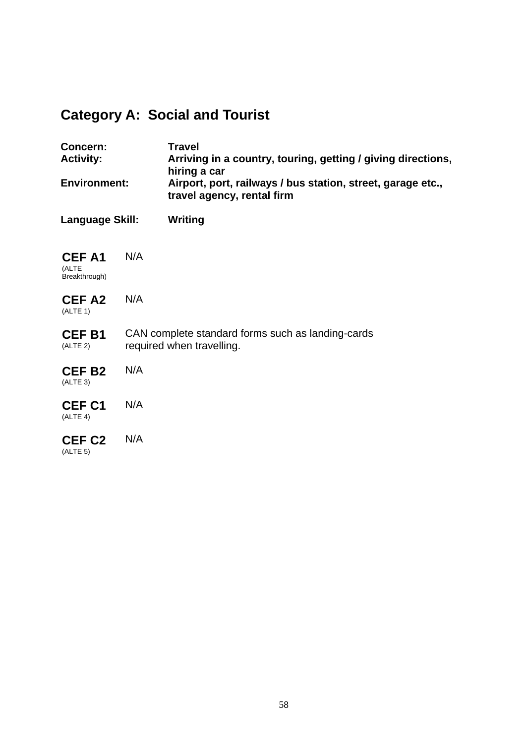## Category A: Social and Tourist

**Concern:** **Travel**
**Activity:** **Arriving in a country, touring, getting / giving directions, hiring a car**
**Environment:** **Airport, port, railways / bus station, street, garage etc., travel agency, rental firm**

**Language Skill:** **Writing**

| Level | Description |
| --- | --- |
| **CEF A1** (ALTE Breakthrough) | N/A |
| **CEF A2** (ALTE 1) | N/A |
| **CEF B1** (ALTE 2) | CAN complete standard forms such as landing-cards required when travelling. |
| **CEF B2** (ALTE 3) | N/A |
| **CEF C1** (ALTE 4) | N/A |
| **CEF C2** (ALTE 5) | N/A |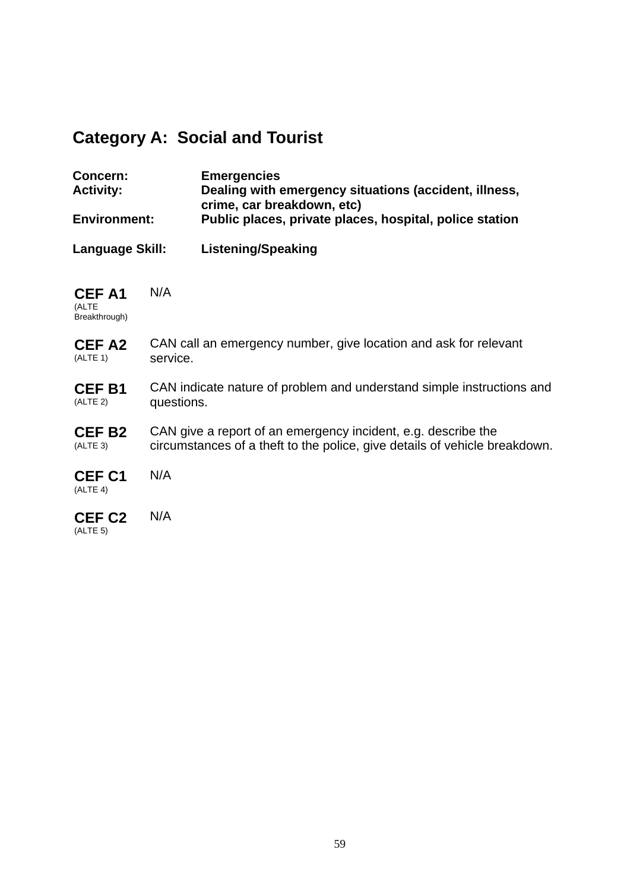## Category A: Social and Tourist

**Concern:** **Emergencies**
**Activity:** **Dealing with emergency situations (accident, illness, crime, car breakdown, etc)**
**Environment:** **Public places, private places, hospital, police station**

**Language Skill:** **Listening/Speaking**

| Level | Description |
|---|---|
| **CEF A1** (ALTE Breakthrough) | N/A |
| **CEF A2** (ALTE 1) | CAN call an emergency number, give location and ask for relevant service. |
| **CEF B1** (ALTE 2) | CAN indicate nature of problem and understand simple instructions and questions. |
| **CEF B2** (ALTE 3) | CAN give a report of an emergency incident, e.g. describe the circumstances of a theft to the police, give details of vehicle breakdown. |
| **CEF C1** (ALTE 4) | N/A |
| **CEF C2** (ALTE 5) | N/A |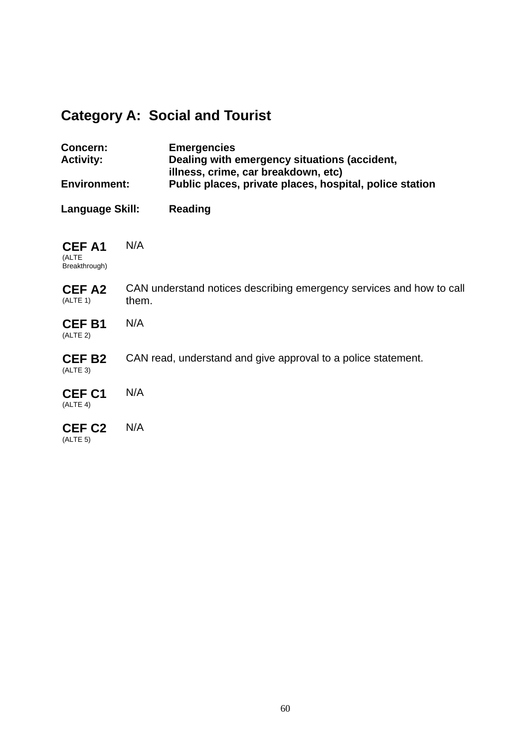## Category A: Social and Tourist

**Concern:** **Emergencies**
**Activity:** **Dealing with emergency situations (accident, illness, crime, car breakdown, etc)**
**Environment:** **Public places, private places, hospital, police station**

**Language Skill:** **Reading**

| | |
|---|---|
| **CEF A1** (ALTE Breakthrough) | N/A |
| **CEF A2** (ALTE 1) | CAN understand notices describing emergency services and how to call them. |
| **CEF B1** (ALTE 2) | N/A |
| **CEF B2** (ALTE 3) | CAN read, understand and give approval to a police statement. |
| **CEF C1** (ALTE 4) | N/A |
| **CEF C2** (ALTE 5) | N/A |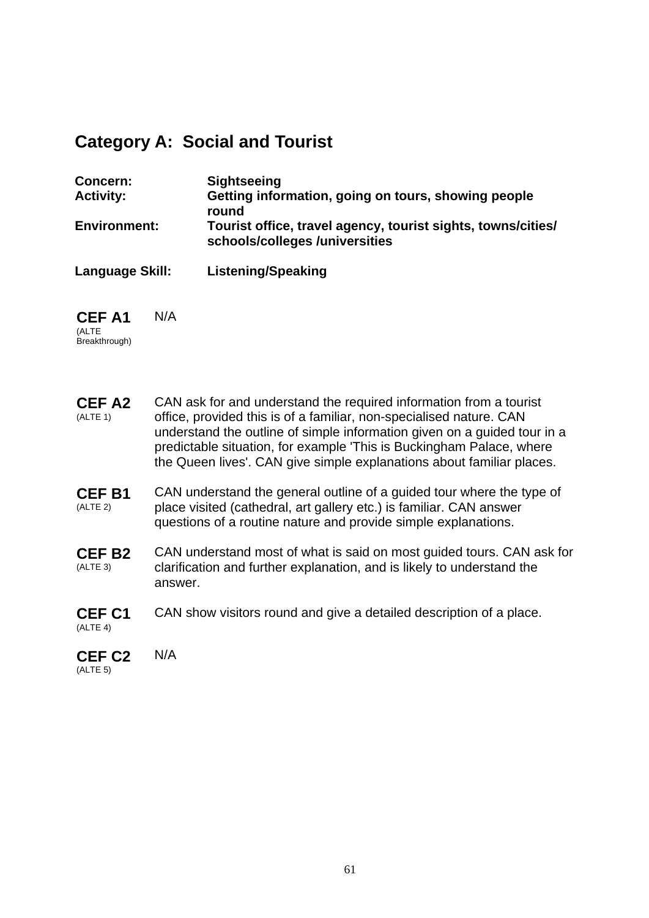## Category A: Social and Tourist

**Concern:** **Sightseeing**
**Activity:** **Getting information, going on tours, showing people round**
**Environment:** **Tourist office, travel agency, tourist sights, towns/cities/ schools/colleges /universities**

**Language Skill:** **Listening/Speaking**

| Level | Description |
|---|---|
| **CEF A1** (ALTE Breakthrough) | N/A |
| **CEF A2** (ALTE 1) | CAN ask for and understand the required information from a tourist office, provided this is of a familiar, non-specialised nature. CAN understand the outline of simple information given on a guided tour in a predictable situation, for example 'This is Buckingham Palace, where the Queen lives'. CAN give simple explanations about familiar places. |
| **CEF B1** (ALTE 2) | CAN understand the general outline of a guided tour where the type of place visited (cathedral, art gallery etc.) is familiar. CAN answer questions of a routine nature and provide simple explanations. |
| **CEF B2** (ALTE 3) | CAN understand most of what is said on most guided tours. CAN ask for clarification and further explanation, and is likely to understand the answer. |
| **CEF C1** (ALTE 4) | CAN show visitors round and give a detailed description of a place. |
| **CEF C2** (ALTE 5) | N/A |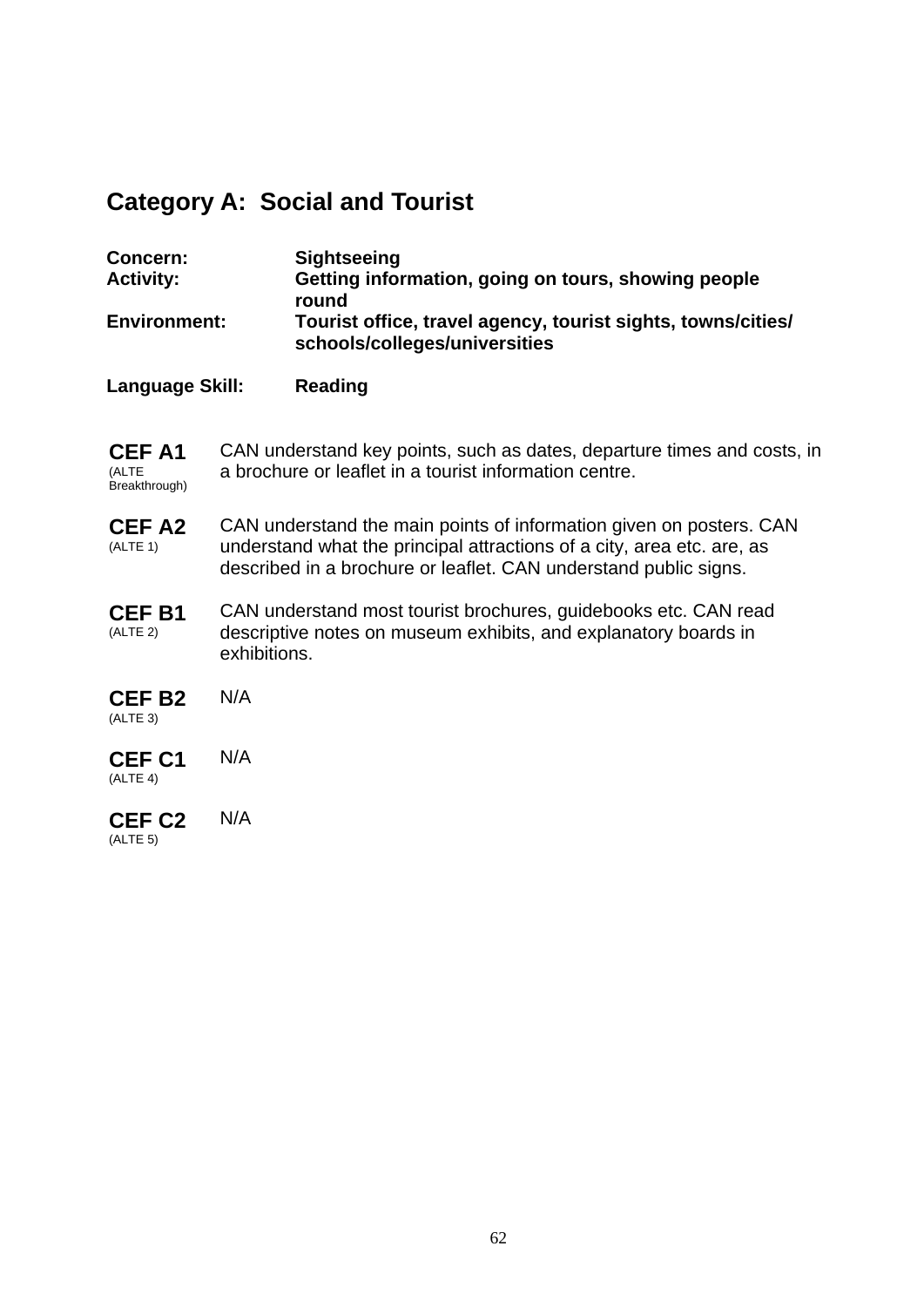## Category A: Social and Tourist

| | |
|---|---|
| **Concern:** | **Sightseeing** |
| **Activity:** | **Getting information, going on tours, showing people round** |
| **Environment:** | **Tourist office, travel agency, tourist sights, towns/cities/ schools/colleges/universities** |
| **Language Skill:** | **Reading** |

| | |
|---|---|
| **CEF A1** (ALTE Breakthrough) | CAN understand key points, such as dates, departure times and costs, in a brochure or leaflet in a tourist information centre. |
| **CEF A2** (ALTE 1) | CAN understand the main points of information given on posters. CAN understand what the principal attractions of a city, area etc. are, as described in a brochure or leaflet. CAN understand public signs. |
| **CEF B1** (ALTE 2) | CAN understand most tourist brochures, guidebooks etc. CAN read descriptive notes on museum exhibits, and explanatory boards in exhibitions. |
| **CEF B2** (ALTE 3) | N/A |
| **CEF C1** (ALTE 4) | N/A |
| **CEF C2** (ALTE 5) | N/A |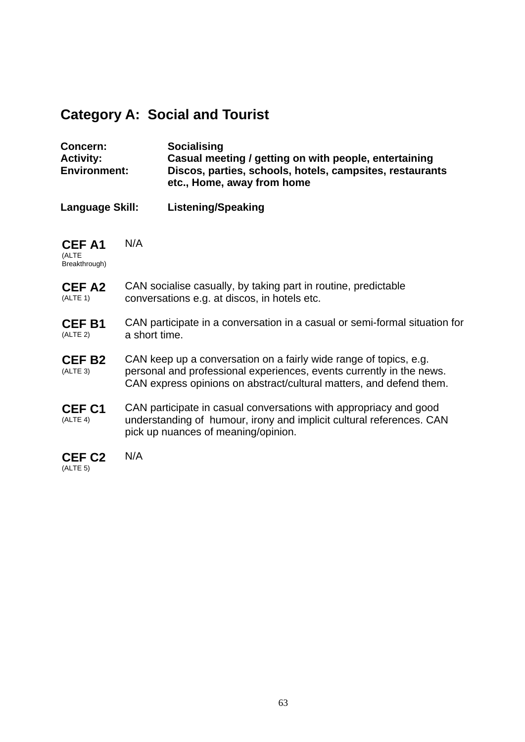## Category A: Social and Tourist

**Concern:** **Socialising**
**Activity:** **Casual meeting / getting on with people, entertaining**
**Environment:** **Discos, parties, schools, hotels, campsites, restaurants etc., Home, away from home**

**Language Skill:** **Listening/Speaking**

| | |
|---|---|
| **CEF A1** (ALTE Breakthrough) | N/A |
| **CEF A2** (ALTE 1) | CAN socialise casually, by taking part in routine, predictable conversations e.g. at discos, in hotels etc. |
| **CEF B1** (ALTE 2) | CAN participate in a conversation in a casual or semi-formal situation for a short time. |
| **CEF B2** (ALTE 3) | CAN keep up a conversation on a fairly wide range of topics, e.g. personal and professional experiences, events currently in the news. CAN express opinions on abstract/cultural matters, and defend them. |
| **CEF C1** (ALTE 4) | CAN participate in casual conversations with appropriacy and good understanding of humour, irony and implicit cultural references. CAN pick up nuances of meaning/opinion. |
| **CEF C2** (ALTE 5) | N/A |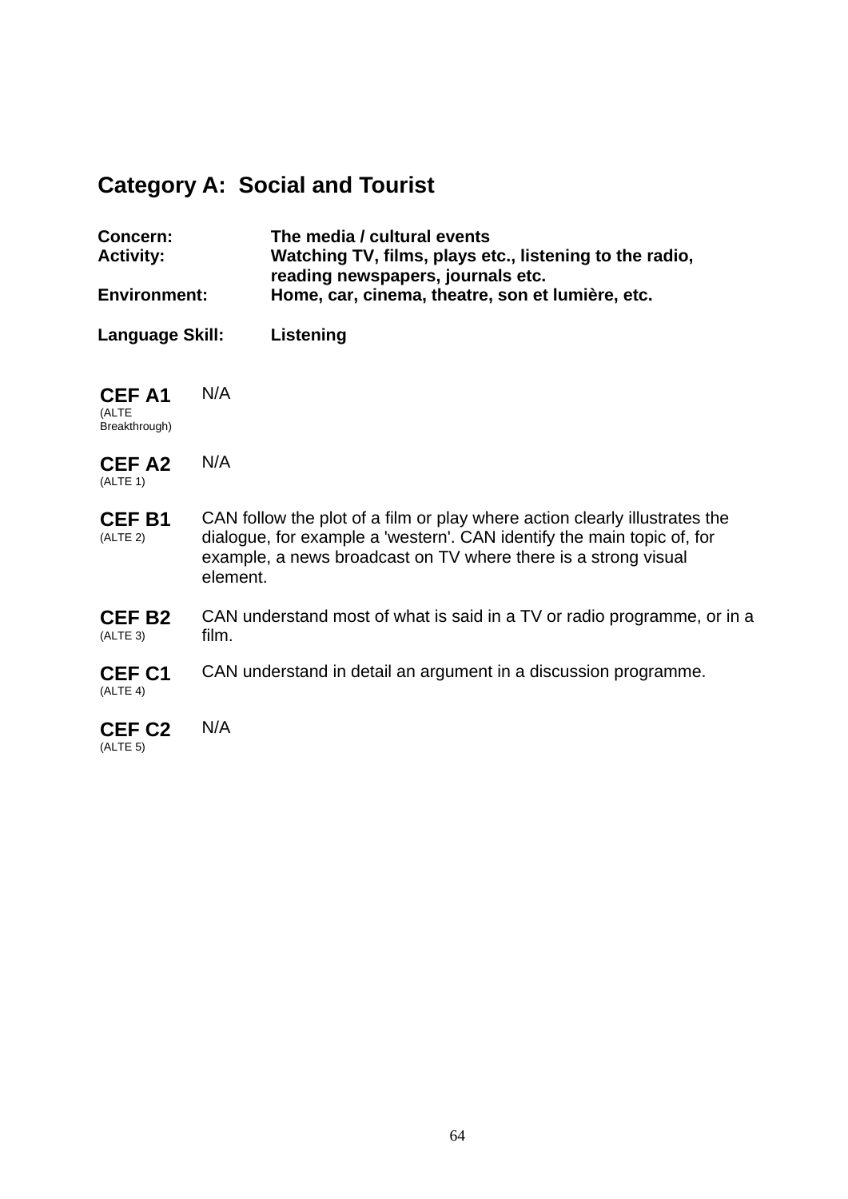## Category A: Social and Tourist

**Concern:** The media / cultural events
**Activity:** Watching TV, films, plays etc., listening to the radio, reading newspapers, journals etc.
**Environment:** Home, car, cinema, theatre, son et lumière, etc.

**Language Skill:** Listening

| Level | Descriptor |
|---|---|
| **CEF A1** (ALTE Breakthrough) | N/A |
| **CEF A2** (ALTE 1) | N/A |
| **CEF B1** (ALTE 2) | CAN follow the plot of a film or play where action clearly illustrates the dialogue, for example a 'western'. CAN identify the main topic of, for example, a news broadcast on TV where there is a strong visual element. |
| **CEF B2** (ALTE 3) | CAN understand most of what is said in a TV or radio programme, or in a film. |
| **CEF C1** (ALTE 4) | CAN understand in detail an argument in a discussion programme. |
| **CEF C2** (ALTE 5) | N/A |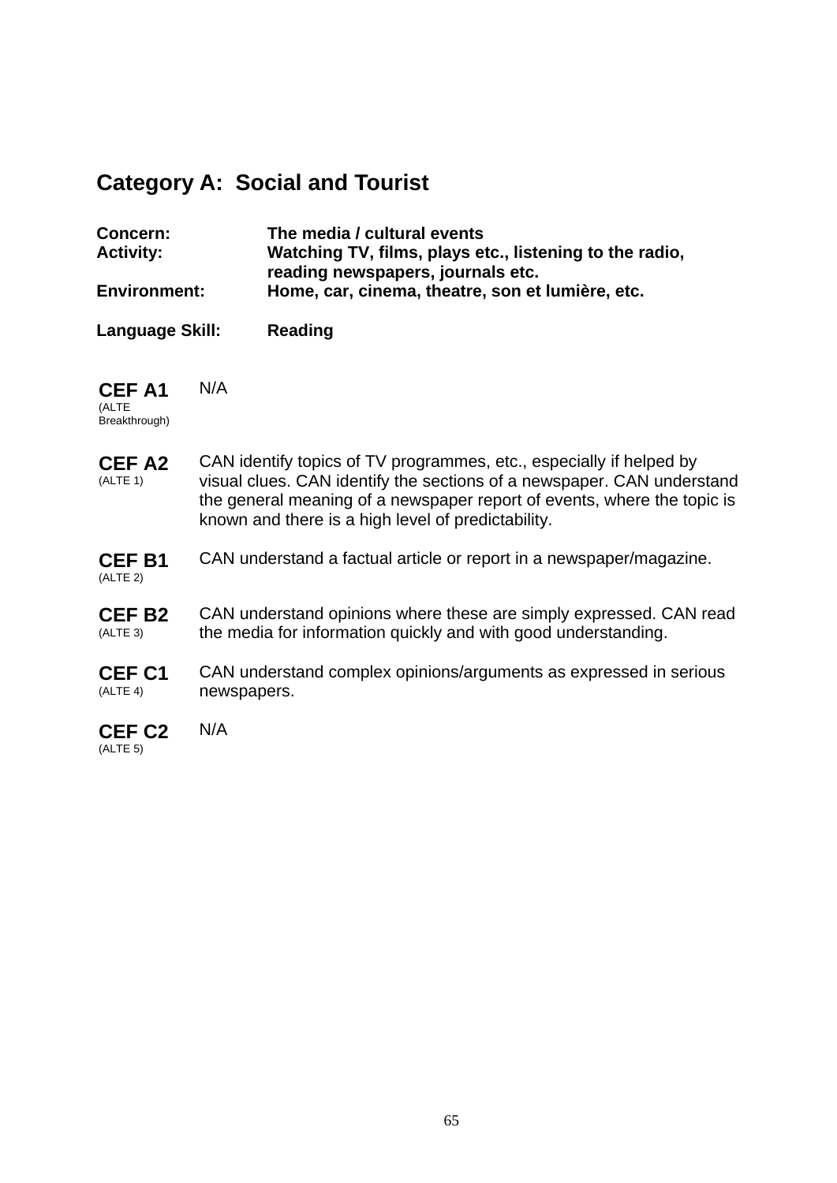## Category A: Social and Tourist

| | |
|---|---|
| **Concern:** | **The media / cultural events** |
| **Activity:** | **Watching TV, films, plays etc., listening to the radio, reading newspapers, journals etc.** |
| **Environment:** | **Home, car, cinema, theatre, son et lumière, etc.** |
| **Language Skill:** | **Reading** |

| | |
|---|---|
| **CEF A1** (ALTE Breakthrough) | N/A |
| **CEF A2** (ALTE 1) | CAN identify topics of TV programmes, etc., especially if helped by visual clues. CAN identify the sections of a newspaper. CAN understand the general meaning of a newspaper report of events, where the topic is known and there is a high level of predictability. |
| **CEF B1** (ALTE 2) | CAN understand a factual article or report in a newspaper/magazine. |
| **CEF B2** (ALTE 3) | CAN understand opinions where these are simply expressed. CAN read the media for information quickly and with good understanding. |
| **CEF C1** (ALTE 4) | CAN understand complex opinions/arguments as expressed in serious newspapers. |
| **CEF C2** (ALTE 5) | N/A |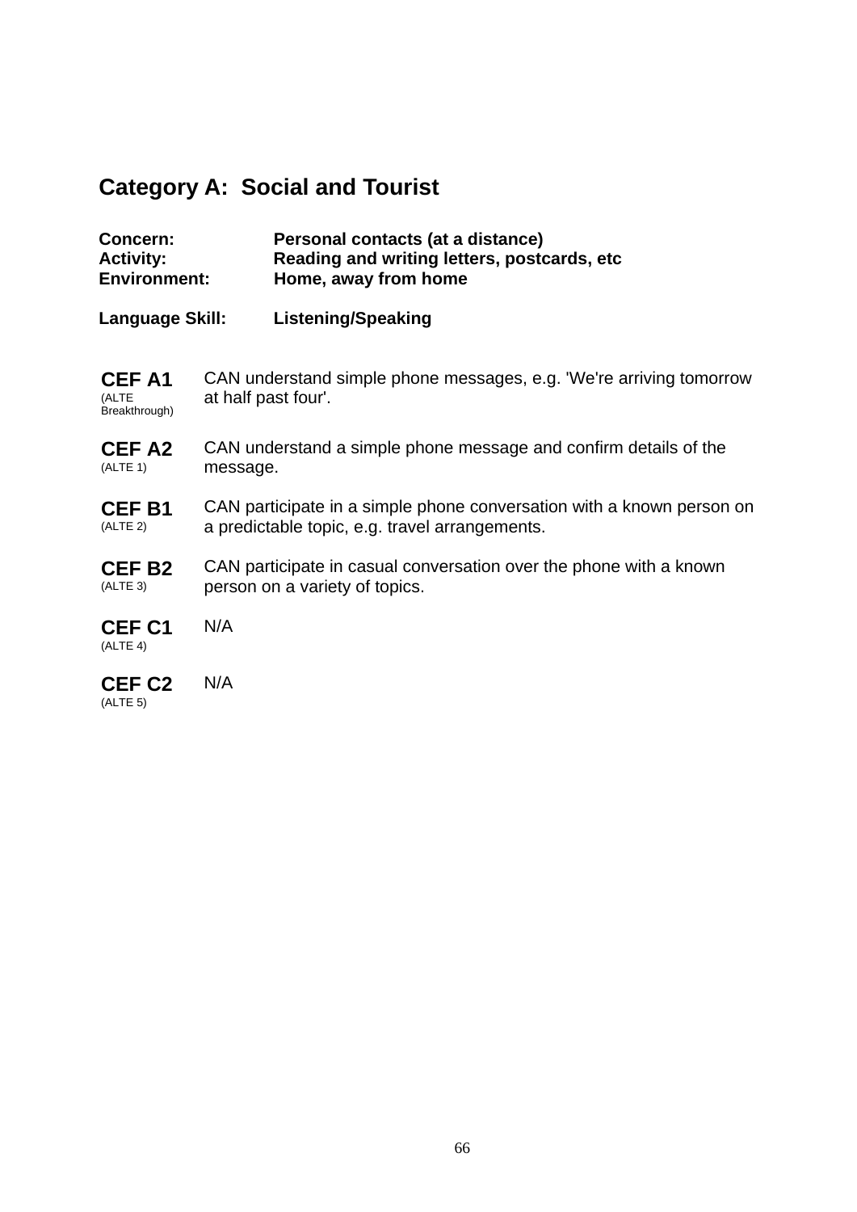## Category A: Social and Tourist

**Concern:** **Personal contacts (at a distance)**
**Activity:** **Reading and writing letters, postcards, etc**
**Environment:** **Home, away from home**

**Language Skill:** **Listening/Speaking**

| | |
|---|---|
| **CEF A1** (ALTE Breakthrough) | CAN understand simple phone messages, e.g. 'We're arriving tomorrow at half past four'. |
| **CEF A2** (ALTE 1) | CAN understand a simple phone message and confirm details of the message. |
| **CEF B1** (ALTE 2) | CAN participate in a simple phone conversation with a known person on a predictable topic, e.g. travel arrangements. |
| **CEF B2** (ALTE 3) | CAN participate in casual conversation over the phone with a known person on a variety of topics. |
| **CEF C1** (ALTE 4) | N/A |
| **CEF C2** (ALTE 5) | N/A |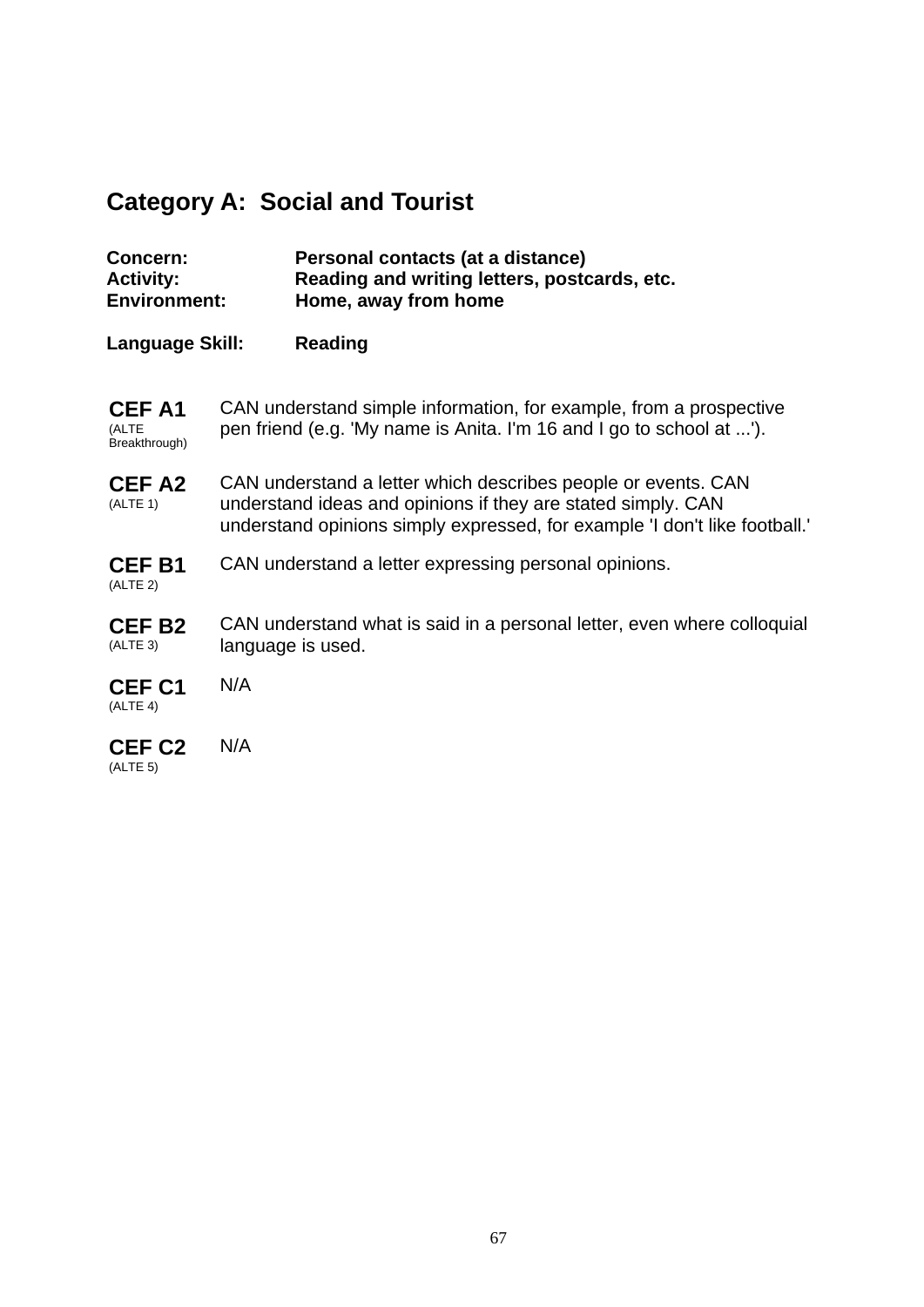## Category A: Social and Tourist

**Concern:** **Personal contacts (at a distance)**
**Activity:** **Reading and writing letters, postcards, etc.**
**Environment:** **Home, away from home**

**Language Skill:** **Reading**

| | |
|---|---|
| **CEF A1** (ALTE Breakthrough) | CAN understand simple information, for example, from a prospective pen friend (e.g. 'My name is Anita. I'm 16 and I go to school at ...'). |
| **CEF A2** (ALTE 1) | CAN understand a letter which describes people or events. CAN understand ideas and opinions if they are stated simply. CAN understand opinions simply expressed, for example 'I don't like football.' |
| **CEF B1** (ALTE 2) | CAN understand a letter expressing personal opinions. |
| **CEF B2** (ALTE 3) | CAN understand what is said in a personal letter, even where colloquial language is used. |
| **CEF C1** (ALTE 4) | N/A |
| **CEF C2** (ALTE 5) | N/A |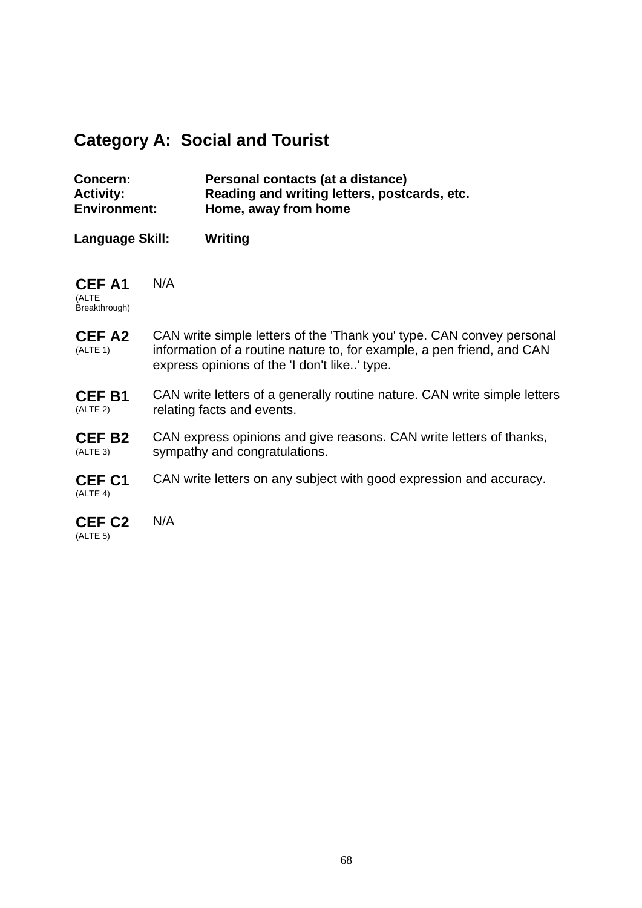## Category A: Social and Tourist

**Concern:** **Personal contacts (at a distance)**
**Activity:** **Reading and writing letters, postcards, etc.**
**Environment:** **Home, away from home**

**Language Skill:** **Writing**

| | |
|---|---|
| **CEF A1** (ALTE Breakthrough) | N/A |
| **CEF A2** (ALTE 1) | CAN write simple letters of the 'Thank you' type. CAN convey personal information of a routine nature to, for example, a pen friend, and CAN express opinions of the 'I don't like..' type. |
| **CEF B1** (ALTE 2) | CAN write letters of a generally routine nature. CAN write simple letters relating facts and events. |
| **CEF B2** (ALTE 3) | CAN express opinions and give reasons. CAN write letters of thanks, sympathy and congratulations. |
| **CEF C1** (ALTE 4) | CAN write letters on any subject with good expression and accuracy. |
| **CEF C2** (ALTE 5) | N/A |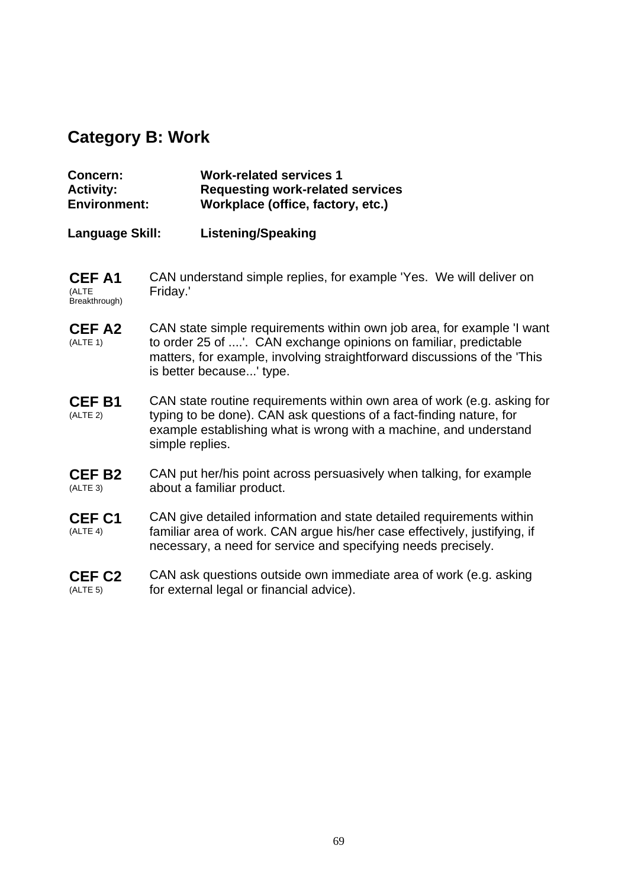## Category B: Work

**Concern:** **Work-related services 1**
**Activity:** **Requesting work-related services**
**Environment:** **Workplace (office, factory, etc.)**

**Language Skill:** **Listening/Speaking**

**CEF A1** (ALTE Breakthrough) — CAN understand simple replies, for example 'Yes. We will deliver on Friday.'

**CEF A2** (ALTE 1) — CAN state simple requirements within own job area, for example 'I want to order 25 of ....'. CAN exchange opinions on familiar, predictable matters, for example, involving straightforward discussions of the 'This is better because...' type.

**CEF B1** (ALTE 2) — CAN state routine requirements within own area of work (e.g. asking for typing to be done). CAN ask questions of a fact-finding nature, for example establishing what is wrong with a machine, and understand simple replies.

**CEF B2** (ALTE 3) — CAN put her/his point across persuasively when talking, for example about a familiar product.

**CEF C1** (ALTE 4) — CAN give detailed information and state detailed requirements within familiar area of work. CAN argue his/her case effectively, justifying, if necessary, a need for service and specifying needs precisely.

**CEF C2** (ALTE 5) — CAN ask questions outside own immediate area of work (e.g. asking for external legal or financial advice).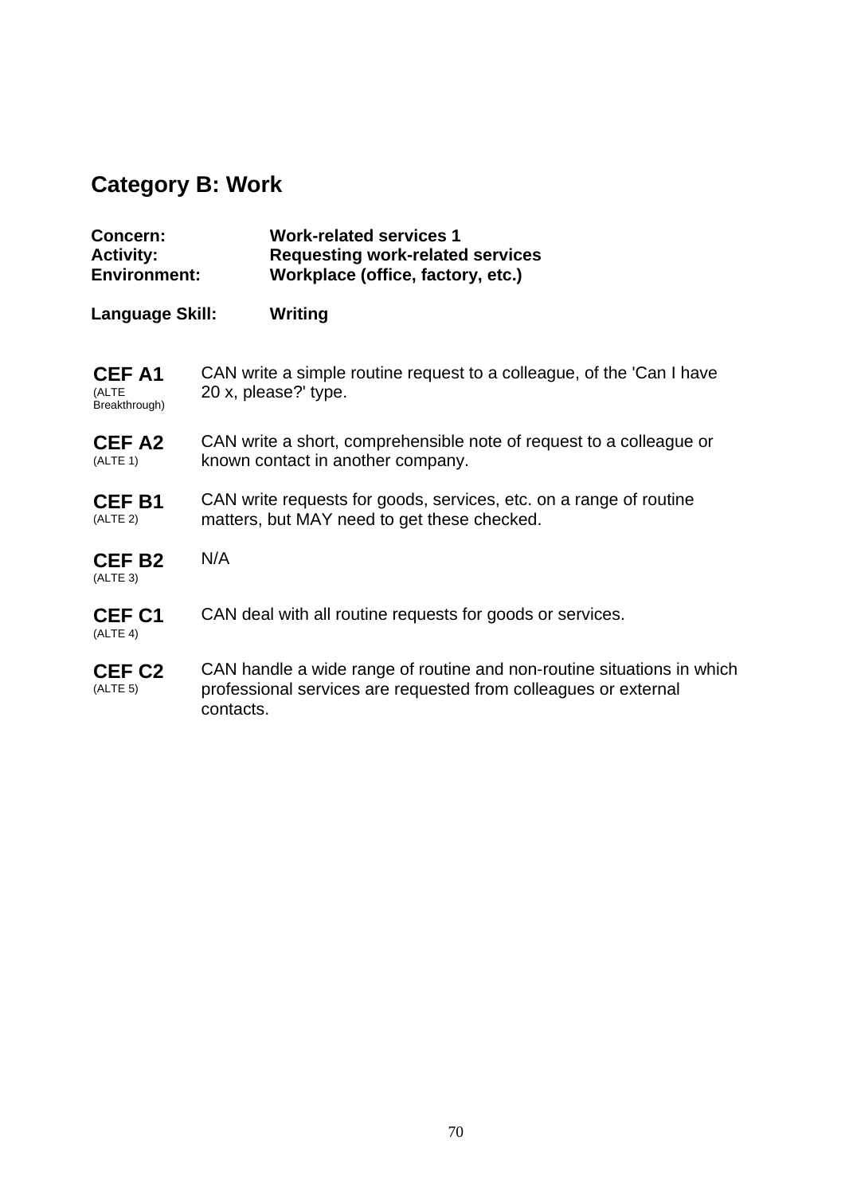## Category B: Work

| | |
|---|---|
| **Concern:** | **Work-related services 1** |
| **Activity:** | **Requesting work-related services** |
| **Environment:** | **Workplace (office, factory, etc.)** |
| **Language Skill:** | **Writing** |

| Level | Description |
|---|---|
| **CEF A1** (ALTE Breakthrough) | CAN write a simple routine request to a colleague, of the 'Can I have 20 x, please?' type. |
| **CEF A2** (ALTE 1) | CAN write a short, comprehensible note of request to a colleague or known contact in another company. |
| **CEF B1** (ALTE 2) | CAN write requests for goods, services, etc. on a range of routine matters, but MAY need to get these checked. |
| **CEF B2** (ALTE 3) | N/A |
| **CEF C1** (ALTE 4) | CAN deal with all routine requests for goods or services. |
| **CEF C2** (ALTE 5) | CAN handle a wide range of routine and non-routine situations in which professional services are requested from colleagues or external contacts. |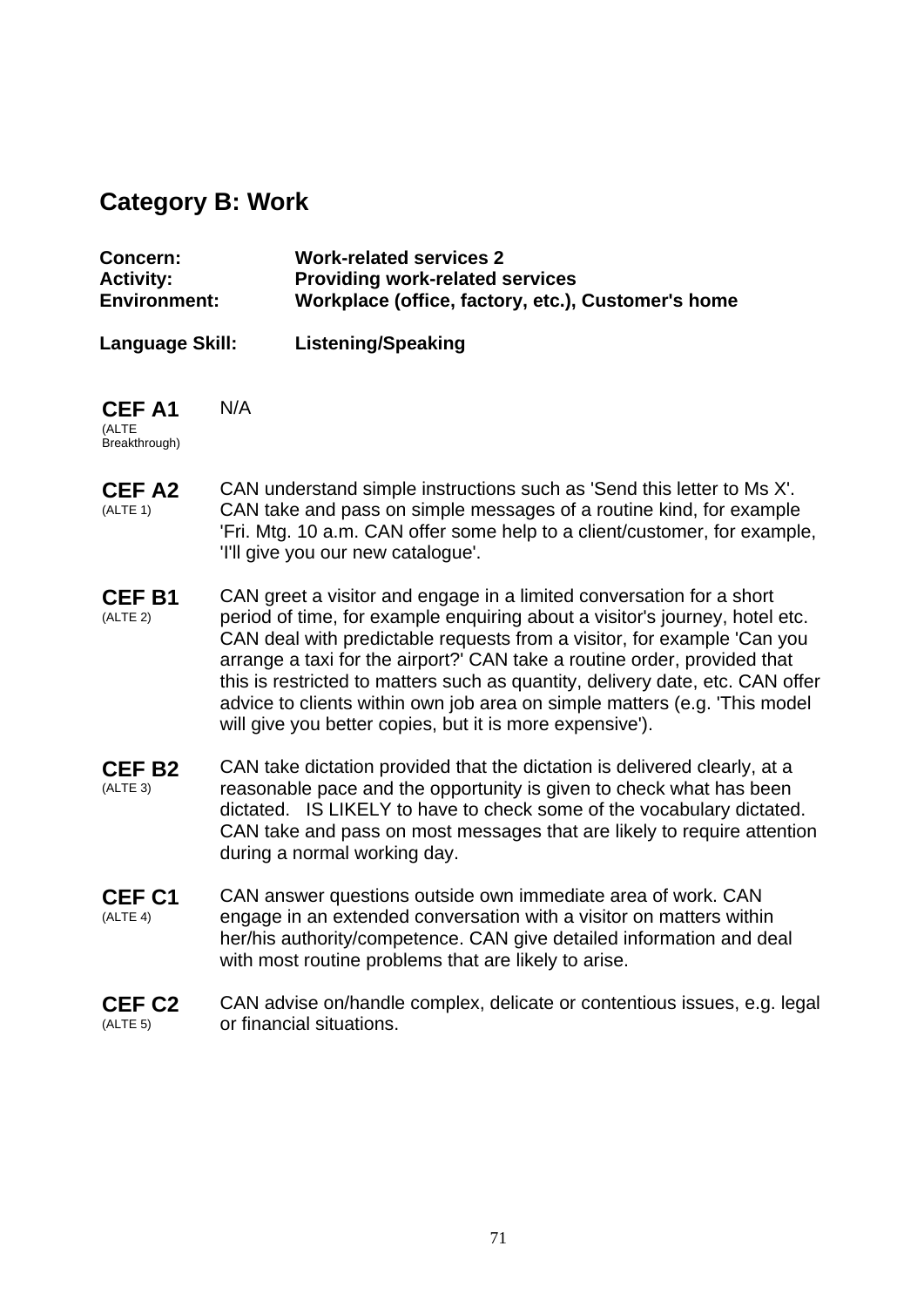## Category B: Work

| | |
|---|---|
| **Concern:** | **Work-related services 2** |
| **Activity:** | **Providing work-related services** |
| **Environment:** | **Workplace (office, factory, etc.), Customer's home** |
| **Language Skill:** | **Listening/Speaking** |

| | |
|---|---|
| **CEF A1** (ALTE Breakthrough) | N/A |
| **CEF A2** (ALTE 1) | CAN understand simple instructions such as 'Send this letter to Ms X'. CAN take and pass on simple messages of a routine kind, for example 'Fri. Mtg. 10 a.m. CAN offer some help to a client/customer, for example, 'I'll give you our new catalogue'. |
| **CEF B1** (ALTE 2) | CAN greet a visitor and engage in a limited conversation for a short period of time, for example enquiring about a visitor's journey, hotel etc. CAN deal with predictable requests from a visitor, for example 'Can you arrange a taxi for the airport?' CAN take a routine order, provided that this is restricted to matters such as quantity, delivery date, etc. CAN offer advice to clients within own job area on simple matters (e.g. 'This model will give you better copies, but it is more expensive'). |
| **CEF B2** (ALTE 3) | CAN take dictation provided that the dictation is delivered clearly, at a reasonable pace and the opportunity is given to check what has been dictated. IS LIKELY to have to check some of the vocabulary dictated. CAN take and pass on most messages that are likely to require attention during a normal working day. |
| **CEF C1** (ALTE 4) | CAN answer questions outside own immediate area of work. CAN engage in an extended conversation with a visitor on matters within her/his authority/competence. CAN give detailed information and deal with most routine problems that are likely to arise. |
| **CEF C2** (ALTE 5) | CAN advise on/handle complex, delicate or contentious issues, e.g. legal or financial situations. |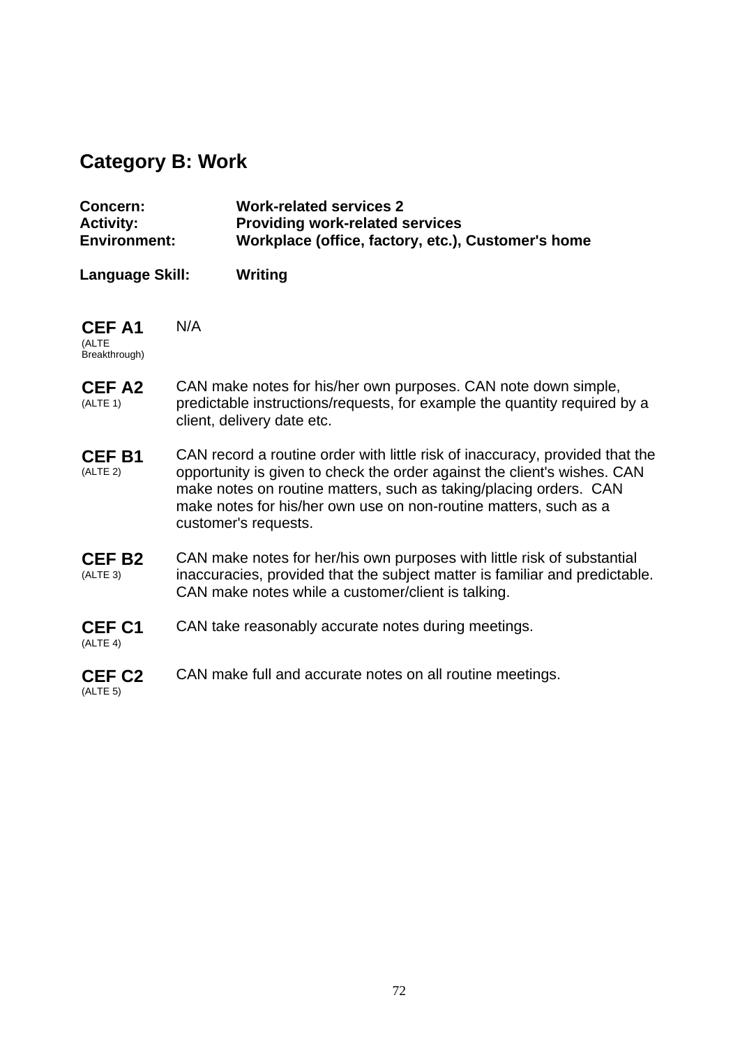## Category B: Work

**Concern:** **Work-related services 2**
**Activity:** **Providing work-related services**
**Environment:** **Workplace (office, factory, etc.), Customer's home**

**Language Skill:** **Writing**

| Level | Description |
| --- | --- |
| **CEF A1** (ALTE Breakthrough) | N/A |
| **CEF A2** (ALTE 1) | CAN make notes for his/her own purposes. CAN note down simple, predictable instructions/requests, for example the quantity required by a client, delivery date etc. |
| **CEF B1** (ALTE 2) | CAN record a routine order with little risk of inaccuracy, provided that the opportunity is given to check the order against the client's wishes. CAN make notes on routine matters, such as taking/placing orders. CAN make notes for his/her own use on non-routine matters, such as a customer's requests. |
| **CEF B2** (ALTE 3) | CAN make notes for her/his own purposes with little risk of substantial inaccuracies, provided that the subject matter is familiar and predictable. CAN make notes while a customer/client is talking. |
| **CEF C1** (ALTE 4) | CAN take reasonably accurate notes during meetings. |
| **CEF C2** (ALTE 5) | CAN make full and accurate notes on all routine meetings. |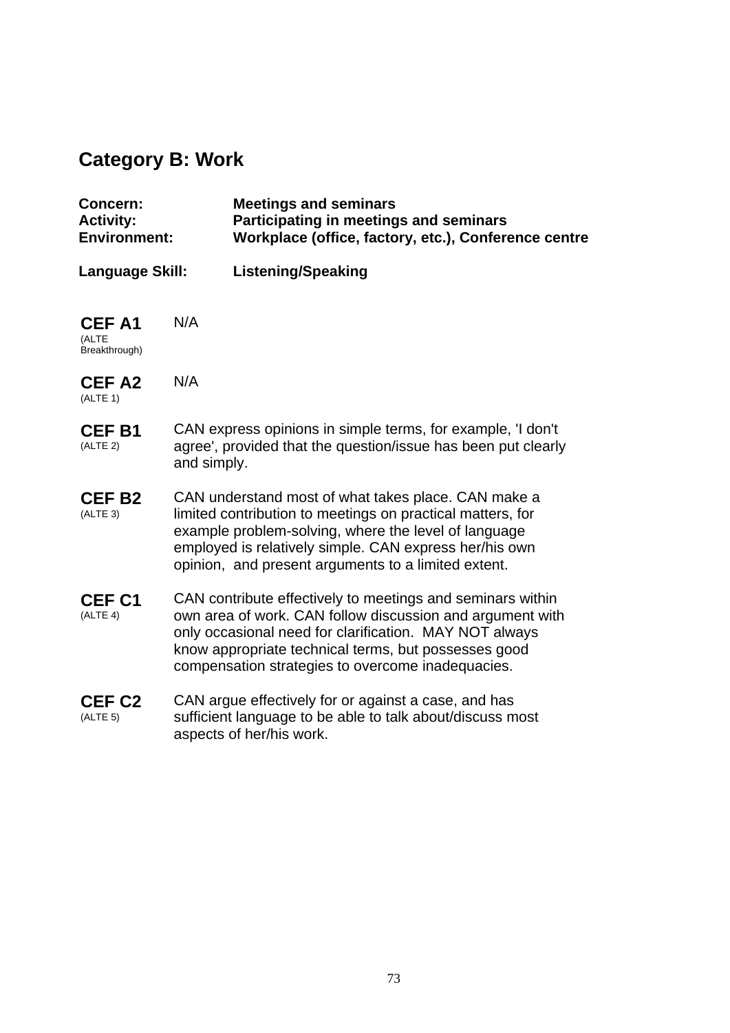## Category B: Work

**Concern:** **Meetings and seminars**
**Activity:** **Participating in meetings and seminars**
**Environment:** **Workplace (office, factory, etc.), Conference centre**

**Language Skill:** **Listening/Speaking**

| | |
|---|---|
| **CEF A1** (ALTE Breakthrough) | N/A |
| **CEF A2** (ALTE 1) | N/A |
| **CEF B1** (ALTE 2) | CAN express opinions in simple terms, for example, 'I don't agree', provided that the question/issue has been put clearly and simply. |
| **CEF B2** (ALTE 3) | CAN understand most of what takes place. CAN make a limited contribution to meetings on practical matters, for example problem-solving, where the level of language employed is relatively simple. CAN express her/his own opinion, and present arguments to a limited extent. |
| **CEF C1** (ALTE 4) | CAN contribute effectively to meetings and seminars within own area of work. CAN follow discussion and argument with only occasional need for clarification. MAY NOT always know appropriate technical terms, but possesses good compensation strategies to overcome inadequacies. |
| **CEF C2** (ALTE 5) | CAN argue effectively for or against a case, and has sufficient language to be able to talk about/discuss most aspects of her/his work. |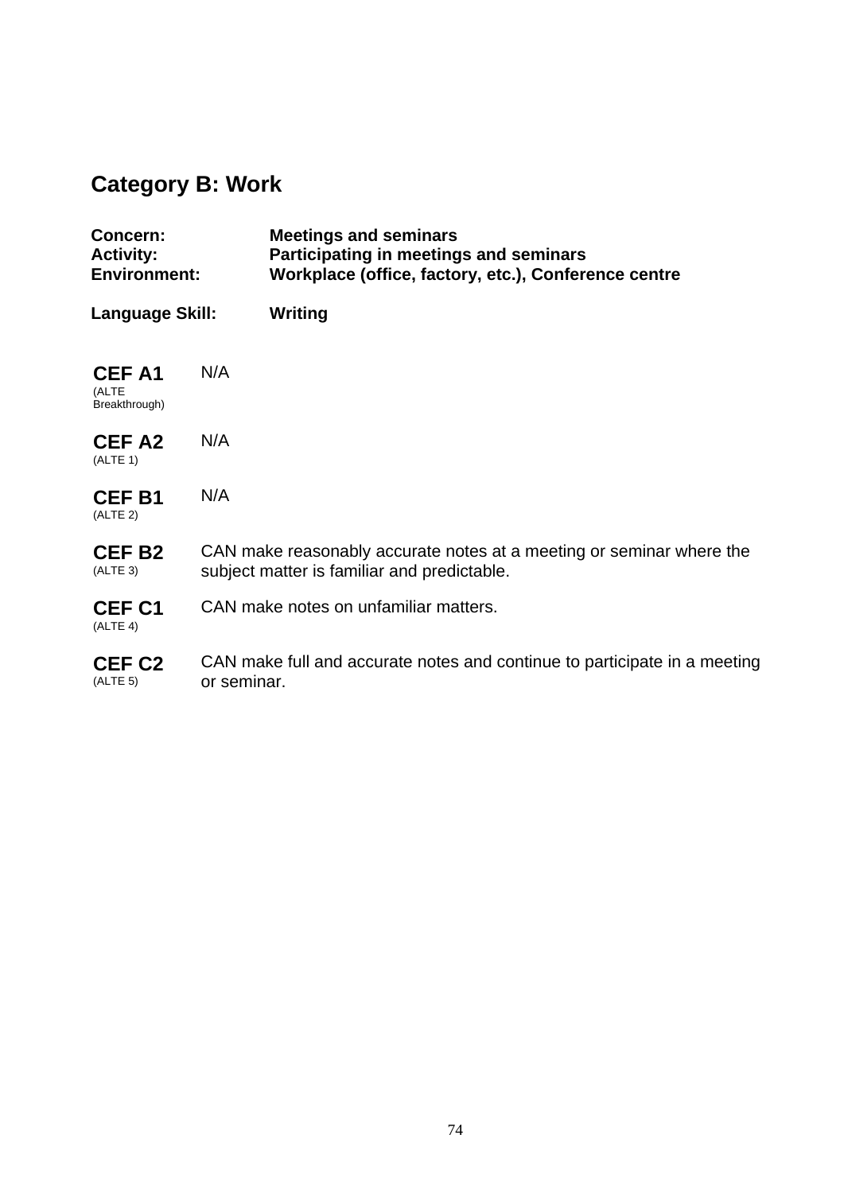## Category B: Work

**Concern:** Meetings and seminars
**Activity:** Participating in meetings and seminars
**Environment:** Workplace (office, factory, etc.), Conference centre

**Language Skill:** Writing

| Level | Description |
|---|---|
| **CEF A1** (ALTE Breakthrough) | N/A |
| **CEF A2** (ALTE 1) | N/A |
| **CEF B1** (ALTE 2) | N/A |
| **CEF B2** (ALTE 3) | CAN make reasonably accurate notes at a meeting or seminar where the subject matter is familiar and predictable. |
| **CEF C1** (ALTE 4) | CAN make notes on unfamiliar matters. |
| **CEF C2** (ALTE 5) | CAN make full and accurate notes and continue to participate in a meeting or seminar. |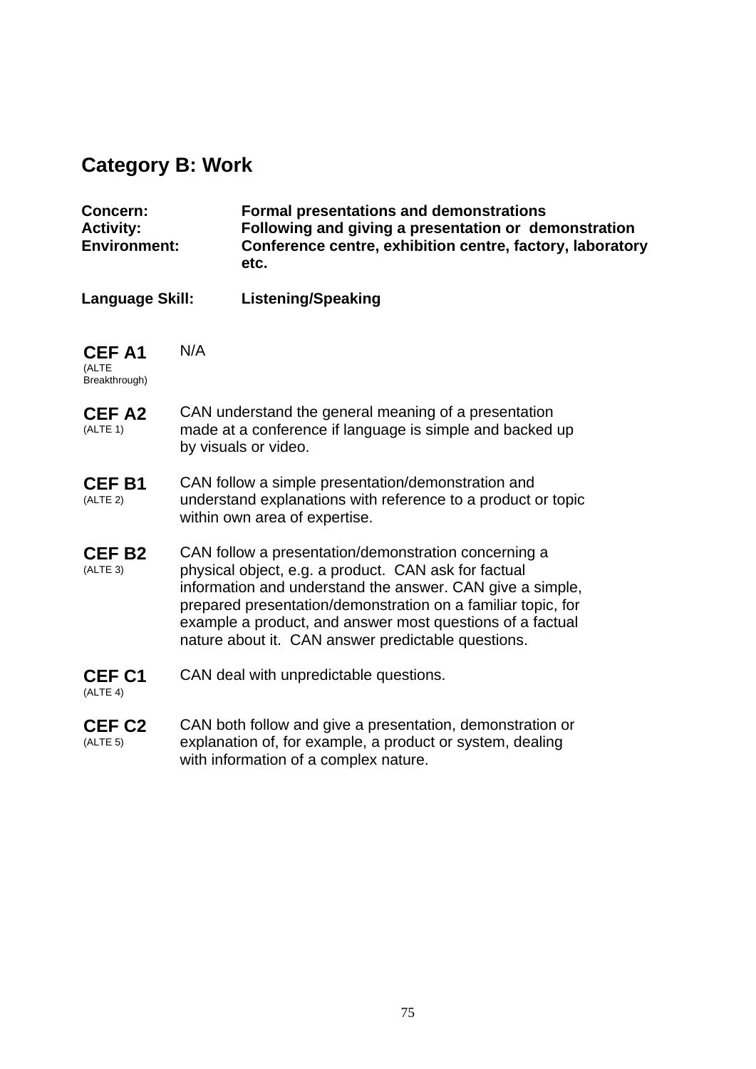## Category B: Work

**Concern:** **Formal presentations and demonstrations**
**Activity:** **Following and giving a presentation or demonstration**
**Environment:** **Conference centre, exhibition centre, factory, laboratory etc.**

**Language Skill:** **Listening/Speaking**

| Level | Description |
|---|---|
| **CEF A1** (ALTE Breakthrough) | N/A |
| **CEF A2** (ALTE 1) | CAN understand the general meaning of a presentation made at a conference if language is simple and backed up by visuals or video. |
| **CEF B1** (ALTE 2) | CAN follow a simple presentation/demonstration and understand explanations with reference to a product or topic within own area of expertise. |
| **CEF B2** (ALTE 3) | CAN follow a presentation/demonstration concerning a physical object, e.g. a product. CAN ask for factual information and understand the answer. CAN give a simple, prepared presentation/demonstration on a familiar topic, for example a product, and answer most questions of a factual nature about it. CAN answer predictable questions. |
| **CEF C1** (ALTE 4) | CAN deal with unpredictable questions. |
| **CEF C2** (ALTE 5) | CAN both follow and give a presentation, demonstration or explanation of, for example, a product or system, dealing with information of a complex nature. |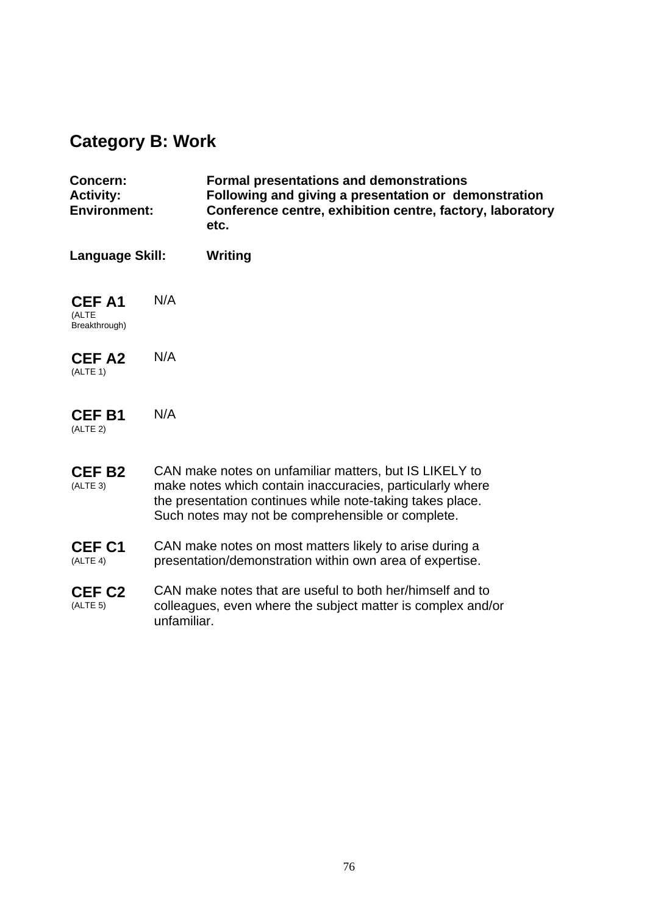## Category B: Work

| | |
|---|---|
| **Concern:** | **Formal presentations and demonstrations** |
| **Activity:** | **Following and giving a presentation or demonstration** |
| **Environment:** | **Conference centre, exhibition centre, factory, laboratory etc.** |
| **Language Skill:** | **Writing** |

| | |
|---|---|
| **CEF A1** (ALTE Breakthrough) | N/A |
| **CEF A2** (ALTE 1) | N/A |
| **CEF B1** (ALTE 2) | N/A |
| **CEF B2** (ALTE 3) | CAN make notes on unfamiliar matters, but IS LIKELY to make notes which contain inaccuracies, particularly where the presentation continues while note-taking takes place. Such notes may not be comprehensible or complete. |
| **CEF C1** (ALTE 4) | CAN make notes on most matters likely to arise during a presentation/demonstration within own area of expertise. |
| **CEF C2** (ALTE 5) | CAN make notes that are useful to both her/himself and to colleagues, even where the subject matter is complex and/or unfamiliar. |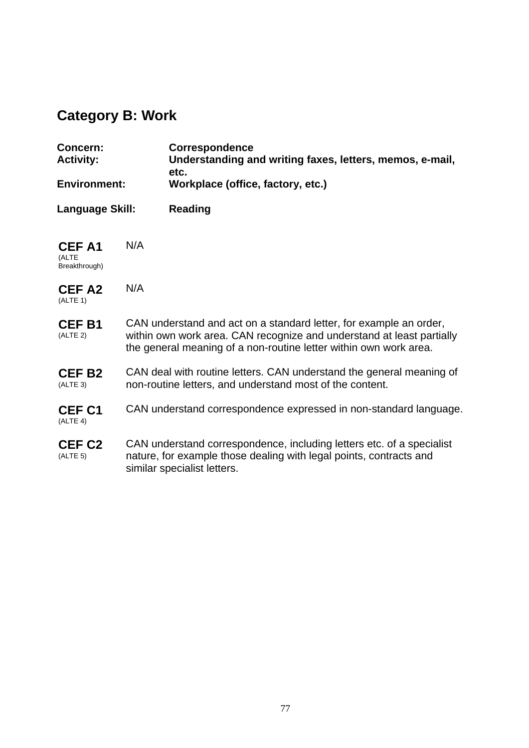## Category B: Work

| | |
|---|---|
| **Concern:** | **Correspondence** |
| **Activity:** | **Understanding and writing faxes, letters, memos, e-mail, etc.** |
| **Environment:** | **Workplace (office, factory, etc.)** |
| **Language Skill:** | **Reading** |

| Level | Description |
|---|---|
| **CEF A1** (ALTE Breakthrough) | N/A |
| **CEF A2** (ALTE 1) | N/A |
| **CEF B1** (ALTE 2) | CAN understand and act on a standard letter, for example an order, within own work area. CAN recognize and understand at least partially the general meaning of a non-routine letter within own work area. |
| **CEF B2** (ALTE 3) | CAN deal with routine letters. CAN understand the general meaning of non-routine letters, and understand most of the content. |
| **CEF C1** (ALTE 4) | CAN understand correspondence expressed in non-standard language. |
| **CEF C2** (ALTE 5) | CAN understand correspondence, including letters etc. of a specialist nature, for example those dealing with legal points, contracts and similar specialist letters. |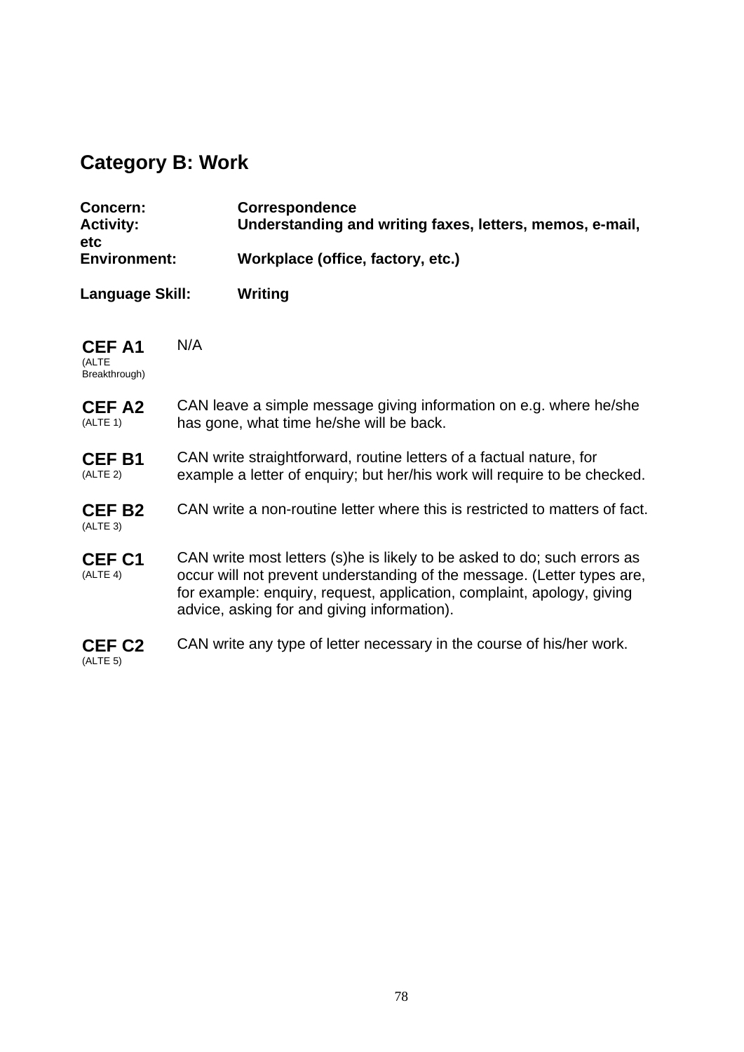## Category B: Work

**Concern:** **Correspondence**
**Activity:** **Understanding and writing faxes, letters, memos, e-mail, etc**
**Environment:** **Workplace (office, factory, etc.)**

**Language Skill:** **Writing**

| Level | Description |
|---|---|
| **CEF A1** (ALTE Breakthrough) | N/A |
| **CEF A2** (ALTE 1) | CAN leave a simple message giving information on e.g. where he/she has gone, what time he/she will be back. |
| **CEF B1** (ALTE 2) | CAN write straightforward, routine letters of a factual nature, for example a letter of enquiry; but her/his work will require to be checked. |
| **CEF B2** (ALTE 3) | CAN write a non-routine letter where this is restricted to matters of fact. |
| **CEF C1** (ALTE 4) | CAN write most letters (s)he is likely to be asked to do; such errors as occur will not prevent understanding of the message. (Letter types are, for example: enquiry, request, application, complaint, apology, giving advice, asking for and giving information). |
| **CEF C2** (ALTE 5) | CAN write any type of letter necessary in the course of his/her work. |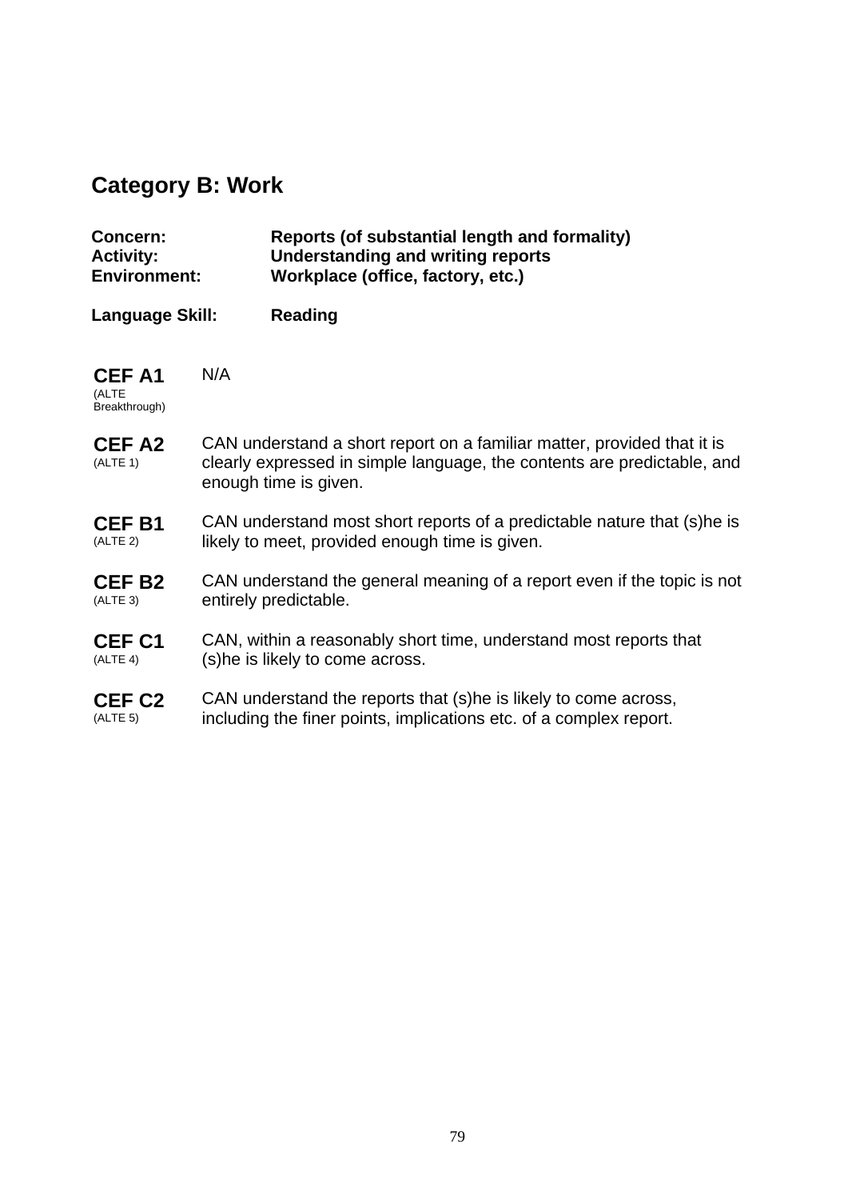## Category B: Work

**Concern:** **Reports (of substantial length and formality)**
**Activity:** **Understanding and writing reports**
**Environment:** **Workplace (office, factory, etc.)**

**Language Skill:** **Reading**

| | |
|---|---|
| **CEF A1** (ALTE Breakthrough) | N/A |
| **CEF A2** (ALTE 1) | CAN understand a short report on a familiar matter, provided that it is clearly expressed in simple language, the contents are predictable, and enough time is given. |
| **CEF B1** (ALTE 2) | CAN understand most short reports of a predictable nature that (s)he is likely to meet, provided enough time is given. |
| **CEF B2** (ALTE 3) | CAN understand the general meaning of a report even if the topic is not entirely predictable. |
| **CEF C1** (ALTE 4) | CAN, within a reasonably short time, understand most reports that (s)he is likely to come across. |
| **CEF C2** (ALTE 5) | CAN understand the reports that (s)he is likely to come across, including the finer points, implications etc. of a complex report. |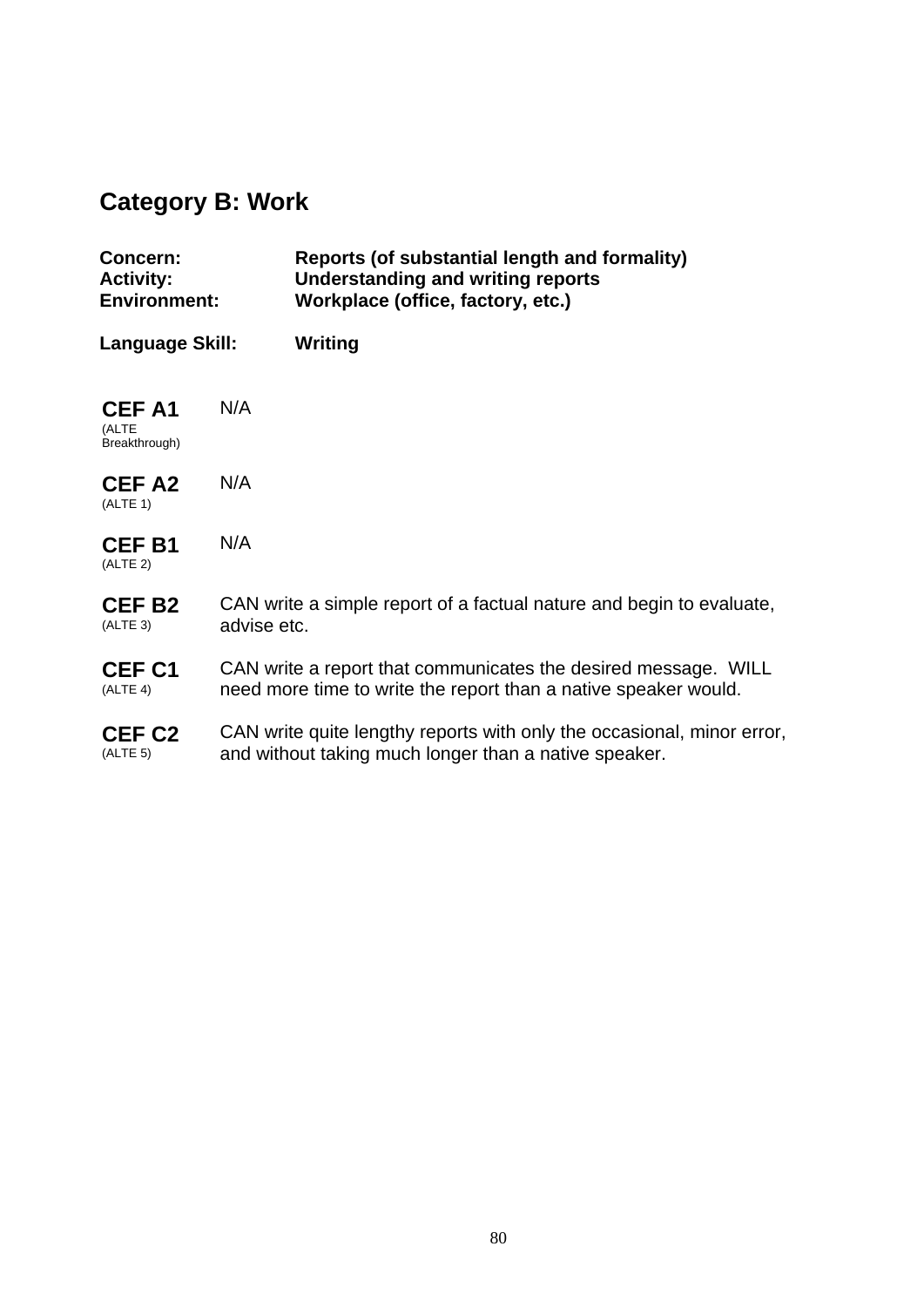## Category B: Work

| | |
|---|---|
| **Concern:** | **Reports (of substantial length and formality)** |
| **Activity:** | **Understanding and writing reports** |
| **Environment:** | **Workplace (office, factory, etc.)** |
| | |
| **Language Skill:** | **Writing** |

| | |
|---|---|
| **CEF A1** (ALTE Breakthrough) | N/A |
| **CEF A2** (ALTE 1) | N/A |
| **CEF B1** (ALTE 2) | N/A |
| **CEF B2** (ALTE 3) | CAN write a simple report of a factual nature and begin to evaluate, advise etc. |
| **CEF C1** (ALTE 4) | CAN write a report that communicates the desired message. WILL need more time to write the report than a native speaker would. |
| **CEF C2** (ALTE 5) | CAN write quite lengthy reports with only the occasional, minor error, and without taking much longer than a native speaker. |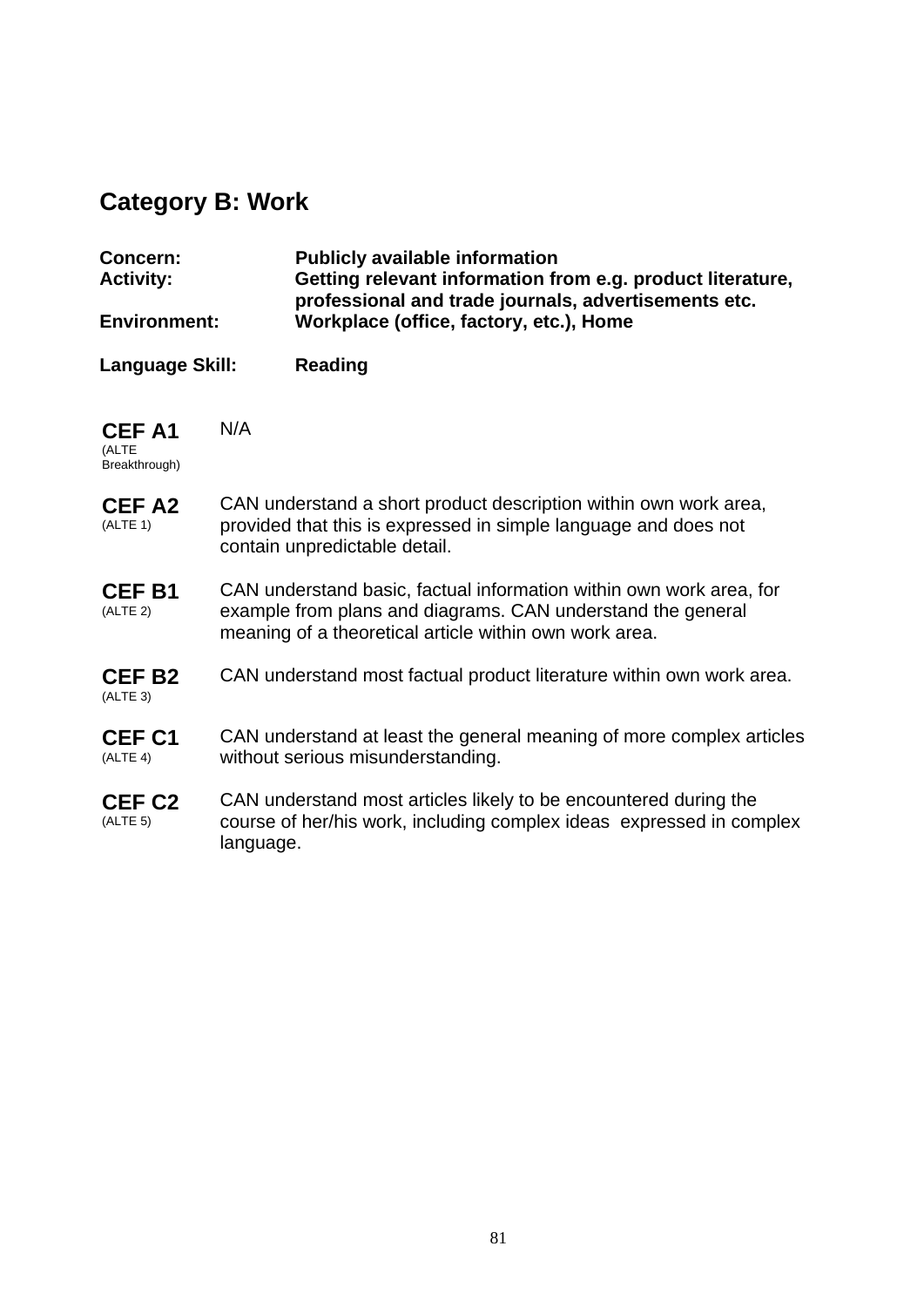## Category B: Work

| | |
|---|---|
| **Concern:** | **Publicly available information** |
| **Activity:** | **Getting relevant information from e.g. product literature, professional and trade journals, advertisements etc.** |
| **Environment:** | **Workplace (office, factory, etc.), Home** |
| **Language Skill:** | **Reading** |

| | |
|---|---|
| **CEF A1** (ALTE Breakthrough) | N/A |
| **CEF A2** (ALTE 1) | CAN understand a short product description within own work area, provided that this is expressed in simple language and does not contain unpredictable detail. |
| **CEF B1** (ALTE 2) | CAN understand basic, factual information within own work area, for example from plans and diagrams. CAN understand the general meaning of a theoretical article within own work area. |
| **CEF B2** (ALTE 3) | CAN understand most factual product literature within own work area. |
| **CEF C1** (ALTE 4) | CAN understand at least the general meaning of more complex articles without serious misunderstanding. |
| **CEF C2** (ALTE 5) | CAN understand most articles likely to be encountered during the course of her/his work, including complex ideas expressed in complex language. |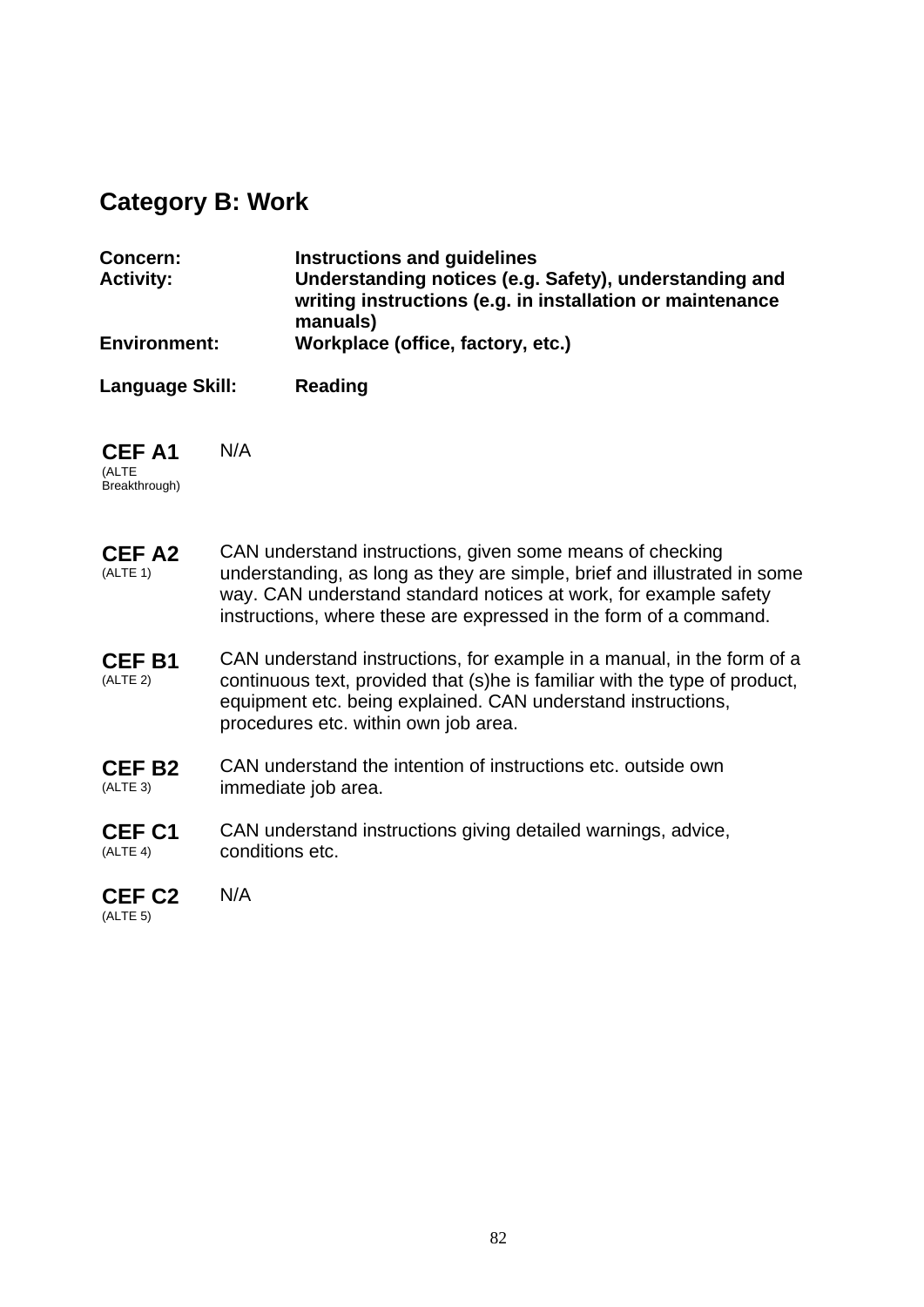## Category B: Work

| | |
|---|---|
| **Concern:** | **Instructions and guidelines** |
| **Activity:** | **Understanding notices (e.g. Safety), understanding and writing instructions (e.g. in installation or maintenance manuals)** |
| **Environment:** | **Workplace (office, factory, etc.)** |
| **Language Skill:** | **Reading** |

| | |
|---|---|
| **CEF A1** (ALTE Breakthrough) | N/A |
| **CEF A2** (ALTE 1) | CAN understand instructions, given some means of checking understanding, as long as they are simple, brief and illustrated in some way. CAN understand standard notices at work, for example safety instructions, where these are expressed in the form of a command. |
| **CEF B1** (ALTE 2) | CAN understand instructions, for example in a manual, in the form of a continuous text, provided that (s)he is familiar with the type of product, equipment etc. being explained. CAN understand instructions, procedures etc. within own job area. |
| **CEF B2** (ALTE 3) | CAN understand the intention of instructions etc. outside own immediate job area. |
| **CEF C1** (ALTE 4) | CAN understand instructions giving detailed warnings, advice, conditions etc. |
| **CEF C2** (ALTE 5) | N/A |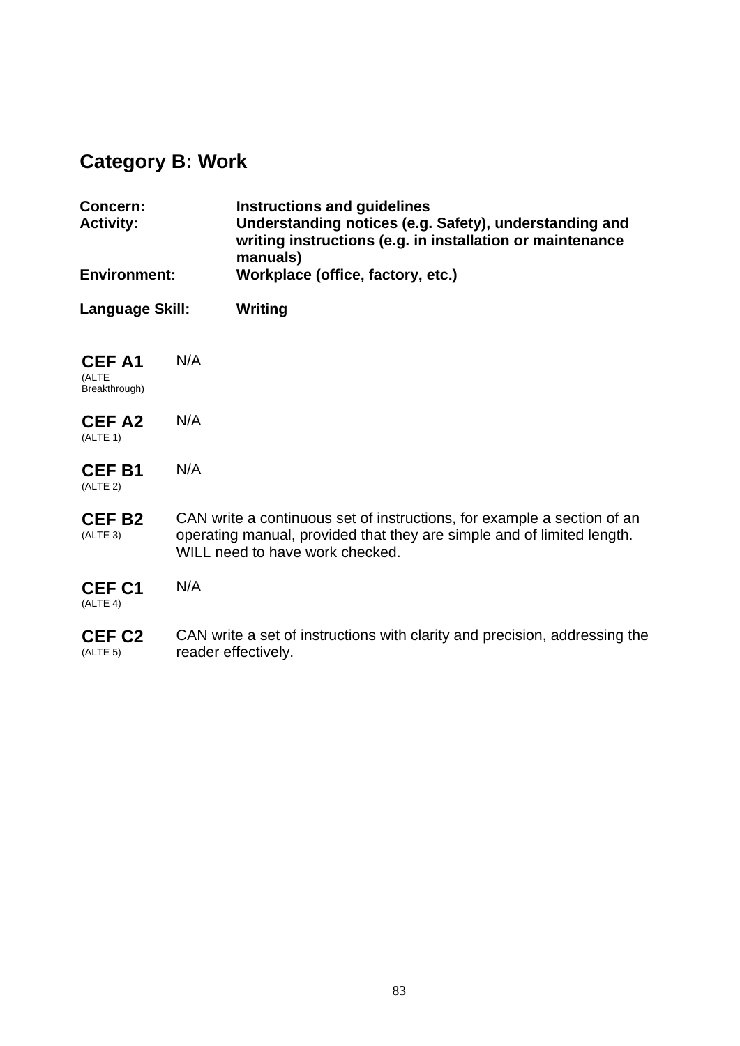## Category B: Work

**Concern:** **Instructions and guidelines**
**Activity:** **Understanding notices (e.g. Safety), understanding and writing instructions (e.g. in installation or maintenance manuals)**
**Environment:** **Workplace (office, factory, etc.)**

**Language Skill:** **Writing**

| Level | Descriptor |
|---|---|
| **CEF A1** (ALTE Breakthrough) | N/A |
| **CEF A2** (ALTE 1) | N/A |
| **CEF B1** (ALTE 2) | N/A |
| **CEF B2** (ALTE 3) | CAN write a continuous set of instructions, for example a section of an operating manual, provided that they are simple and of limited length. WILL need to have work checked. |
| **CEF C1** (ALTE 4) | N/A |
| **CEF C2** (ALTE 5) | CAN write a set of instructions with clarity and precision, addressing the reader effectively. |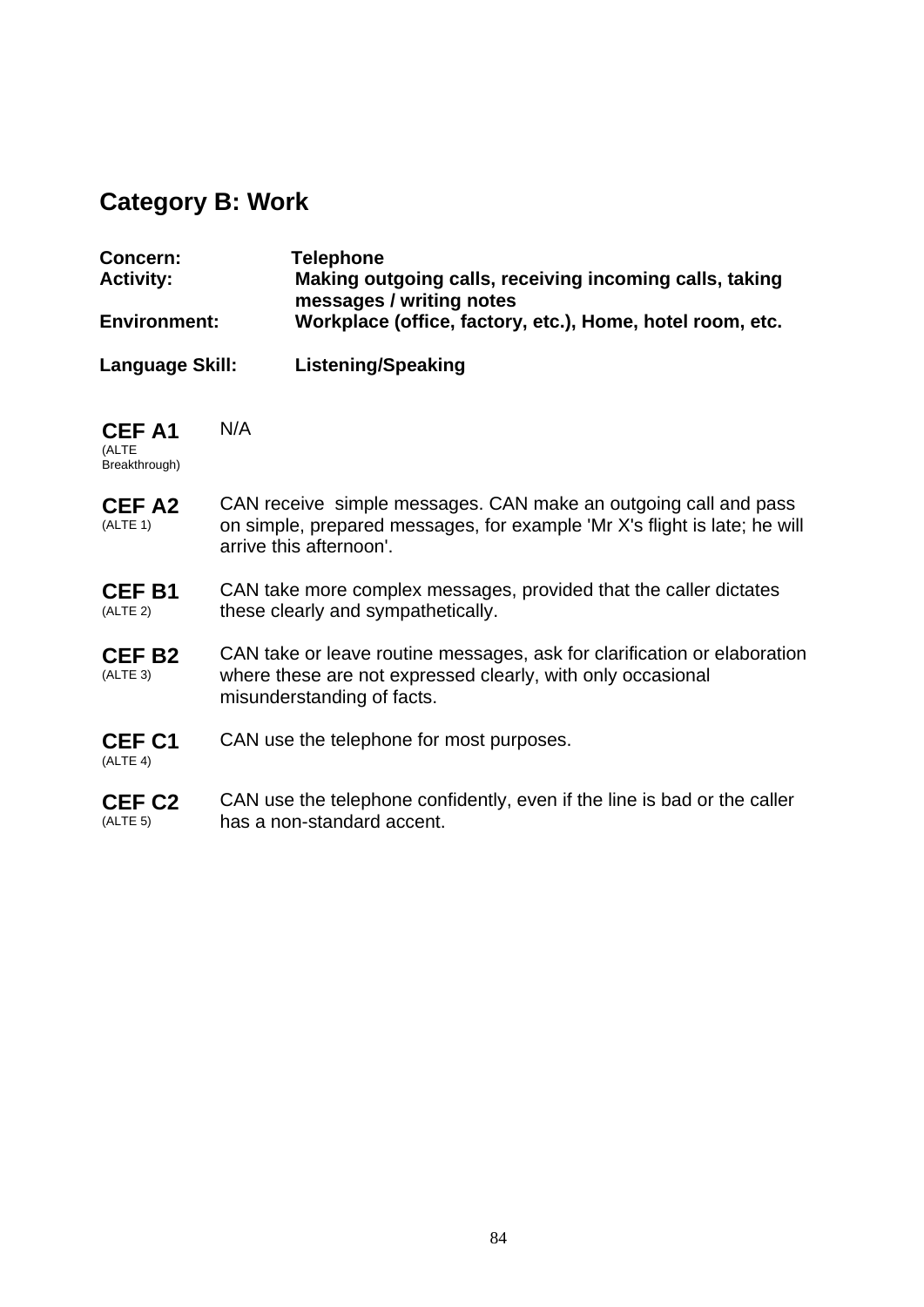## Category B: Work

**Concern:** **Telephone**
**Activity:** **Making outgoing calls, receiving incoming calls, taking messages / writing notes**
**Environment:** **Workplace (office, factory, etc.), Home, hotel room, etc.**

**Language Skill:** **Listening/Speaking**

| | |
|---|---|
| **CEF A1** (ALTE Breakthrough) | N/A |
| **CEF A2** (ALTE 1) | CAN receive simple messages. CAN make an outgoing call and pass on simple, prepared messages, for example 'Mr X's flight is late; he will arrive this afternoon'. |
| **CEF B1** (ALTE 2) | CAN take more complex messages, provided that the caller dictates these clearly and sympathetically. |
| **CEF B2** (ALTE 3) | CAN take or leave routine messages, ask for clarification or elaboration where these are not expressed clearly, with only occasional misunderstanding of facts. |
| **CEF C1** (ALTE 4) | CAN use the telephone for most purposes. |
| **CEF C2** (ALTE 5) | CAN use the telephone confidently, even if the line is bad or the caller has a non-standard accent. |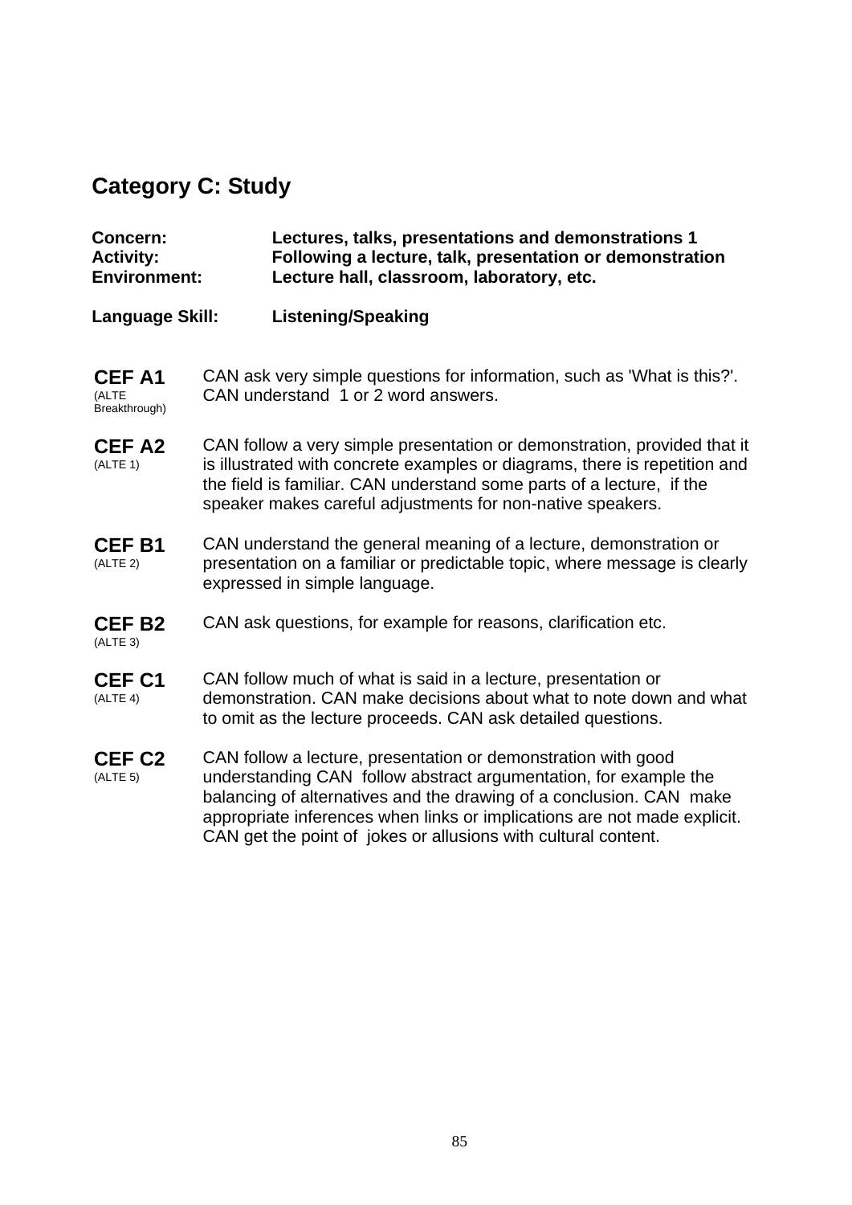## Category C: Study

**Concern:** **Lectures, talks, presentations and demonstrations 1**
**Activity:** **Following a lecture, talk, presentation or demonstration**
**Environment:** **Lecture hall, classroom, laboratory, etc.**

**Language Skill:** **Listening/Speaking**

| Level | Descriptor |
|---|---|
| **CEF A1** (ALTE Breakthrough) | CAN ask very simple questions for information, such as 'What is this?'. CAN understand 1 or 2 word answers. |
| **CEF A2** (ALTE 1) | CAN follow a very simple presentation or demonstration, provided that it is illustrated with concrete examples or diagrams, there is repetition and the field is familiar. CAN understand some parts of a lecture, if the speaker makes careful adjustments for non-native speakers. |
| **CEF B1** (ALTE 2) | CAN understand the general meaning of a lecture, demonstration or presentation on a familiar or predictable topic, where message is clearly expressed in simple language. |
| **CEF B2** (ALTE 3) | CAN ask questions, for example for reasons, clarification etc. |
| **CEF C1** (ALTE 4) | CAN follow much of what is said in a lecture, presentation or demonstration. CAN make decisions about what to note down and what to omit as the lecture proceeds. CAN ask detailed questions. |
| **CEF C2** (ALTE 5) | CAN follow a lecture, presentation or demonstration with good understanding CAN follow abstract argumentation, for example the balancing of alternatives and the drawing of a conclusion. CAN make appropriate inferences when links or implications are not made explicit. CAN get the point of jokes or allusions with cultural content. |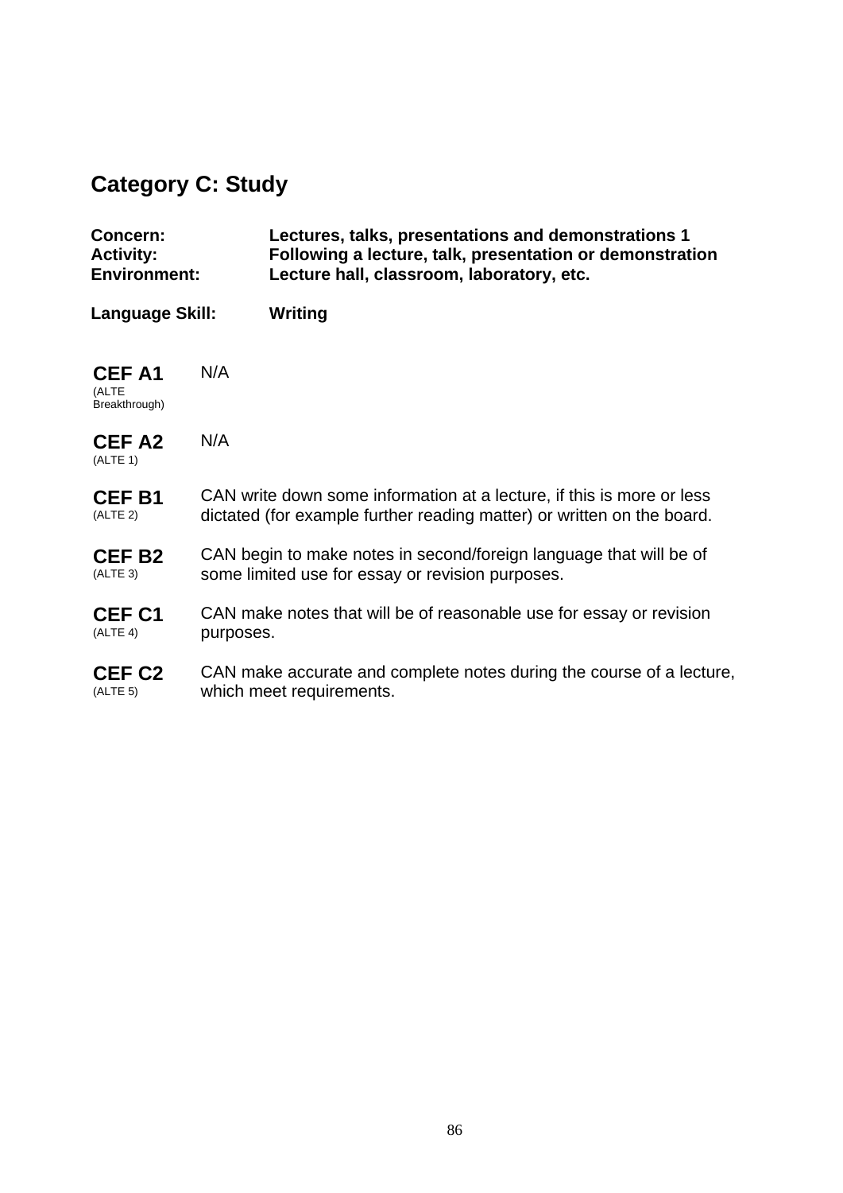## Category C: Study

**Concern:** **Lectures, talks, presentations and demonstrations 1**
**Activity:** **Following a lecture, talk, presentation or demonstration**
**Environment:** **Lecture hall, classroom, laboratory, etc.**

**Language Skill:** **Writing**

| Level | Description |
| --- | --- |
| **CEF A1** (ALTE Breakthrough) | N/A |
| **CEF A2** (ALTE 1) | N/A |
| **CEF B1** (ALTE 2) | CAN write down some information at a lecture, if this is more or less dictated (for example further reading matter) or written on the board. |
| **CEF B2** (ALTE 3) | CAN begin to make notes in second/foreign language that will be of some limited use for essay or revision purposes. |
| **CEF C1** (ALTE 4) | CAN make notes that will be of reasonable use for essay or revision purposes. |
| **CEF C2** (ALTE 5) | CAN make accurate and complete notes during the course of a lecture, which meet requirements. |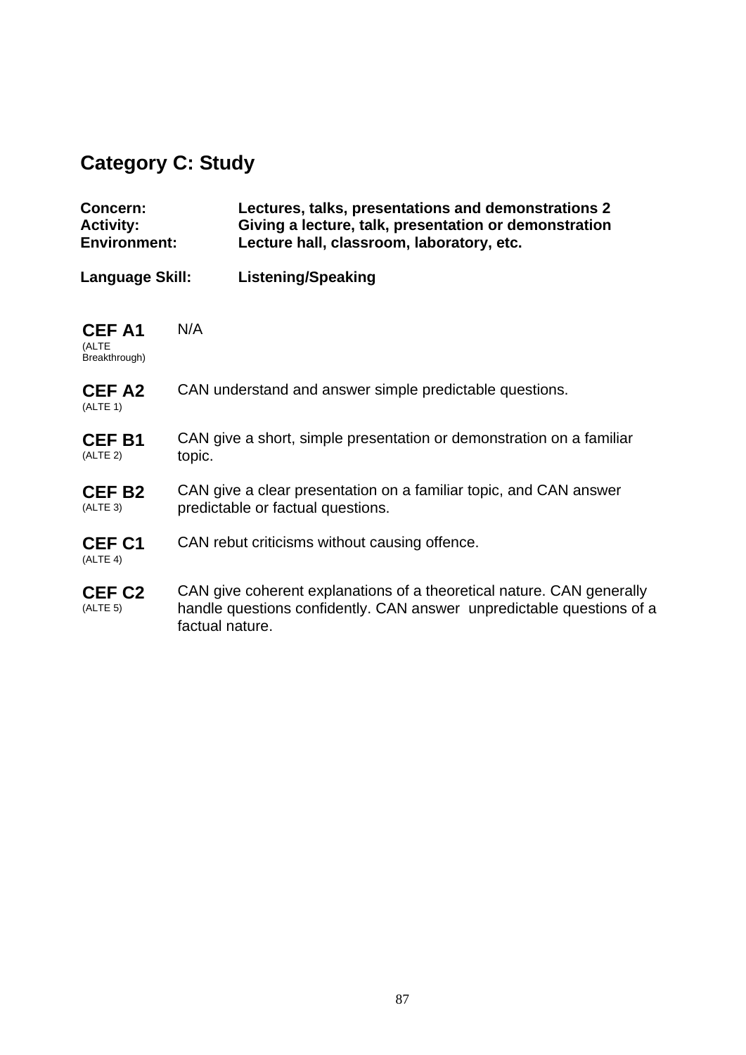## Category C: Study

**Concern:** **Lectures, talks, presentations and demonstrations 2**
**Activity:** **Giving a lecture, talk, presentation or demonstration**
**Environment:** **Lecture hall, classroom, laboratory, etc.**

**Language Skill:** **Listening/Speaking**

| Level | Description |
|---|---|
| **CEF A1** (ALTE Breakthrough) | N/A |
| **CEF A2** (ALTE 1) | CAN understand and answer simple predictable questions. |
| **CEF B1** (ALTE 2) | CAN give a short, simple presentation or demonstration on a familiar topic. |
| **CEF B2** (ALTE 3) | CAN give a clear presentation on a familiar topic, and CAN answer predictable or factual questions. |
| **CEF C1** (ALTE 4) | CAN rebut criticisms without causing offence. |
| **CEF C2** (ALTE 5) | CAN give coherent explanations of a theoretical nature. CAN generally handle questions confidently. CAN answer unpredictable questions of a factual nature. |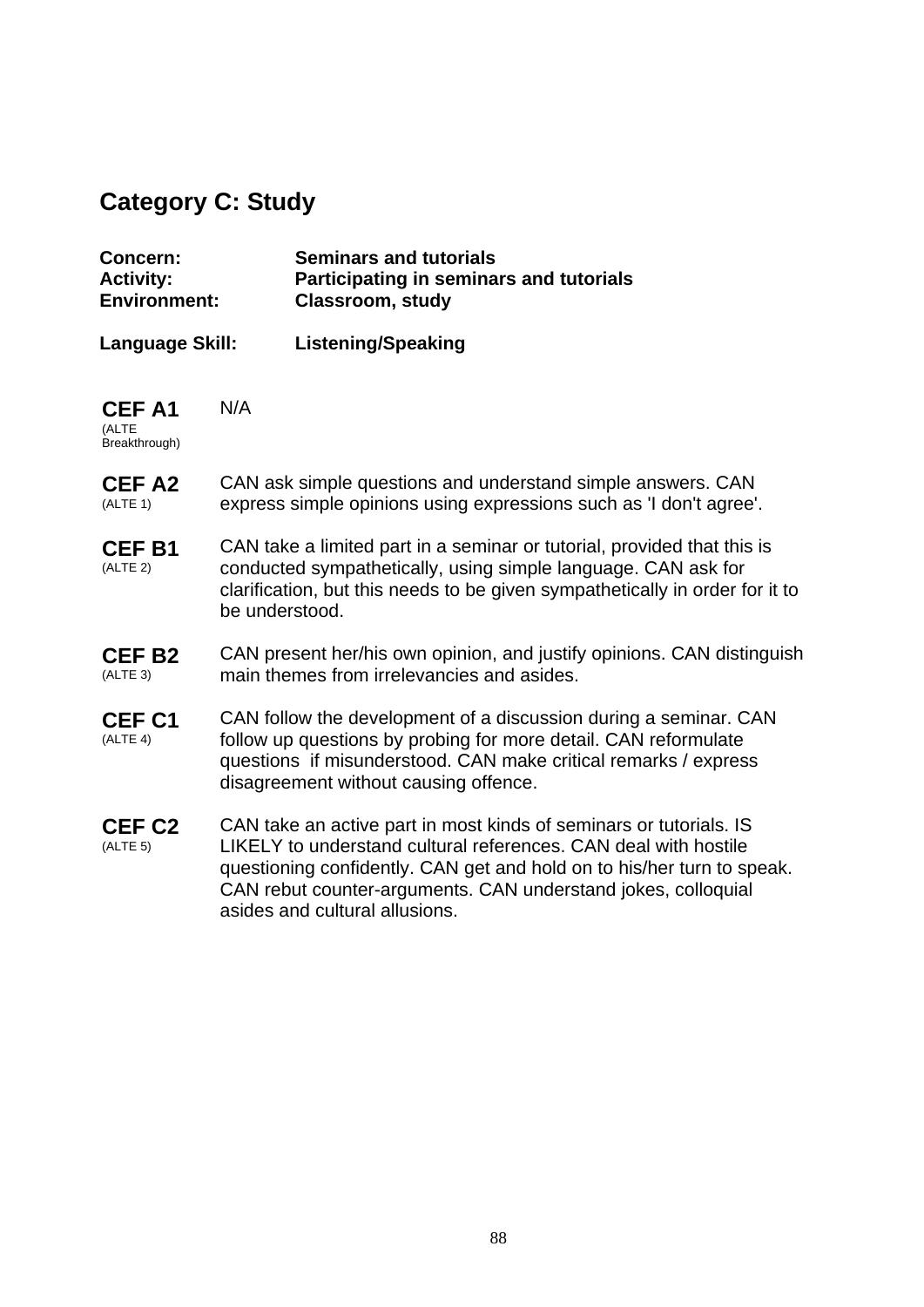## Category C: Study

| | |
|---|---|
| **Concern:** | **Seminars and tutorials** |
| **Activity:** | **Participating in seminars and tutorials** |
| **Environment:** | **Classroom, study** |

**Language Skill:** **Listening/Speaking**

| Level | Description |
|---|---|
| **CEF A1** (ALTE Breakthrough) | N/A |
| **CEF A2** (ALTE 1) | CAN ask simple questions and understand simple answers. CAN express simple opinions using expressions such as 'I don't agree'. |
| **CEF B1** (ALTE 2) | CAN take a limited part in a seminar or tutorial, provided that this is conducted sympathetically, using simple language. CAN ask for clarification, but this needs to be given sympathetically in order for it to be understood. |
| **CEF B2** (ALTE 3) | CAN present her/his own opinion, and justify opinions. CAN distinguish main themes from irrelevancies and asides. |
| **CEF C1** (ALTE 4) | CAN follow the development of a discussion during a seminar. CAN follow up questions by probing for more detail. CAN reformulate questions if misunderstood. CAN make critical remarks / express disagreement without causing offence. |
| **CEF C2** (ALTE 5) | CAN take an active part in most kinds of seminars or tutorials. IS LIKELY to understand cultural references. CAN deal with hostile questioning confidently. CAN get and hold on to his/her turn to speak. CAN rebut counter-arguments. CAN understand jokes, colloquial asides and cultural allusions. |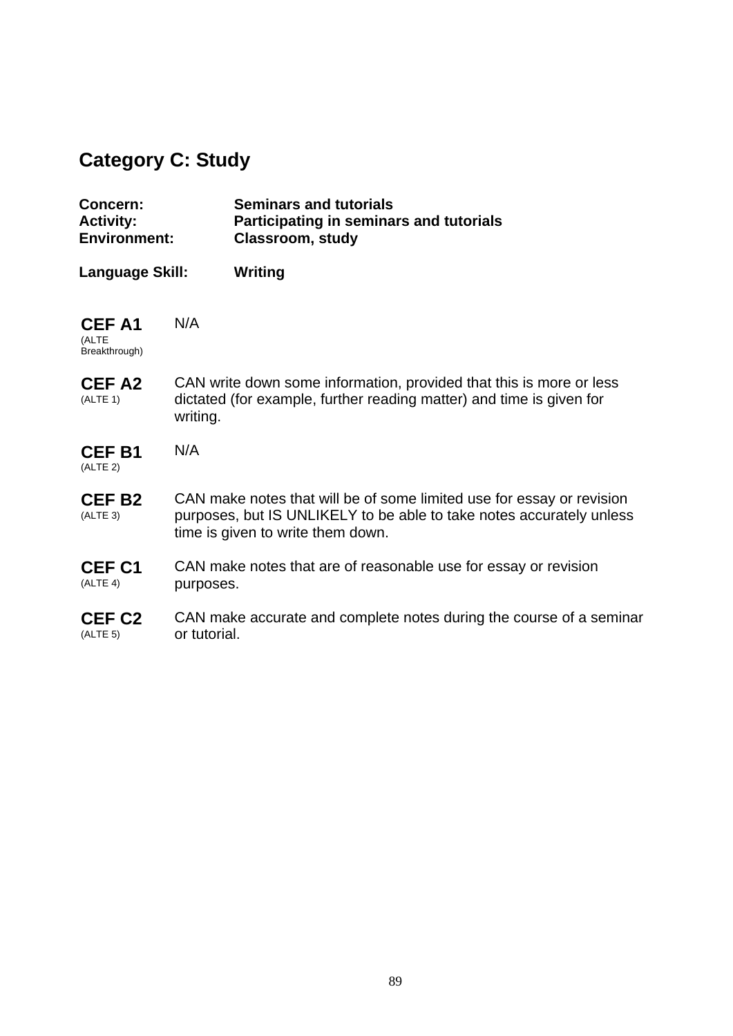## Category C: Study

**Concern:** **Seminars and tutorials**
**Activity:** **Participating in seminars and tutorials**
**Environment:** **Classroom, study**

**Language Skill:** **Writing**

| | |
|---|---|
| **CEF A1** (ALTE Breakthrough) | N/A |
| **CEF A2** (ALTE 1) | CAN write down some information, provided that this is more or less dictated (for example, further reading matter) and time is given for writing. |
| **CEF B1** (ALTE 2) | N/A |
| **CEF B2** (ALTE 3) | CAN make notes that will be of some limited use for essay or revision purposes, but IS UNLIKELY to be able to take notes accurately unless time is given to write them down. |
| **CEF C1** (ALTE 4) | CAN make notes that are of reasonable use for essay or revision purposes. |
| **CEF C2** (ALTE 5) | CAN make accurate and complete notes during the course of a seminar or tutorial. |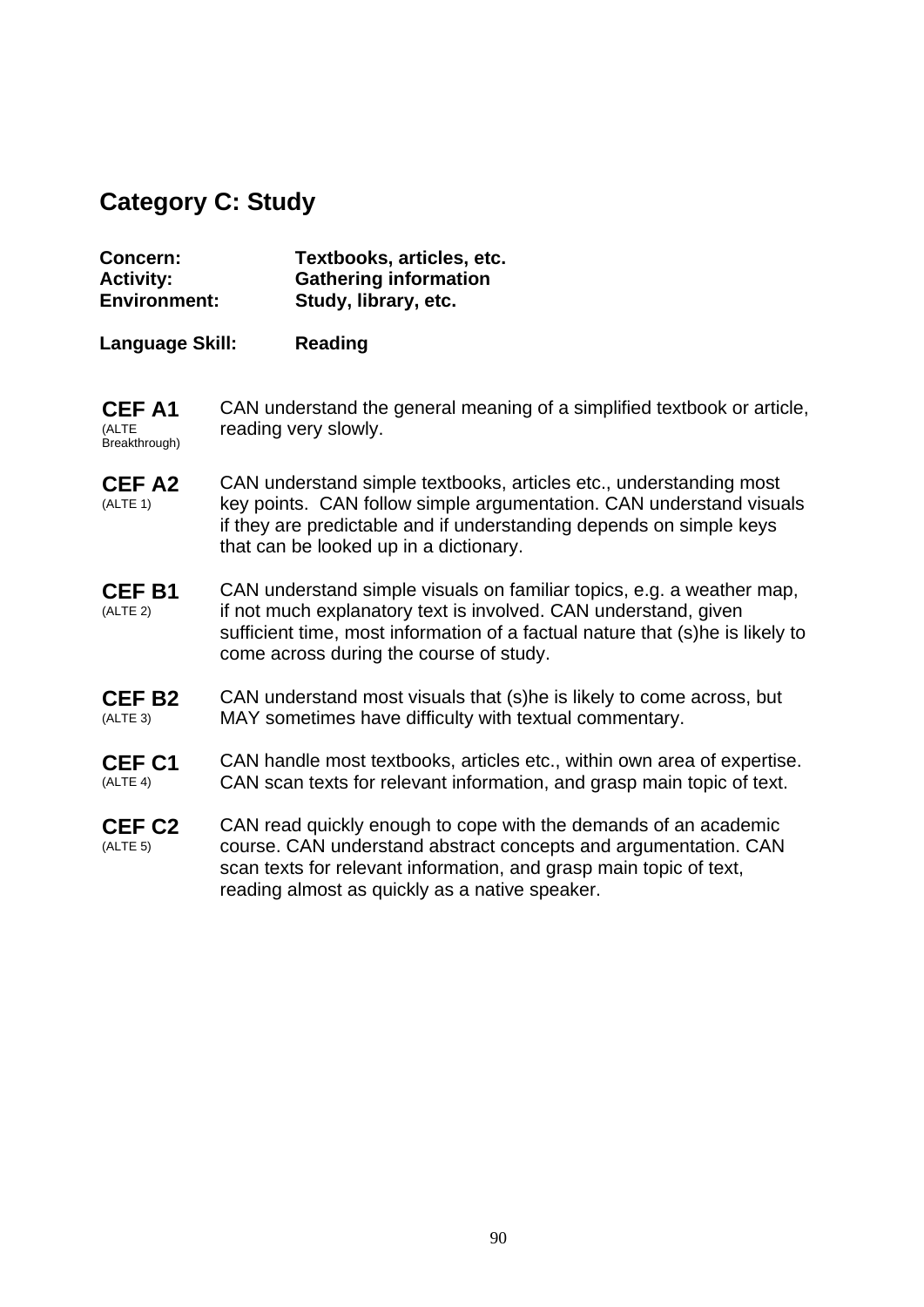## Category C: Study

**Concern:** **Textbooks, articles, etc.**
**Activity:** **Gathering information**
**Environment:** **Study, library, etc.**

**Language Skill:** **Reading**

| | |
|---|---|
| **CEF A1** (ALTE Breakthrough) | CAN understand the general meaning of a simplified textbook or article, reading very slowly. |
| **CEF A2** (ALTE 1) | CAN understand simple textbooks, articles etc., understanding most key points. CAN follow simple argumentation. CAN understand visuals if they are predictable and if understanding depends on simple keys that can be looked up in a dictionary. |
| **CEF B1** (ALTE 2) | CAN understand simple visuals on familiar topics, e.g. a weather map, if not much explanatory text is involved. CAN understand, given sufficient time, most information of a factual nature that (s)he is likely to come across during the course of study. |
| **CEF B2** (ALTE 3) | CAN understand most visuals that (s)he is likely to come across, but MAY sometimes have difficulty with textual commentary. |
| **CEF C1** (ALTE 4) | CAN handle most textbooks, articles etc., within own area of expertise. CAN scan texts for relevant information, and grasp main topic of text. |
| **CEF C2** (ALTE 5) | CAN read quickly enough to cope with the demands of an academic course. CAN understand abstract concepts and argumentation. CAN scan texts for relevant information, and grasp main topic of text, reading almost as quickly as a native speaker. |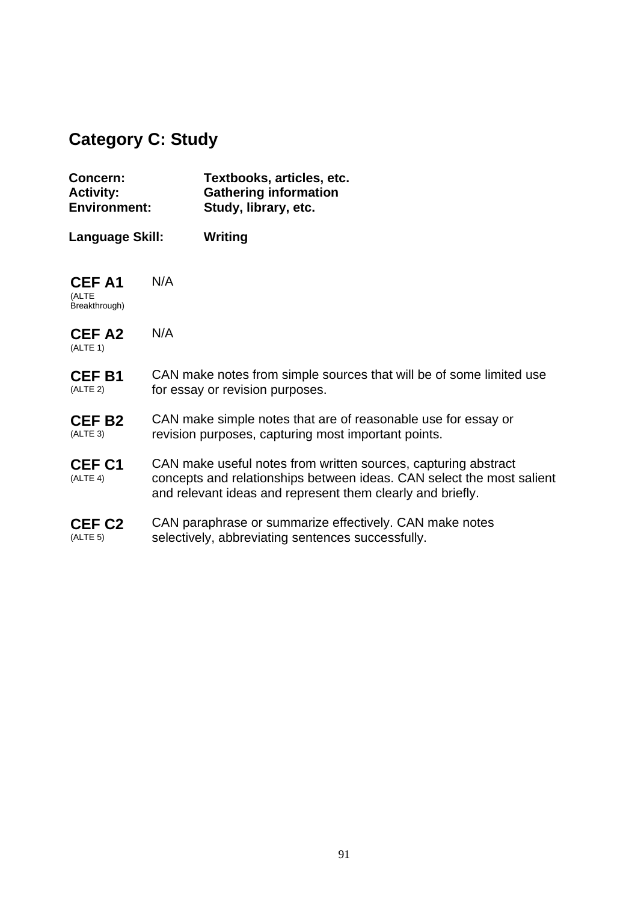## Category C: Study

**Concern:** **Textbooks, articles, etc.**
**Activity:** **Gathering information**
**Environment:** **Study, library, etc.**

**Language Skill:** **Writing**

| Level | Description |
|---|---|
| **CEF A1** (ALTE Breakthrough) | N/A |
| **CEF A2** (ALTE 1) | N/A |
| **CEF B1** (ALTE 2) | CAN make notes from simple sources that will be of some limited use for essay or revision purposes. |
| **CEF B2** (ALTE 3) | CAN make simple notes that are of reasonable use for essay or revision purposes, capturing most important points. |
| **CEF C1** (ALTE 4) | CAN make useful notes from written sources, capturing abstract concepts and relationships between ideas. CAN select the most salient and relevant ideas and represent them clearly and briefly. |
| **CEF C2** (ALTE 5) | CAN paraphrase or summarize effectively. CAN make notes selectively, abbreviating sentences successfully. |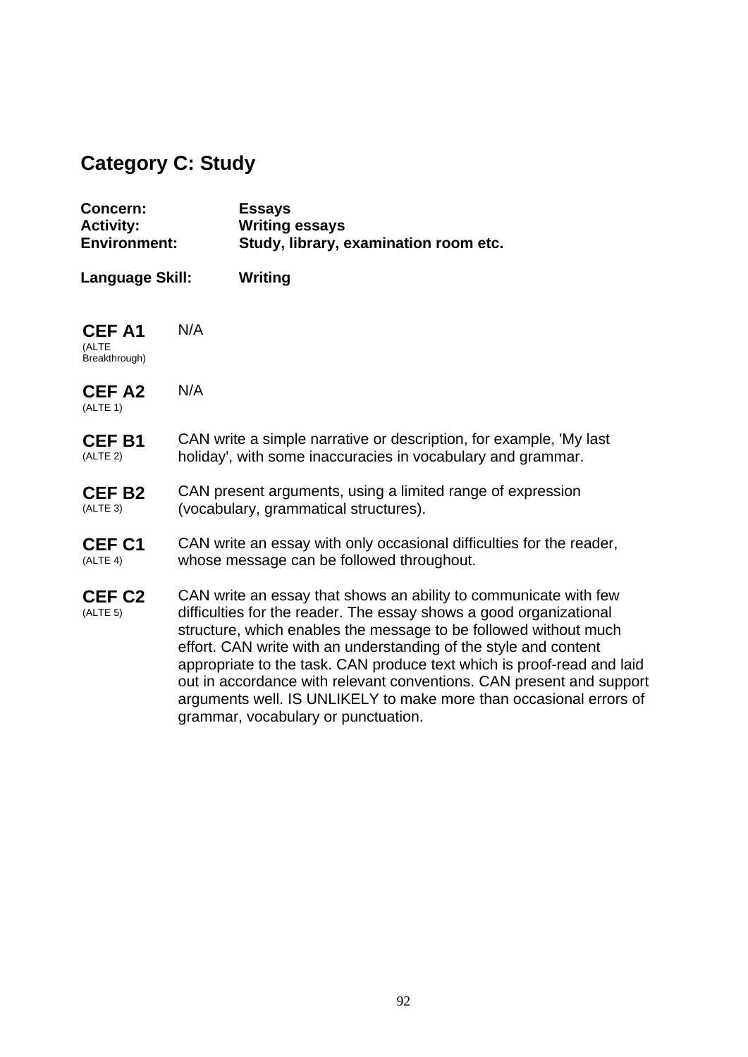## Category C: Study

**Concern:** **Essays**
**Activity:** **Writing essays**
**Environment:** **Study, library, examination room etc.**

**Language Skill:** **Writing**

| | |
|---|---|
| **CEF A1** (ALTE Breakthrough) | N/A |
| **CEF A2** (ALTE 1) | N/A |
| **CEF B1** (ALTE 2) | CAN write a simple narrative or description, for example, 'My last holiday', with some inaccuracies in vocabulary and grammar. |
| **CEF B2** (ALTE 3) | CAN present arguments, using a limited range of expression (vocabulary, grammatical structures). |
| **CEF C1** (ALTE 4) | CAN write an essay with only occasional difficulties for the reader, whose message can be followed throughout. |
| **CEF C2** (ALTE 5) | CAN write an essay that shows an ability to communicate with few difficulties for the reader. The essay shows a good organizational structure, which enables the message to be followed without much effort. CAN write with an understanding of the style and content appropriate to the task. CAN produce text which is proof-read and laid out in accordance with relevant conventions. CAN present and support arguments well. IS UNLIKELY to make more than occasional errors of grammar, vocabulary or punctuation. |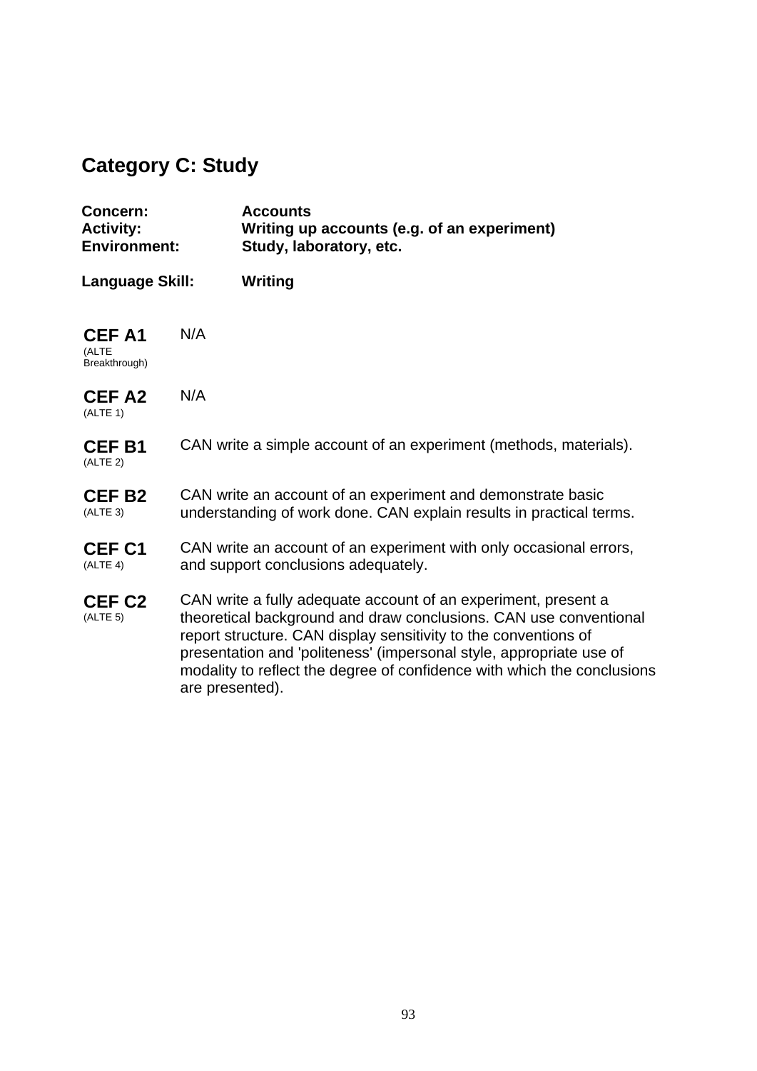## Category C: Study

| | |
|---|---|
| **Concern:** | **Accounts** |
| **Activity:** | **Writing up accounts (e.g. of an experiment)** |
| **Environment:** | **Study, laboratory, etc.** |
| **Language Skill:** | **Writing** |

| | |
|---|---|
| **CEF A1** (ALTE Breakthrough) | N/A |
| **CEF A2** (ALTE 1) | N/A |
| **CEF B1** (ALTE 2) | CAN write a simple account of an experiment (methods, materials). |
| **CEF B2** (ALTE 3) | CAN write an account of an experiment and demonstrate basic understanding of work done. CAN explain results in practical terms. |
| **CEF C1** (ALTE 4) | CAN write an account of an experiment with only occasional errors, and support conclusions adequately. |
| **CEF C2** (ALTE 5) | CAN write a fully adequate account of an experiment, present a theoretical background and draw conclusions. CAN use conventional report structure. CAN display sensitivity to the conventions of presentation and 'politeness' (impersonal style, appropriate use of modality to reflect the degree of confidence with which the conclusions are presented). |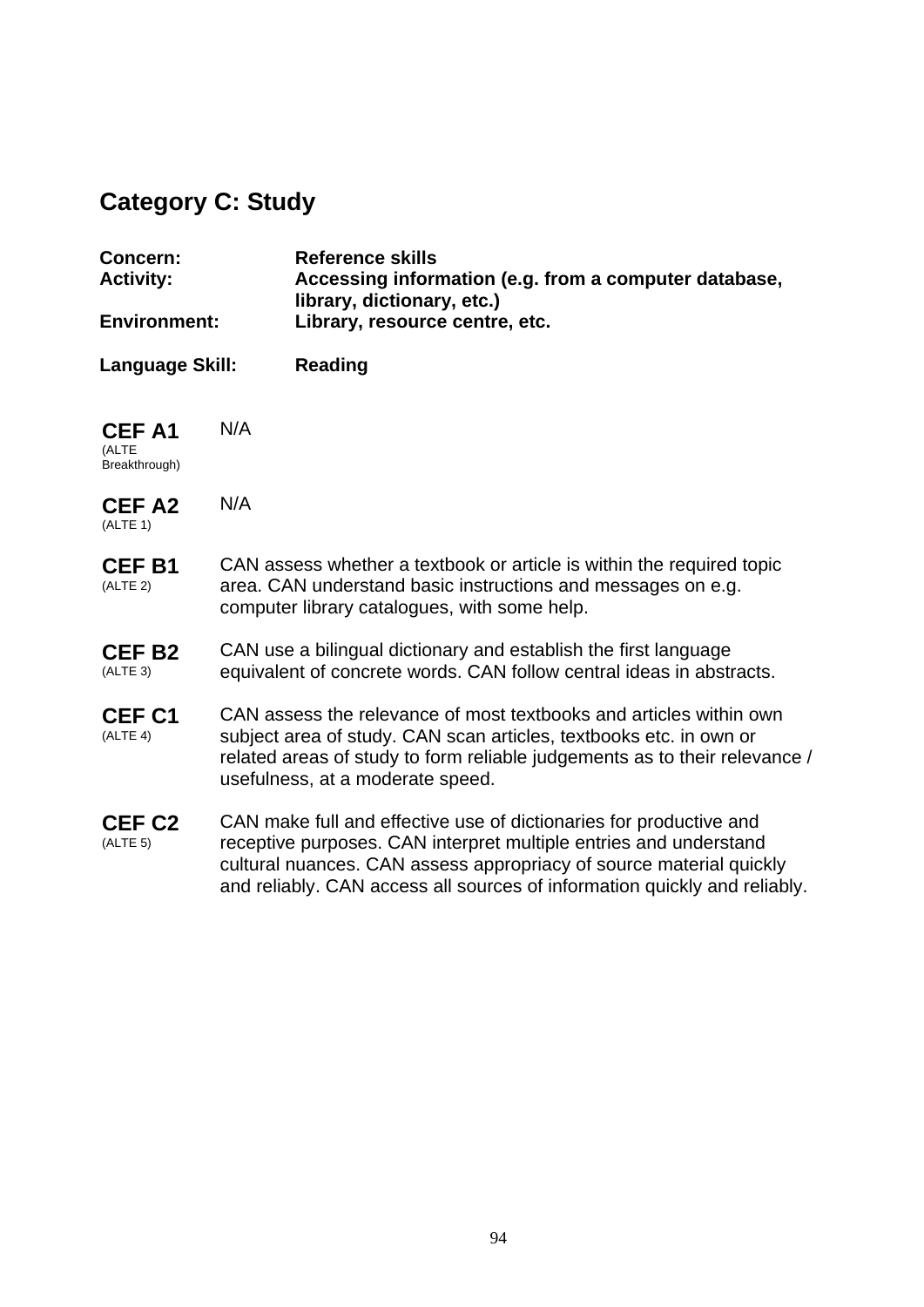## Category C: Study

**Concern:** **Reference skills**
**Activity:** **Accessing information (e.g. from a computer database, library, dictionary, etc.)**
**Environment:** **Library, resource centre, etc.**

**Language Skill:** **Reading**

| Level | Descriptor |
|---|---|
| **CEF A1** (ALTE Breakthrough) | N/A |
| **CEF A2** (ALTE 1) | N/A |
| **CEF B1** (ALTE 2) | CAN assess whether a textbook or article is within the required topic area. CAN understand basic instructions and messages on e.g. computer library catalogues, with some help. |
| **CEF B2** (ALTE 3) | CAN use a bilingual dictionary and establish the first language equivalent of concrete words. CAN follow central ideas in abstracts. |
| **CEF C1** (ALTE 4) | CAN assess the relevance of most textbooks and articles within own subject area of study. CAN scan articles, textbooks etc. in own or related areas of study to form reliable judgements as to their relevance / usefulness, at a moderate speed. |
| **CEF C2** (ALTE 5) | CAN make full and effective use of dictionaries for productive and receptive purposes. CAN interpret multiple entries and understand cultural nuances. CAN assess appropriacy of source material quickly and reliably. CAN access all sources of information quickly and reliably. |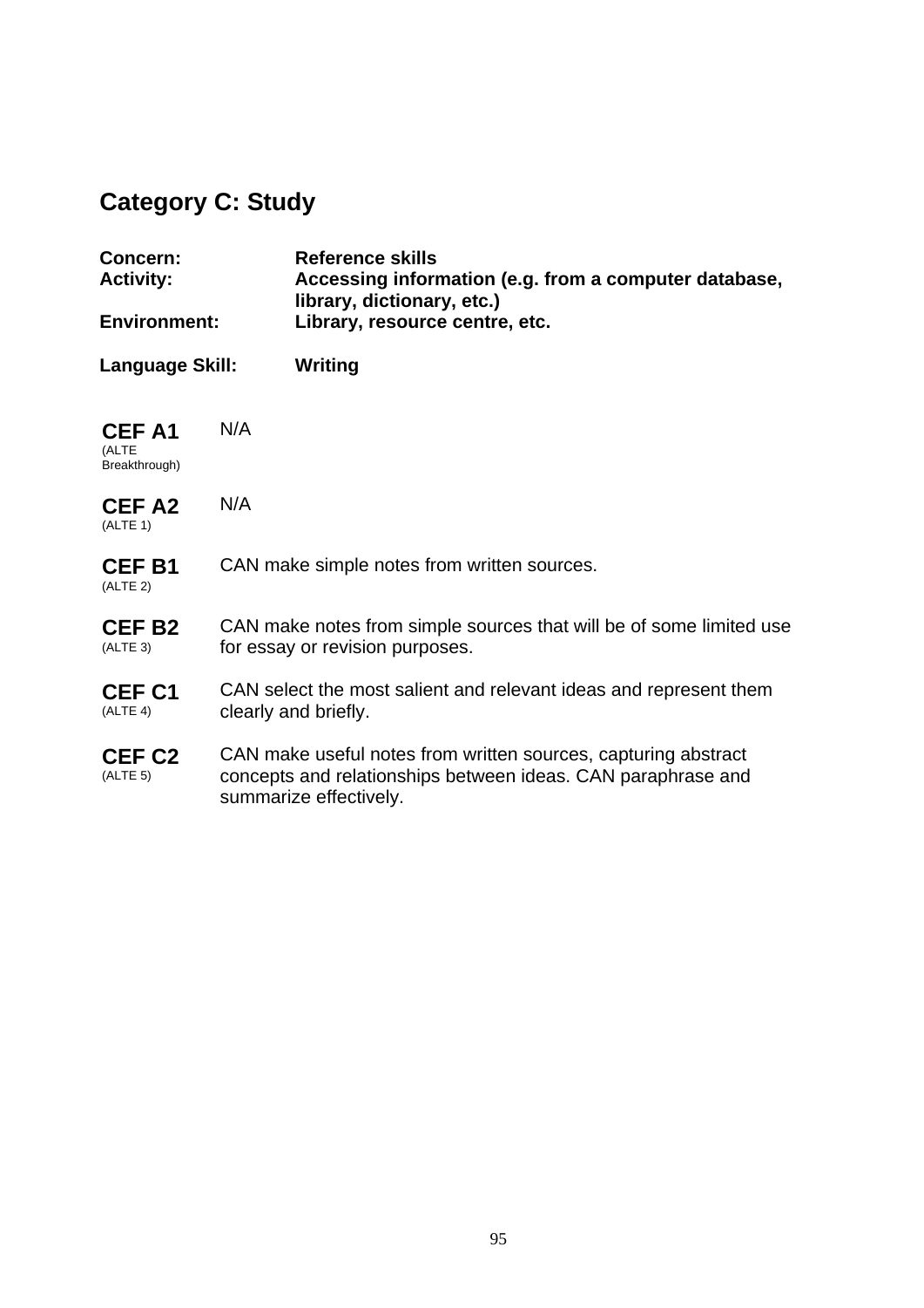## Category C: Study

**Concern:** Reference skills
**Activity:** Accessing information (e.g. from a computer database, library, dictionary, etc.)
**Environment:** Library, resource centre, etc.

**Language Skill:** Writing

| Level | Descriptor |
|---|---|
| **CEF A1** (ALTE Breakthrough) | N/A |
| **CEF A2** (ALTE 1) | N/A |
| **CEF B1** (ALTE 2) | CAN make simple notes from written sources. |
| **CEF B2** (ALTE 3) | CAN make notes from simple sources that will be of some limited use for essay or revision purposes. |
| **CEF C1** (ALTE 4) | CAN select the most salient and relevant ideas and represent them clearly and briefly. |
| **CEF C2** (ALTE 5) | CAN make useful notes from written sources, capturing abstract concepts and relationships between ideas. CAN paraphrase and summarize effectively. |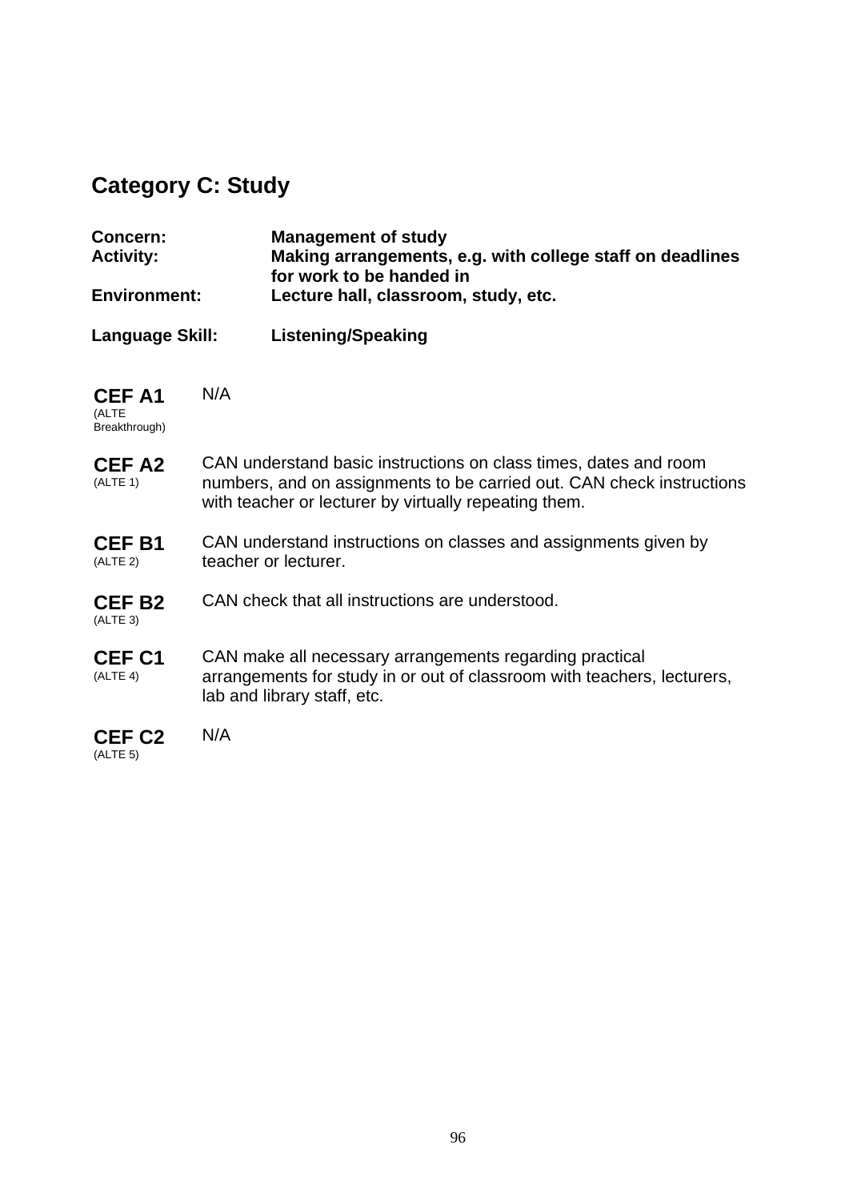## Category C: Study

**Concern:** **Management of study**
**Activity:** **Making arrangements, e.g. with college staff on deadlines for work to be handed in**
**Environment:** **Lecture hall, classroom, study, etc.**

**Language Skill:** **Listening/Speaking**

| Level | Description |
|---|---|
| **CEF A1** (ALTE Breakthrough) | N/A |
| **CEF A2** (ALTE 1) | CAN understand basic instructions on class times, dates and room numbers, and on assignments to be carried out. CAN check instructions with teacher or lecturer by virtually repeating them. |
| **CEF B1** (ALTE 2) | CAN understand instructions on classes and assignments given by teacher or lecturer. |
| **CEF B2** (ALTE 3) | CAN check that all instructions are understood. |
| **CEF C1** (ALTE 4) | CAN make all necessary arrangements regarding practical arrangements for study in or out of classroom with teachers, lecturers, lab and library staff, etc. |
| **CEF C2** (ALTE 5) | N/A |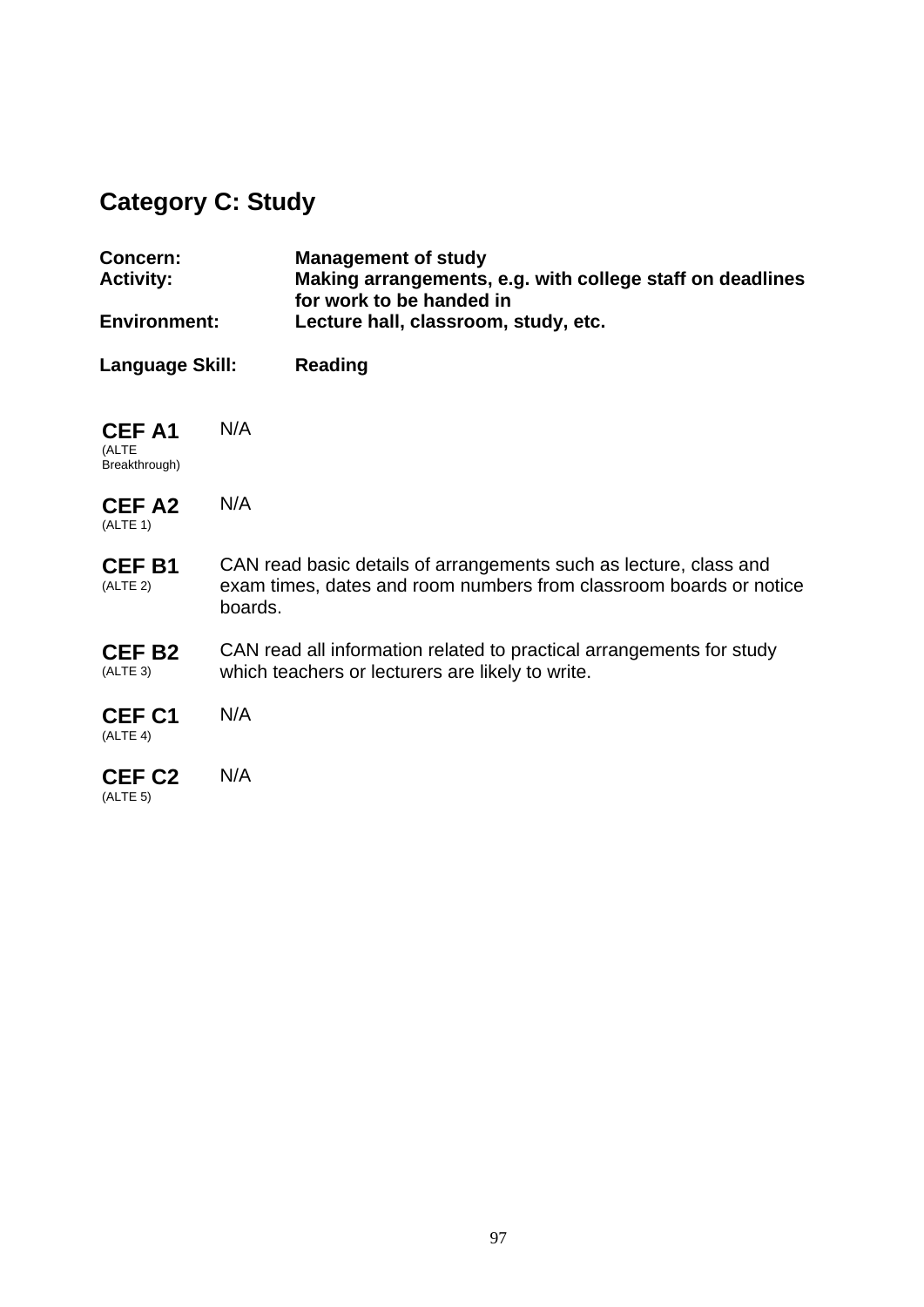## Category C: Study

**Concern:** **Management of study**
**Activity:** **Making arrangements, e.g. with college staff on deadlines for work to be handed in**
**Environment:** **Lecture hall, classroom, study, etc.**

**Language Skill:** **Reading**

| | |
|---|---|
| **CEF A1** (ALTE Breakthrough) | N/A |
| **CEF A2** (ALTE 1) | N/A |
| **CEF B1** (ALTE 2) | CAN read basic details of arrangements such as lecture, class and exam times, dates and room numbers from classroom boards or notice boards. |
| **CEF B2** (ALTE 3) | CAN read all information related to practical arrangements for study which teachers or lecturers are likely to write. |
| **CEF C1** (ALTE 4) | N/A |
| **CEF C2** (ALTE 5) | N/A |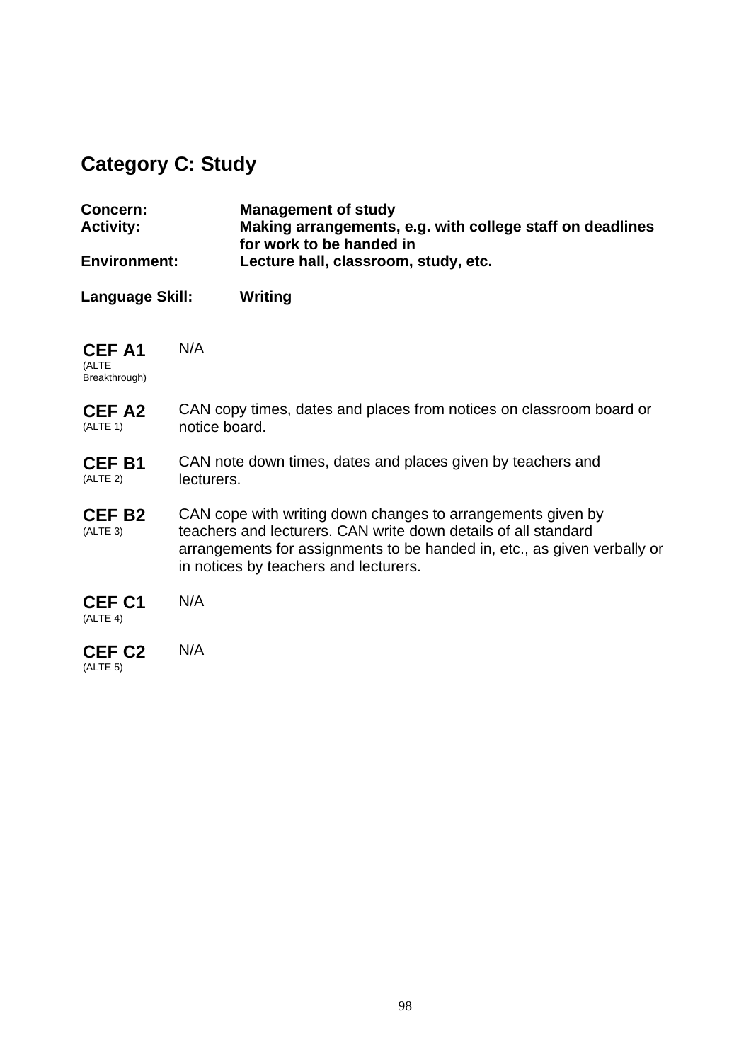## Category C: Study

**Concern:** **Management of study**
**Activity:** **Making arrangements, e.g. with college staff on deadlines for work to be handed in**
**Environment:** **Lecture hall, classroom, study, etc.**

**Language Skill:** **Writing**

| | |
|---|---|
| **CEF A1** (ALTE Breakthrough) | N/A |
| **CEF A2** (ALTE 1) | CAN copy times, dates and places from notices on classroom board or notice board. |
| **CEF B1** (ALTE 2) | CAN note down times, dates and places given by teachers and lecturers. |
| **CEF B2** (ALTE 3) | CAN cope with writing down changes to arrangements given by teachers and lecturers. CAN write down details of all standard arrangements for assignments to be handed in, etc., as given verbally or in notices by teachers and lecturers. |
| **CEF C1** (ALTE 4) | N/A |
| **CEF C2** (ALTE 5) | N/A |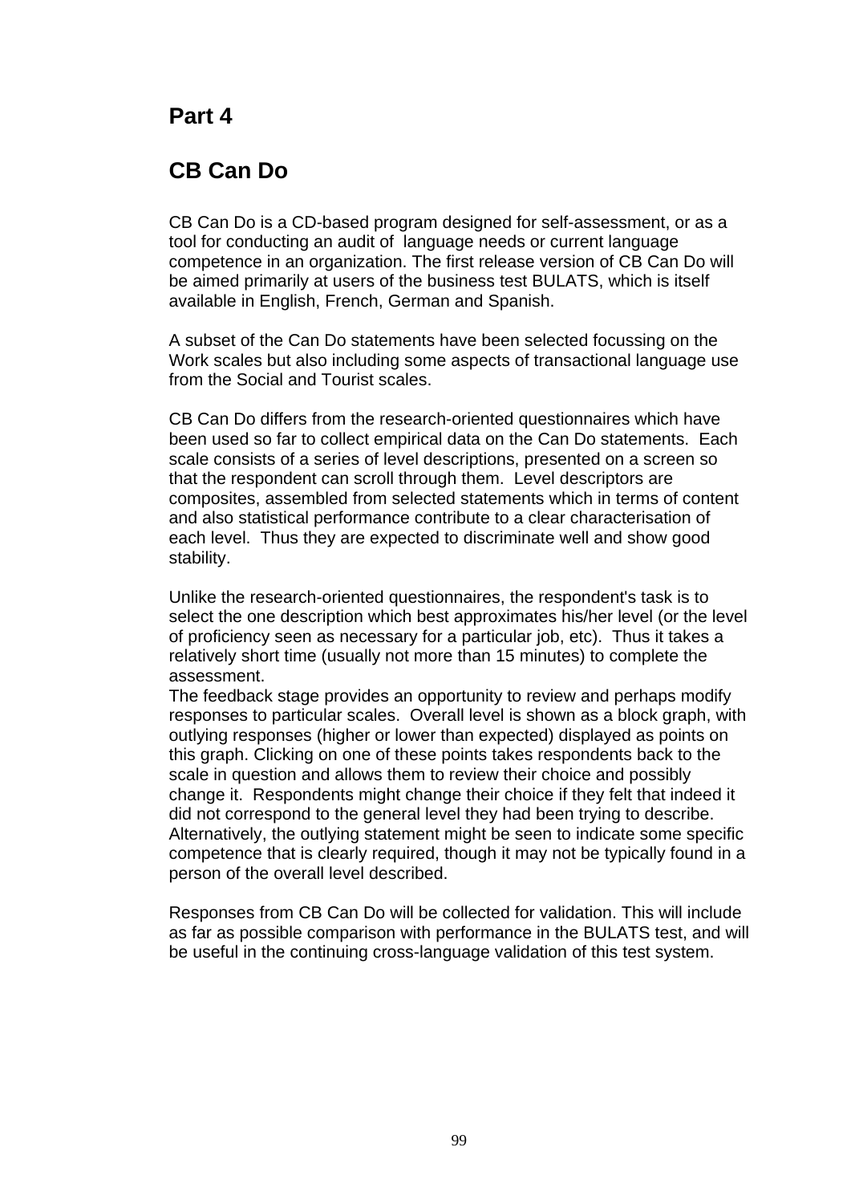## Part 4

## CB Can Do

CB Can Do is a CD-based program designed for self-assessment, or as a tool for conducting an audit of language needs or current language competence in an organization. The first release version of CB Can Do will be aimed primarily at users of the business test BULATS, which is itself available in English, French, German and Spanish.

A subset of the Can Do statements have been selected focussing on the Work scales but also including some aspects of transactional language use from the Social and Tourist scales.

CB Can Do differs from the research-oriented questionnaires which have been used so far to collect empirical data on the Can Do statements. Each scale consists of a series of level descriptions, presented on a screen so that the respondent can scroll through them. Level descriptors are composites, assembled from selected statements which in terms of content and also statistical performance contribute to a clear characterisation of each level. Thus they are expected to discriminate well and show good stability.

Unlike the research-oriented questionnaires, the respondent's task is to select the one description which best approximates his/her level (or the level of proficiency seen as necessary for a particular job, etc). Thus it takes a relatively short time (usually not more than 15 minutes) to complete the assessment.
The feedback stage provides an opportunity to review and perhaps modify responses to particular scales. Overall level is shown as a block graph, with outlying responses (higher or lower than expected) displayed as points on this graph. Clicking on one of these points takes respondents back to the scale in question and allows them to review their choice and possibly change it. Respondents might change their choice if they felt that indeed it did not correspond to the general level they had been trying to describe. Alternatively, the outlying statement might be seen to indicate some specific competence that is clearly required, though it may not be typically found in a person of the overall level described.

Responses from CB Can Do will be collected for validation. This will include as far as possible comparison with performance in the BULATS test, and will be useful in the continuing cross-language validation of this test system.